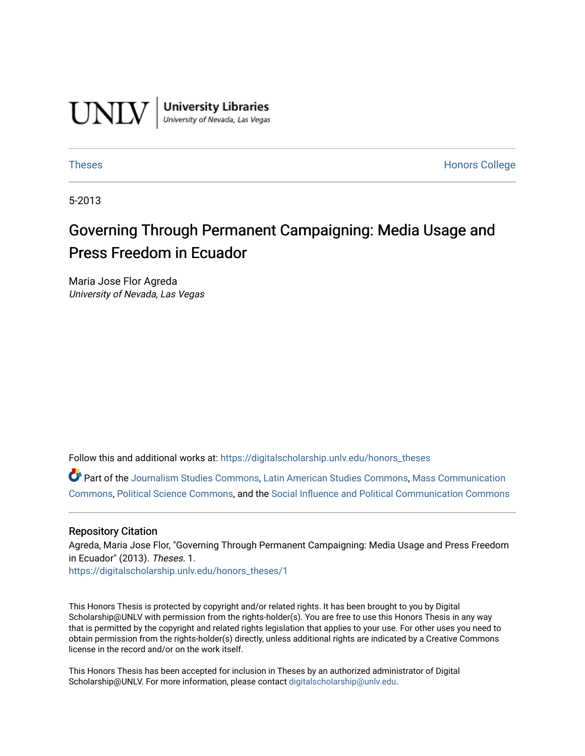UNLV | University Libraries
*University of Nevada, Las Vegas*

Theses | Honors College

5-2013

# Governing Through Permanent Campaigning: Media Usage and Press Freedom in Ecuador

Maria Jose Flor Agreda
*University of Nevada, Las Vegas*

Follow this and additional works at: https://digitalscholarship.unlv.edu/honors_theses

Part of the Journalism Studies Commons, Latin American Studies Commons, Mass Communication Commons, Political Science Commons, and the Social Influence and Political Communication Commons

## Repository Citation

Agreda, Maria Jose Flor, "Governing Through Permanent Campaigning: Media Usage and Press Freedom in Ecuador" (2013). *Theses*. 1.
https://digitalscholarship.unlv.edu/honors_theses/1

This Honors Thesis is protected by copyright and/or related rights. It has been brought to you by Digital Scholarship@UNLV with permission from the rights-holder(s). You are free to use this Honors Thesis in any way that is permitted by the copyright and related rights legislation that applies to your use. For other uses you need to obtain permission from the rights-holder(s) directly, unless additional rights are indicated by a Creative Commons license in the record and/or on the work itself.

This Honors Thesis has been accepted for inclusion in Theses by an authorized administrator of Digital Scholarship@UNLV. For more information, please contact digitalscholarship@unlv.edu.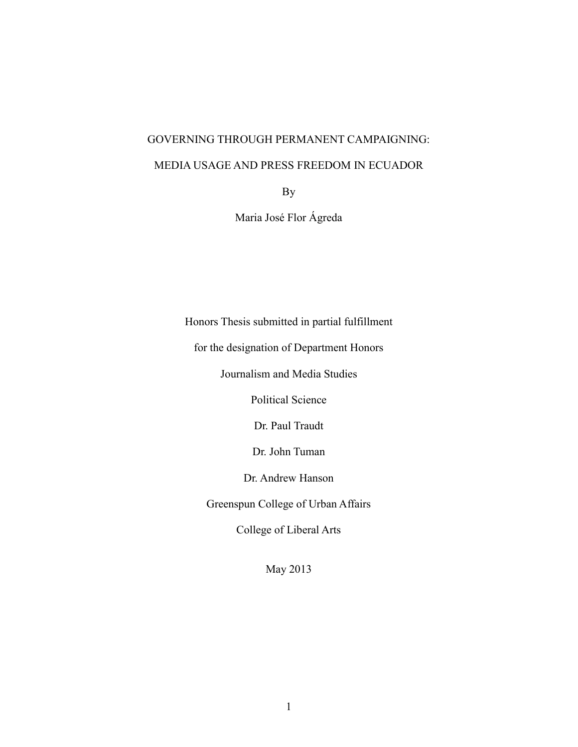# GOVERNING THROUGH PERMANENT CAMPAIGNING:

# MEDIA USAGE AND PRESS FREEDOM IN ECUADOR

By

Maria José Flor Ágreda

Honors Thesis submitted in partial fulfillment

for the designation of Department Honors

Journalism and Media Studies

Political Science

Dr. Paul Traudt

Dr. John Tuman

Dr. Andrew Hanson

Greenspun College of Urban Affairs

College of Liberal Arts

May 2013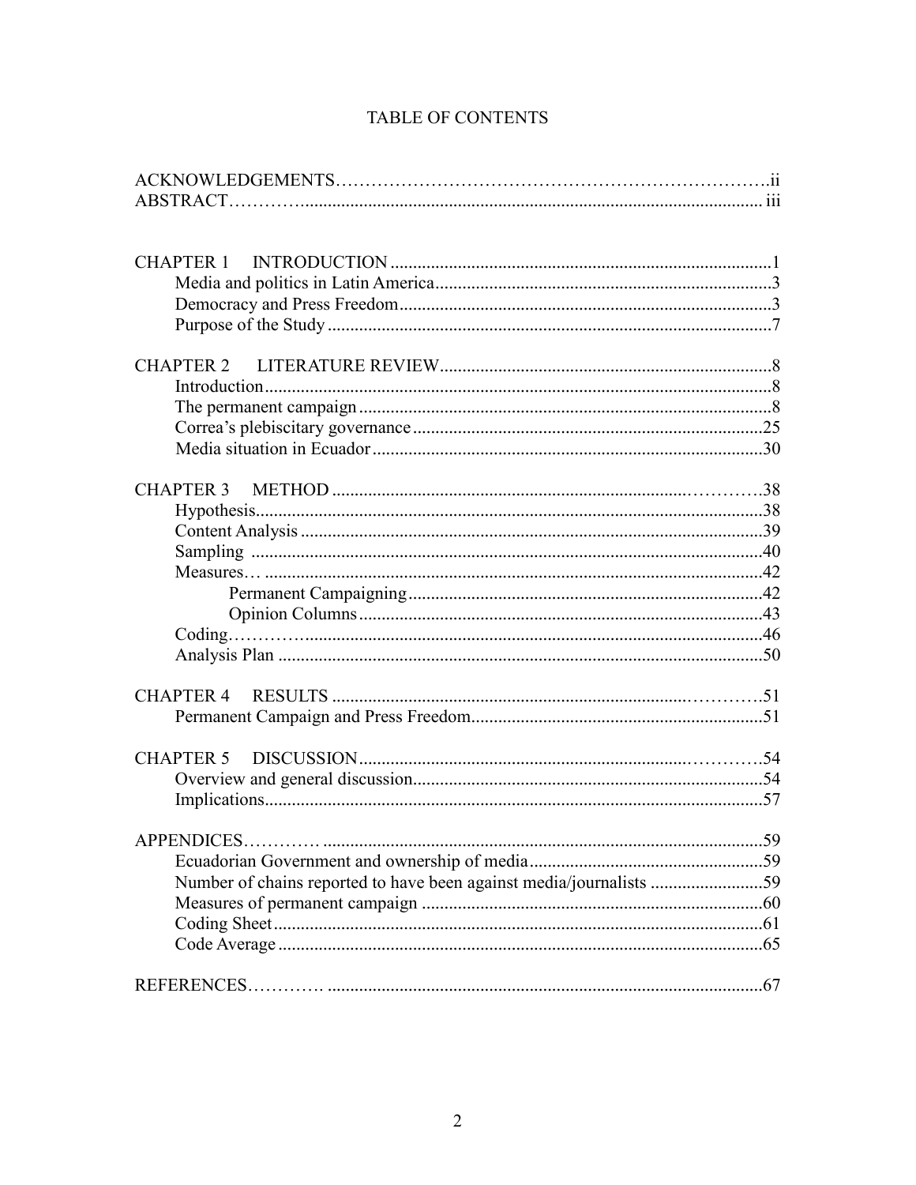# TABLE OF CONTENTS

ACKNOWLEDGEMENTS ... ii
ABSTRACT ... iii

CHAPTER 1 INTRODUCTION ... 1
- Media and politics in Latin America ... 3
- Democracy and Press Freedom ... 3
- Purpose of the Study ... 7

CHAPTER 2 LITERATURE REVIEW ... 8
- Introduction ... 8
- The permanent campaign ... 8
- Correa's plebiscitary governance ... 25
- Media situation in Ecuador ... 30

CHAPTER 3 METHOD ... 38
- Hypothesis ... 38
- Content Analysis ... 39
- Sampling ... 40
- Measures ... 42
    - Permanent Campaigning ... 42
    - Opinion Columns ... 43
- Coding ... 46
- Analysis Plan ... 50

CHAPTER 4 RESULTS ... 51
- Permanent Campaign and Press Freedom ... 51

CHAPTER 5 DISCUSSION ... 54
- Overview and general discussion ... 54
- Implications ... 57

APPENDICES ... 59
- Ecuadorian Government and ownership of media ... 59
- Number of chains reported to have been against media/journalists ... 59
- Measures of permanent campaign ... 60
- Coding Sheet ... 61
- Code Average ... 65

REFERENCES ... 67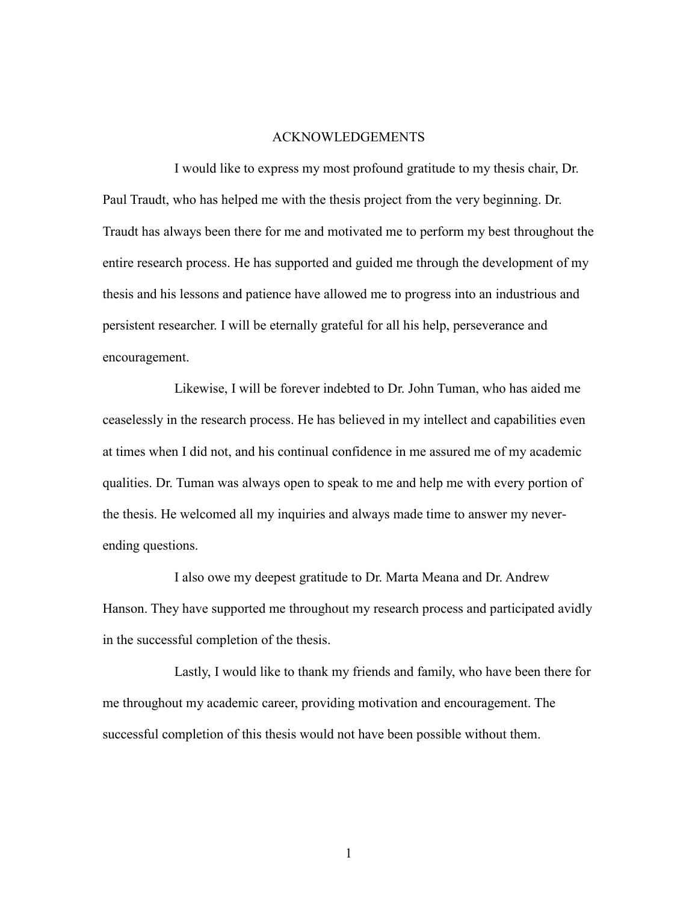# ACKNOWLEDGEMENTS

I would like to express my most profound gratitude to my thesis chair, Dr. Paul Traudt, who has helped me with the thesis project from the very beginning. Dr. Traudt has always been there for me and motivated me to perform my best throughout the entire research process. He has supported and guided me through the development of my thesis and his lessons and patience have allowed me to progress into an industrious and persistent researcher. I will be eternally grateful for all his help, perseverance and encouragement.

Likewise, I will be forever indebted to Dr. John Tuman, who has aided me ceaselessly in the research process. He has believed in my intellect and capabilities even at times when I did not, and his continual confidence in me assured me of my academic qualities. Dr. Tuman was always open to speak to me and help me with every portion of the thesis. He welcomed all my inquiries and always made time to answer my never-ending questions.

I also owe my deepest gratitude to Dr. Marta Meana and Dr. Andrew Hanson. They have supported me throughout my research process and participated avidly in the successful completion of the thesis.

Lastly, I would like to thank my friends and family, who have been there for me throughout my academic career, providing motivation and encouragement. The successful completion of this thesis would not have been possible without them.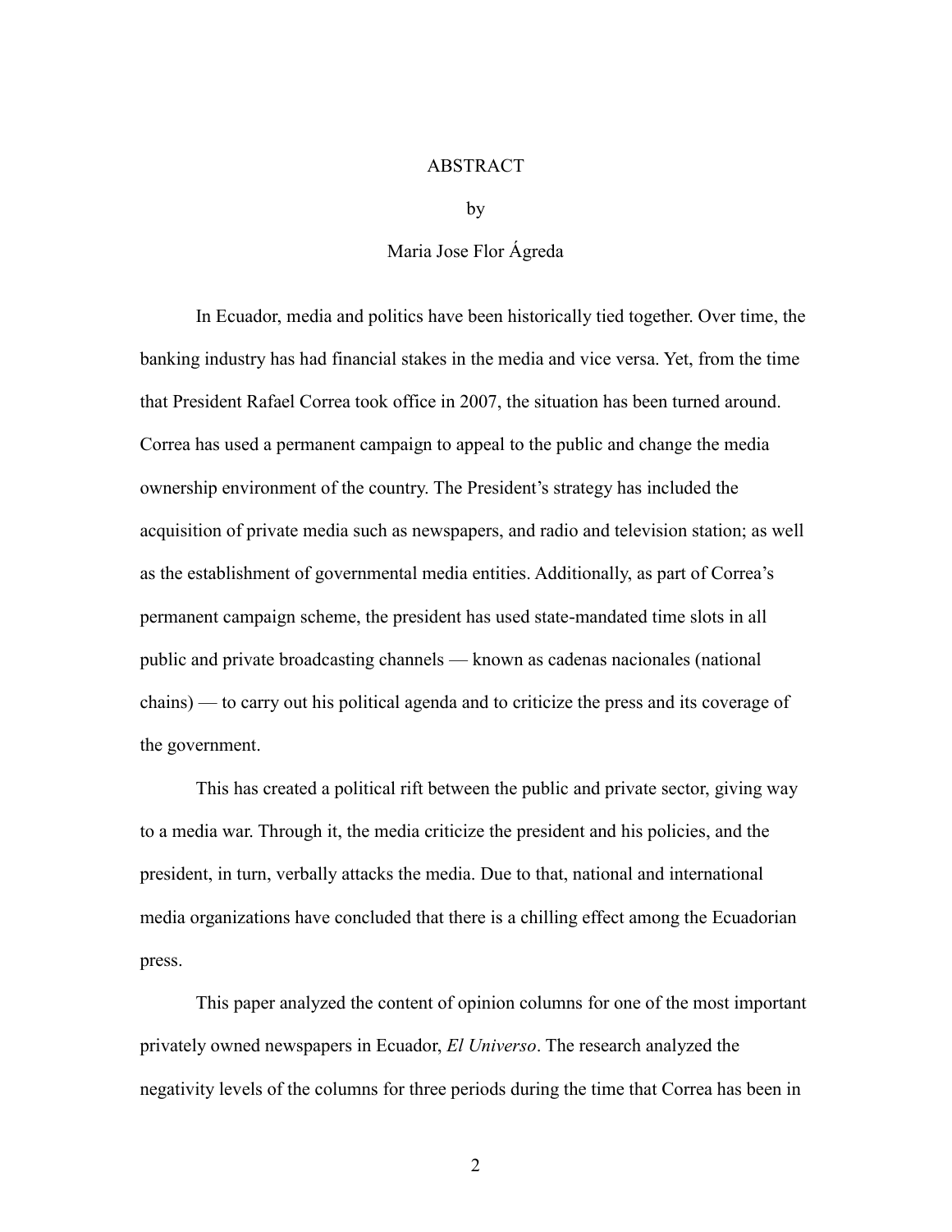# ABSTRACT

by

Maria Jose Flor Ágreda

In Ecuador, media and politics have been historically tied together. Over time, the banking industry has had financial stakes in the media and vice versa. Yet, from the time that President Rafael Correa took office in 2007, the situation has been turned around. Correa has used a permanent campaign to appeal to the public and change the media ownership environment of the country. The President's strategy has included the acquisition of private media such as newspapers, and radio and television station; as well as the establishment of governmental media entities. Additionally, as part of Correa's permanent campaign scheme, the president has used state-mandated time slots in all public and private broadcasting channels — known as cadenas nacionales (national chains) — to carry out his political agenda and to criticize the press and its coverage of the government.

This has created a political rift between the public and private sector, giving way to a media war. Through it, the media criticize the president and his policies, and the president, in turn, verbally attacks the media. Due to that, national and international media organizations have concluded that there is a chilling effect among the Ecuadorian press.

This paper analyzed the content of opinion columns for one of the most important privately owned newspapers in Ecuador, *El Universo*. The research analyzed the negativity levels of the columns for three periods during the time that Correa has been in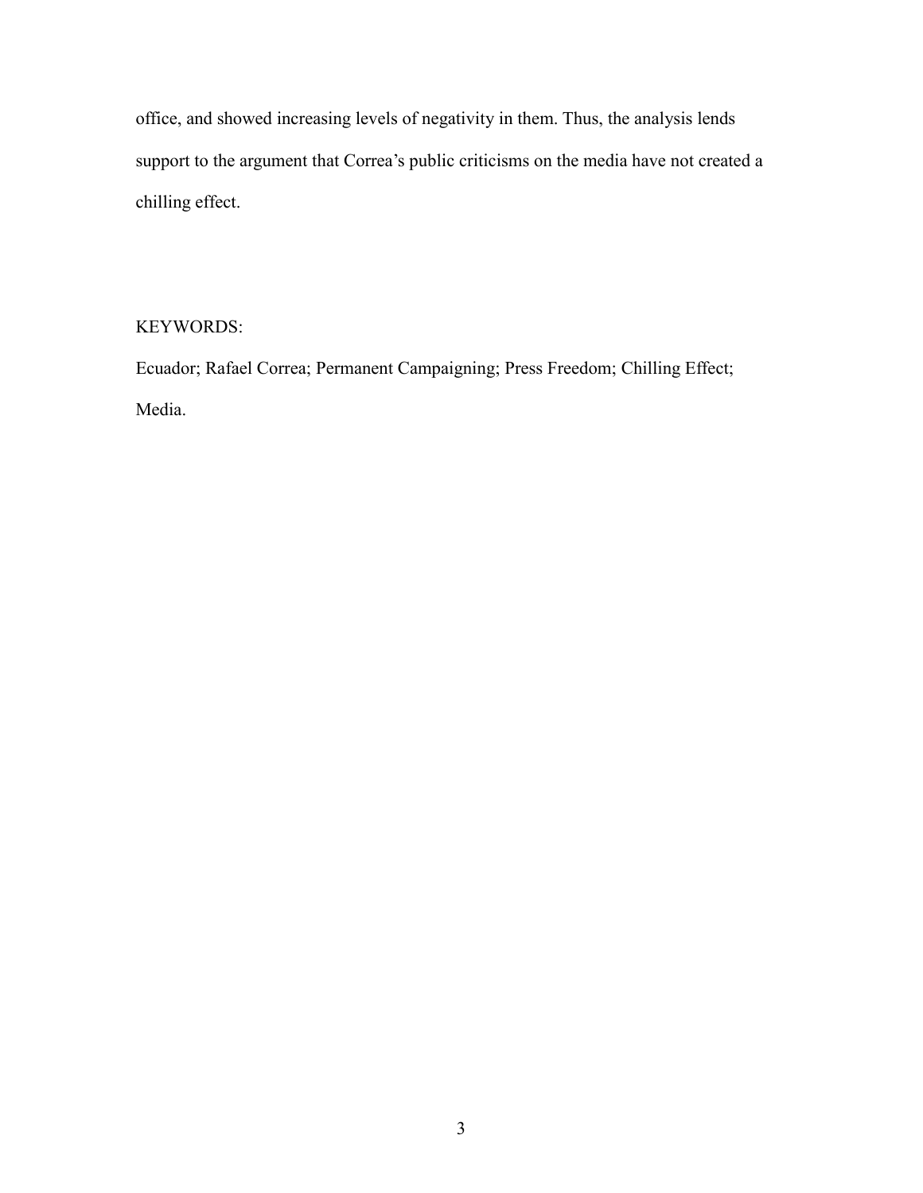office, and showed increasing levels of negativity in them. Thus, the analysis lends support to the argument that Correa's public criticisms on the media have not created a chilling effect.

KEYWORDS:

Ecuador; Rafael Correa; Permanent Campaigning; Press Freedom; Chilling Effect; Media.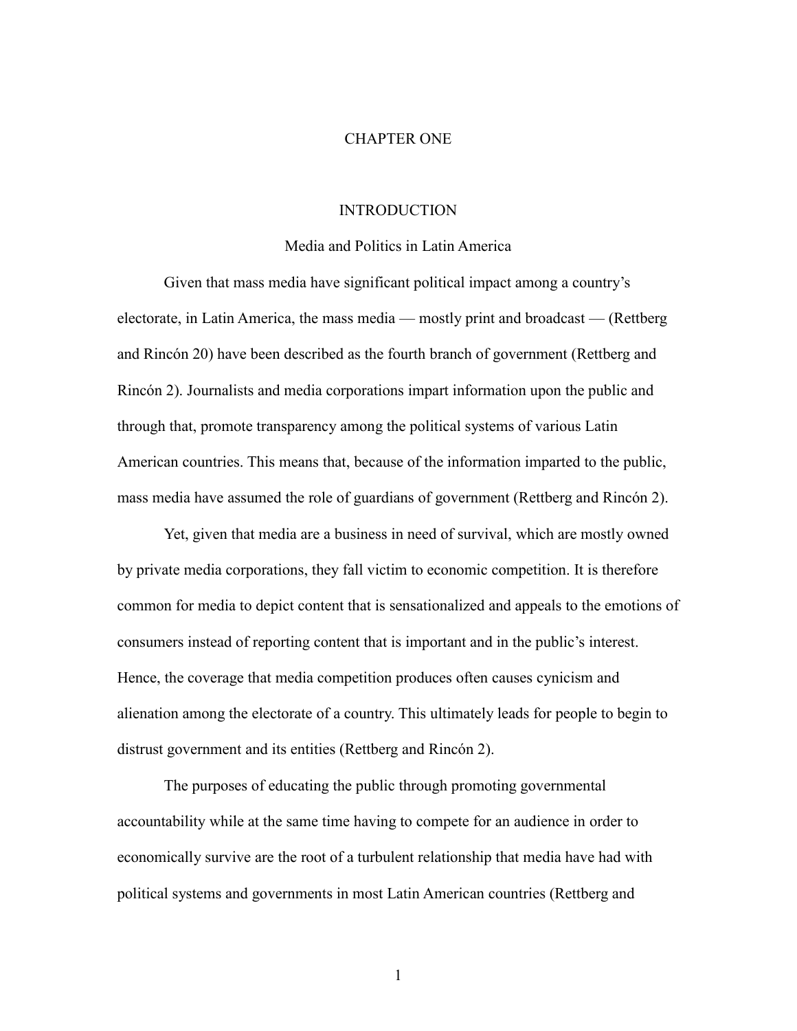# CHAPTER ONE

## INTRODUCTION

### Media and Politics in Latin America

Given that mass media have significant political impact among a country's electorate, in Latin America, the mass media — mostly print and broadcast — (Rettberg and Rincón 20) have been described as the fourth branch of government (Rettberg and Rincón 2). Journalists and media corporations impart information upon the public and through that, promote transparency among the political systems of various Latin American countries. This means that, because of the information imparted to the public, mass media have assumed the role of guardians of government (Rettberg and Rincón 2).

Yet, given that media are a business in need of survival, which are mostly owned by private media corporations, they fall victim to economic competition. It is therefore common for media to depict content that is sensationalized and appeals to the emotions of consumers instead of reporting content that is important and in the public's interest. Hence, the coverage that media competition produces often causes cynicism and alienation among the electorate of a country. This ultimately leads for people to begin to distrust government and its entities (Rettberg and Rincón 2).

The purposes of educating the public through promoting governmental accountability while at the same time having to compete for an audience in order to economically survive are the root of a turbulent relationship that media have had with political systems and governments in most Latin American countries (Rettberg and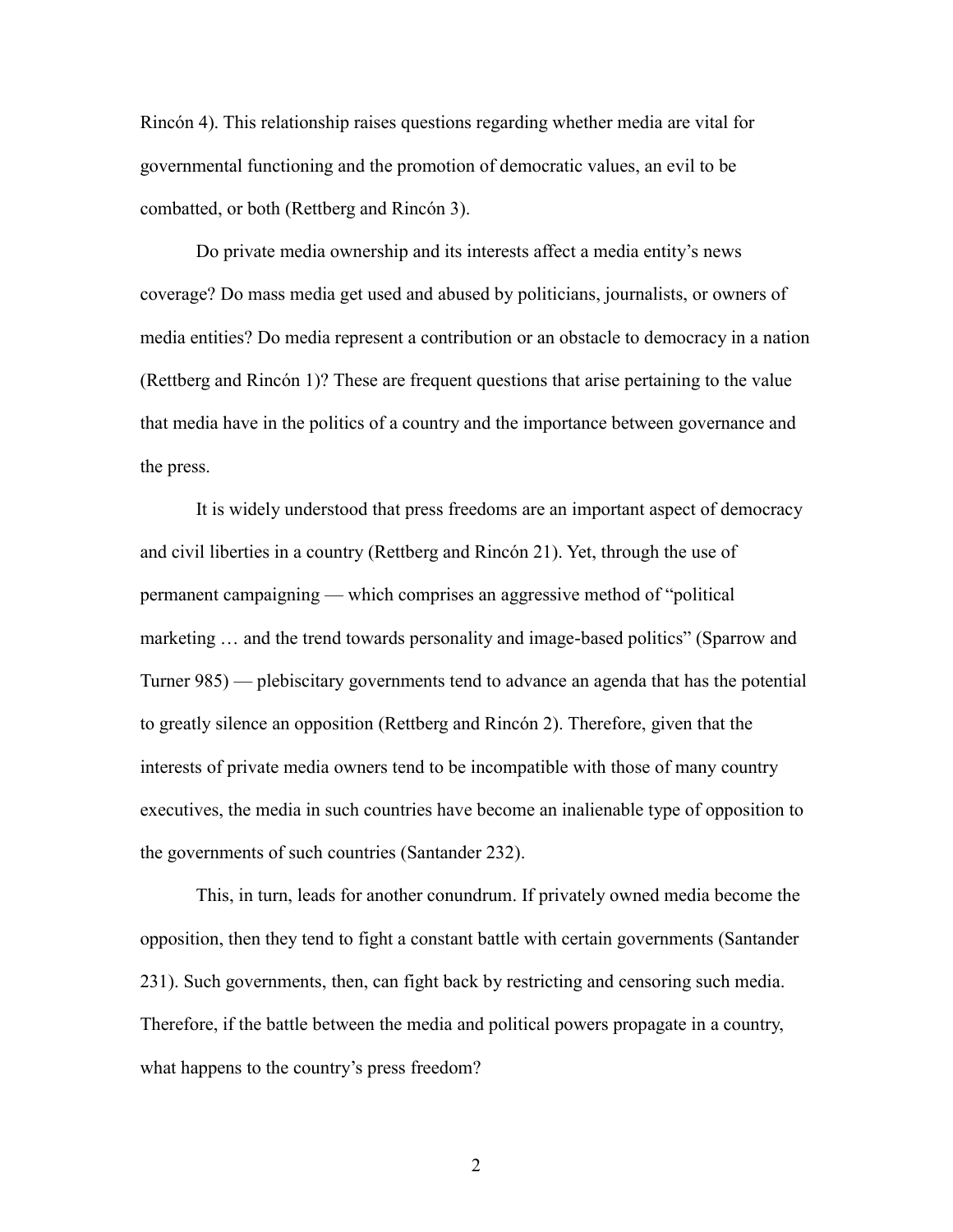Rincón 4). This relationship raises questions regarding whether media are vital for governmental functioning and the promotion of democratic values, an evil to be combatted, or both (Rettberg and Rincón 3).

Do private media ownership and its interests affect a media entity's news coverage? Do mass media get used and abused by politicians, journalists, or owners of media entities? Do media represent a contribution or an obstacle to democracy in a nation (Rettberg and Rincón 1)? These are frequent questions that arise pertaining to the value that media have in the politics of a country and the importance between governance and the press.

It is widely understood that press freedoms are an important aspect of democracy and civil liberties in a country (Rettberg and Rincón 21). Yet, through the use of permanent campaigning — which comprises an aggressive method of "political marketing … and the trend towards personality and image-based politics" (Sparrow and Turner 985) — plebiscitary governments tend to advance an agenda that has the potential to greatly silence an opposition (Rettberg and Rincón 2). Therefore, given that the interests of private media owners tend to be incompatible with those of many country executives, the media in such countries have become an inalienable type of opposition to the governments of such countries (Santander 232).

This, in turn, leads for another conundrum. If privately owned media become the opposition, then they tend to fight a constant battle with certain governments (Santander 231). Such governments, then, can fight back by restricting and censoring such media. Therefore, if the battle between the media and political powers propagate in a country, what happens to the country's press freedom?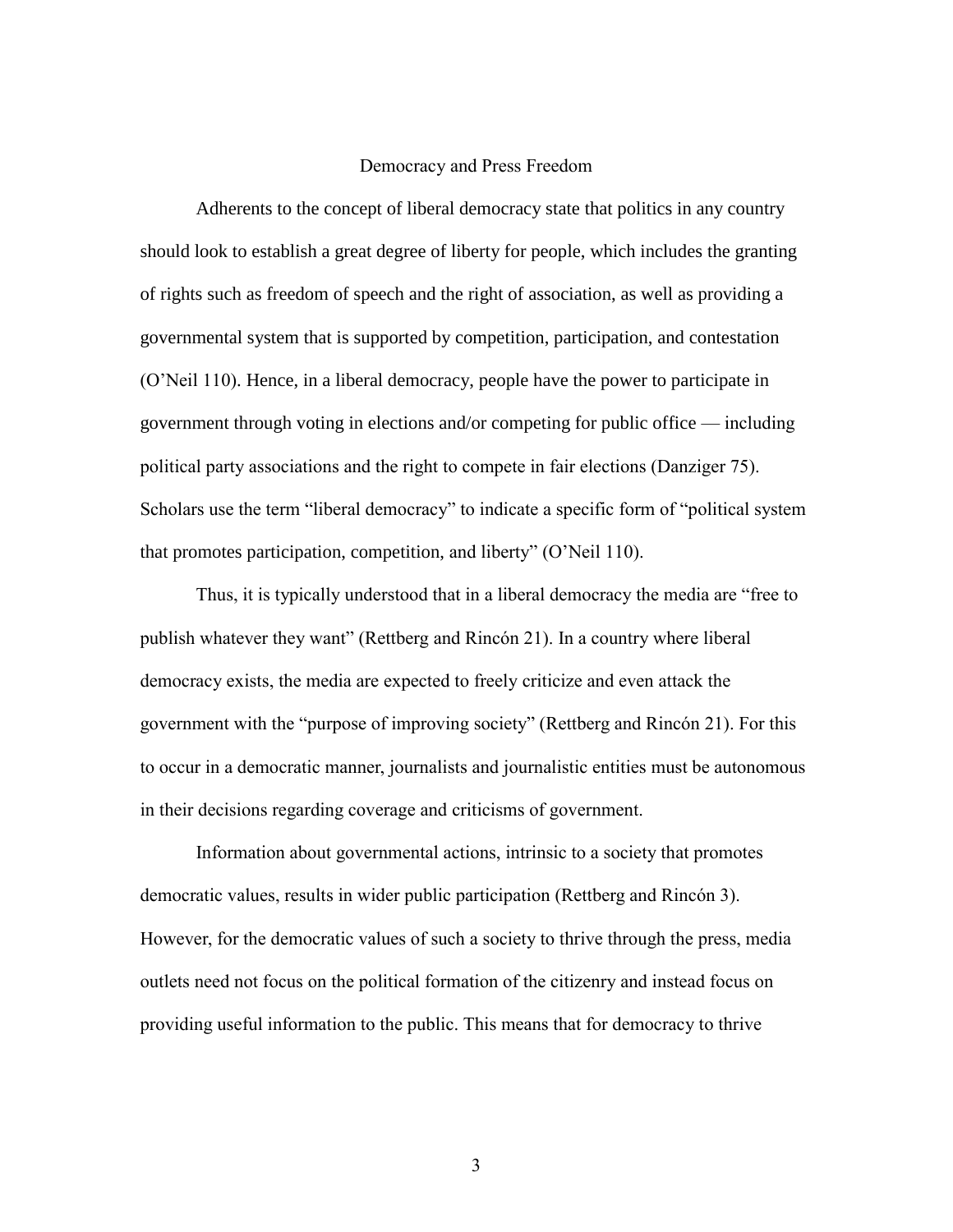## Democracy and Press Freedom

Adherents to the concept of liberal democracy state that politics in any country should look to establish a great degree of liberty for people, which includes the granting of rights such as freedom of speech and the right of association, as well as providing a governmental system that is supported by competition, participation, and contestation (O'Neil 110). Hence, in a liberal democracy, people have the power to participate in government through voting in elections and/or competing for public office — including political party associations and the right to compete in fair elections (Danziger 75). Scholars use the term "liberal democracy" to indicate a specific form of "political system that promotes participation, competition, and liberty" (O'Neil 110).

Thus, it is typically understood that in a liberal democracy the media are "free to publish whatever they want" (Rettberg and Rincón 21). In a country where liberal democracy exists, the media are expected to freely criticize and even attack the government with the "purpose of improving society" (Rettberg and Rincón 21). For this to occur in a democratic manner, journalists and journalistic entities must be autonomous in their decisions regarding coverage and criticisms of government.

Information about governmental actions, intrinsic to a society that promotes democratic values, results in wider public participation (Rettberg and Rincón 3). However, for the democratic values of such a society to thrive through the press, media outlets need not focus on the political formation of the citizenry and instead focus on providing useful information to the public. This means that for democracy to thrive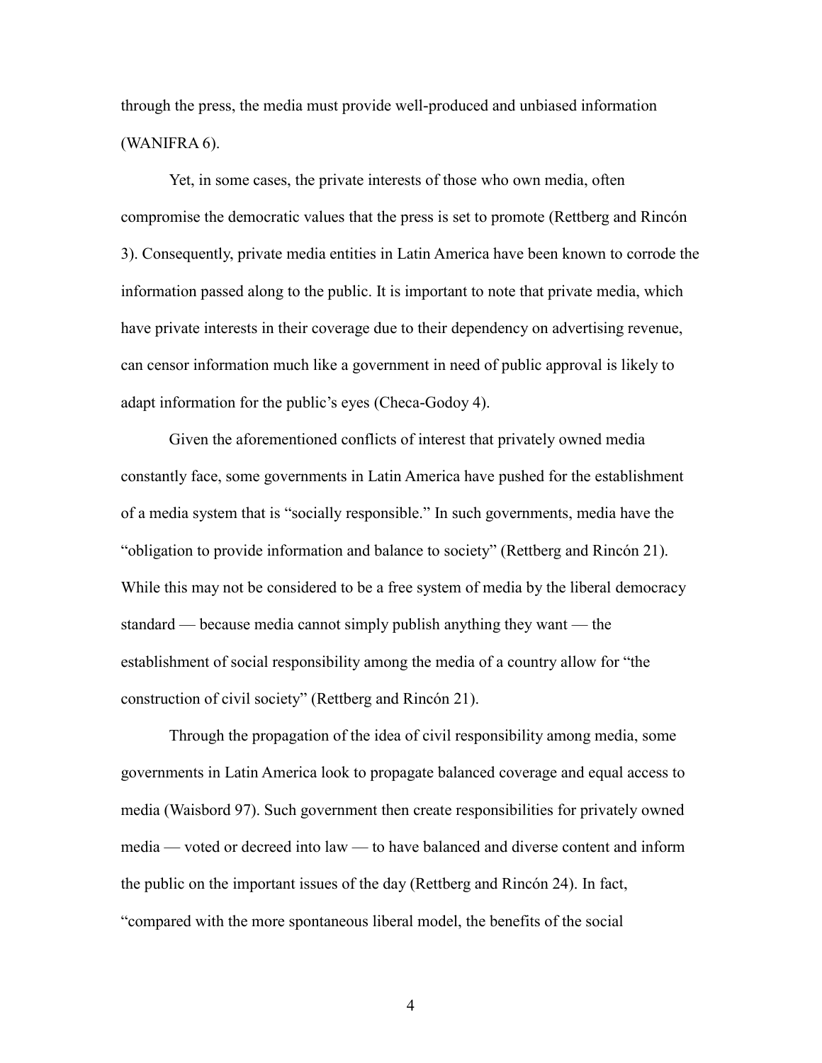through the press, the media must provide well-produced and unbiased information (WANIFRA 6).

Yet, in some cases, the private interests of those who own media, often compromise the democratic values that the press is set to promote (Rettberg and Rincón 3). Consequently, private media entities in Latin America have been known to corrode the information passed along to the public. It is important to note that private media, which have private interests in their coverage due to their dependency on advertising revenue, can censor information much like a government in need of public approval is likely to adapt information for the public's eyes (Checa-Godoy 4).

Given the aforementioned conflicts of interest that privately owned media constantly face, some governments in Latin America have pushed for the establishment of a media system that is "socially responsible." In such governments, media have the "obligation to provide information and balance to society" (Rettberg and Rincón 21). While this may not be considered to be a free system of media by the liberal democracy standard — because media cannot simply publish anything they want — the establishment of social responsibility among the media of a country allow for "the construction of civil society" (Rettberg and Rincón 21).

Through the propagation of the idea of civil responsibility among media, some governments in Latin America look to propagate balanced coverage and equal access to media (Waisbord 97). Such government then create responsibilities for privately owned media — voted or decreed into law — to have balanced and diverse content and inform the public on the important issues of the day (Rettberg and Rincón 24). In fact, "compared with the more spontaneous liberal model, the benefits of the social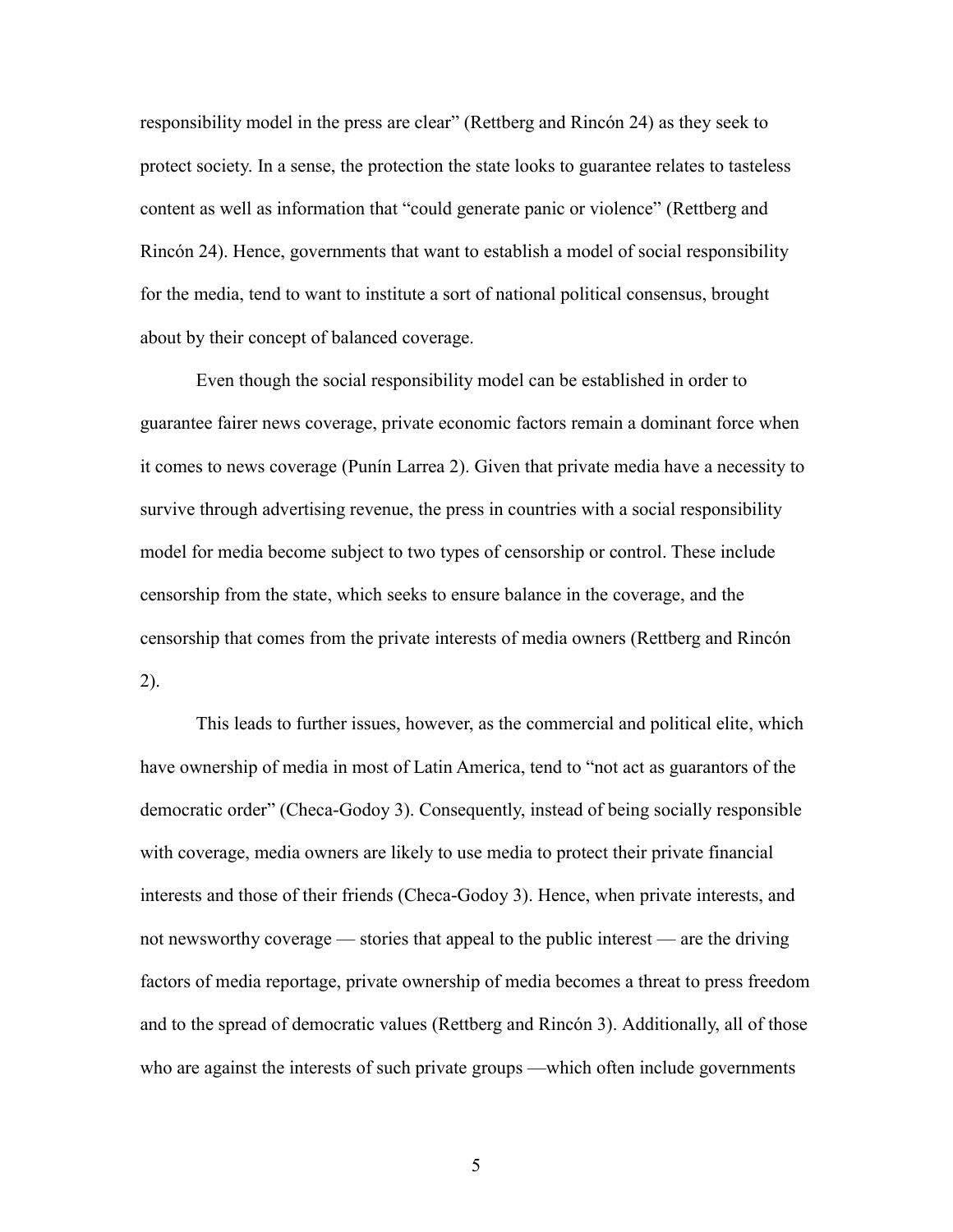responsibility model in the press are clear" (Rettberg and Rincón 24) as they seek to protect society. In a sense, the protection the state looks to guarantee relates to tasteless content as well as information that "could generate panic or violence" (Rettberg and Rincón 24). Hence, governments that want to establish a model of social responsibility for the media, tend to want to institute a sort of national political consensus, brought about by their concept of balanced coverage.

Even though the social responsibility model can be established in order to guarantee fairer news coverage, private economic factors remain a dominant force when it comes to news coverage (Punín Larrea 2). Given that private media have a necessity to survive through advertising revenue, the press in countries with a social responsibility model for media become subject to two types of censorship or control. These include censorship from the state, which seeks to ensure balance in the coverage, and the censorship that comes from the private interests of media owners (Rettberg and Rincón 2).

This leads to further issues, however, as the commercial and political elite, which have ownership of media in most of Latin America, tend to "not act as guarantors of the democratic order" (Checa-Godoy 3). Consequently, instead of being socially responsible with coverage, media owners are likely to use media to protect their private financial interests and those of their friends (Checa-Godoy 3). Hence, when private interests, and not newsworthy coverage — stories that appeal to the public interest — are the driving factors of media reportage, private ownership of media becomes a threat to press freedom and to the spread of democratic values (Rettberg and Rincón 3). Additionally, all of those who are against the interests of such private groups —which often include governments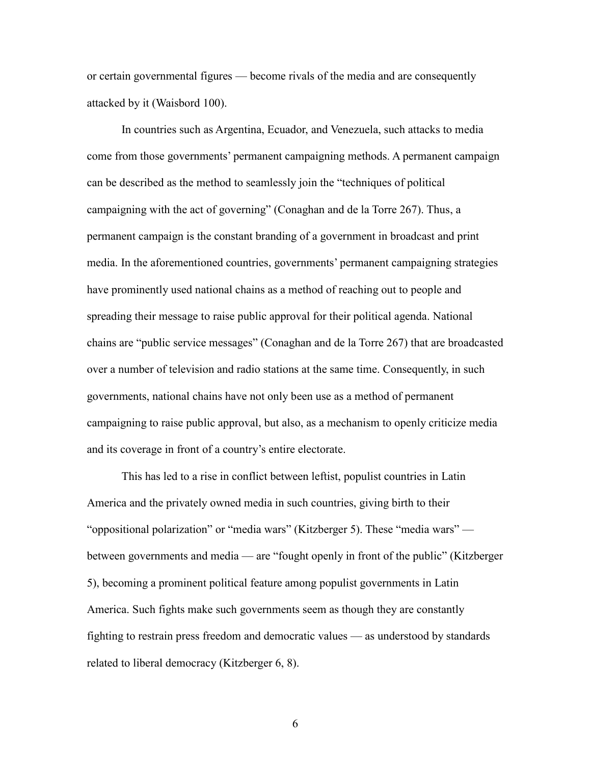or certain governmental figures — become rivals of the media and are consequently attacked by it (Waisbord 100).

In countries such as Argentina, Ecuador, and Venezuela, such attacks to media come from those governments' permanent campaigning methods. A permanent campaign can be described as the method to seamlessly join the "techniques of political campaigning with the act of governing" (Conaghan and de la Torre 267). Thus, a permanent campaign is the constant branding of a government in broadcast and print media. In the aforementioned countries, governments' permanent campaigning strategies have prominently used national chains as a method of reaching out to people and spreading their message to raise public approval for their political agenda. National chains are "public service messages" (Conaghan and de la Torre 267) that are broadcasted over a number of television and radio stations at the same time. Consequently, in such governments, national chains have not only been use as a method of permanent campaigning to raise public approval, but also, as a mechanism to openly criticize media and its coverage in front of a country's entire electorate.

This has led to a rise in conflict between leftist, populist countries in Latin America and the privately owned media in such countries, giving birth to their "oppositional polarization" or "media wars" (Kitzberger 5). These "media wars" — between governments and media — are "fought openly in front of the public" (Kitzberger 5), becoming a prominent political feature among populist governments in Latin America. Such fights make such governments seem as though they are constantly fighting to restrain press freedom and democratic values — as understood by standards related to liberal democracy (Kitzberger 6, 8).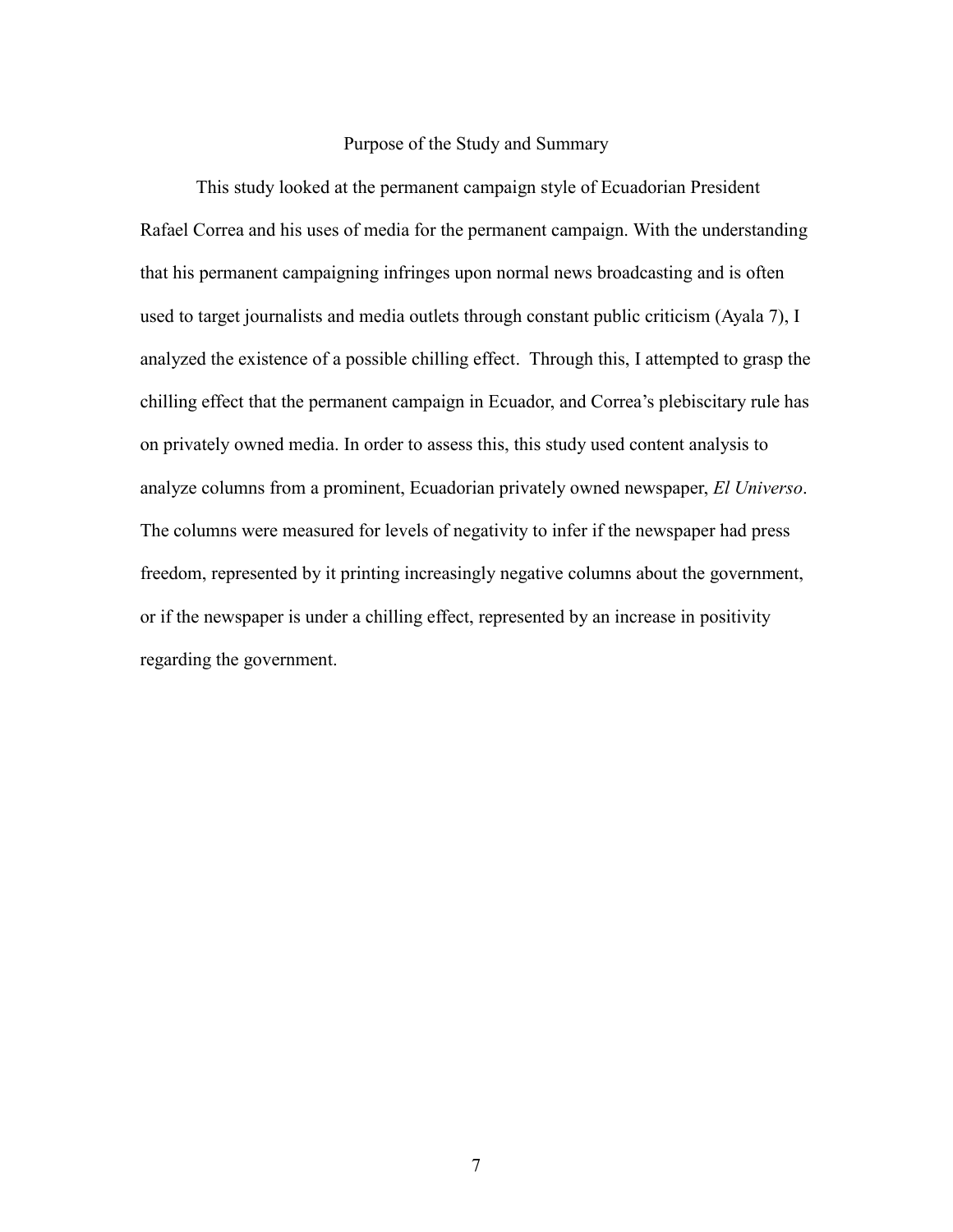## Purpose of the Study and Summary

This study looked at the permanent campaign style of Ecuadorian President Rafael Correa and his uses of media for the permanent campaign. With the understanding that his permanent campaigning infringes upon normal news broadcasting and is often used to target journalists and media outlets through constant public criticism (Ayala 7), I analyzed the existence of a possible chilling effect. Through this, I attempted to grasp the chilling effect that the permanent campaign in Ecuador, and Correa's plebiscitary rule has on privately owned media. In order to assess this, this study used content analysis to analyze columns from a prominent, Ecuadorian privately owned newspaper, *El Universo*. The columns were measured for levels of negativity to infer if the newspaper had press freedom, represented by it printing increasingly negative columns about the government, or if the newspaper is under a chilling effect, represented by an increase in positivity regarding the government.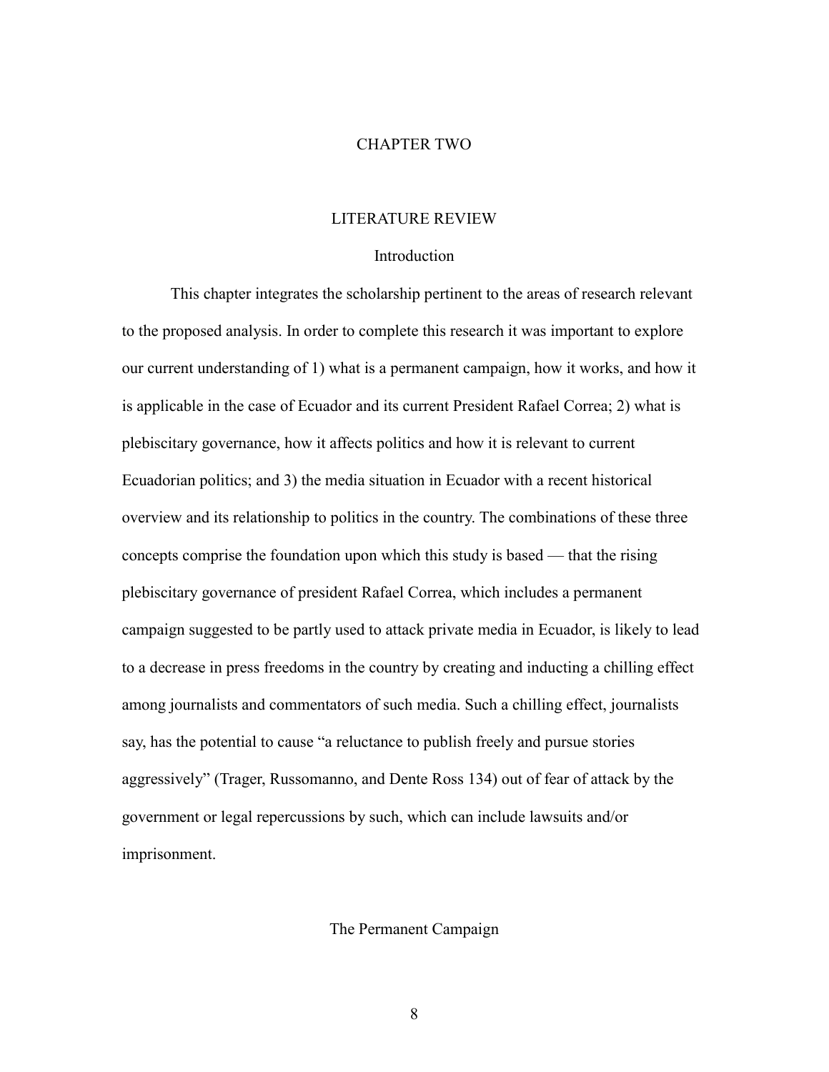# CHAPTER TWO

## LITERATURE REVIEW

### Introduction

This chapter integrates the scholarship pertinent to the areas of research relevant to the proposed analysis. In order to complete this research it was important to explore our current understanding of 1) what is a permanent campaign, how it works, and how it is applicable in the case of Ecuador and its current President Rafael Correa; 2) what is plebiscitary governance, how it affects politics and how it is relevant to current Ecuadorian politics; and 3) the media situation in Ecuador with a recent historical overview and its relationship to politics in the country. The combinations of these three concepts comprise the foundation upon which this study is based — that the rising plebiscitary governance of president Rafael Correa, which includes a permanent campaign suggested to be partly used to attack private media in Ecuador, is likely to lead to a decrease in press freedoms in the country by creating and inducting a chilling effect among journalists and commentators of such media. Such a chilling effect, journalists say, has the potential to cause "a reluctance to publish freely and pursue stories aggressively" (Trager, Russomanno, and Dente Ross 134) out of fear of attack by the government or legal repercussions by such, which can include lawsuits and/or imprisonment.

### The Permanent Campaign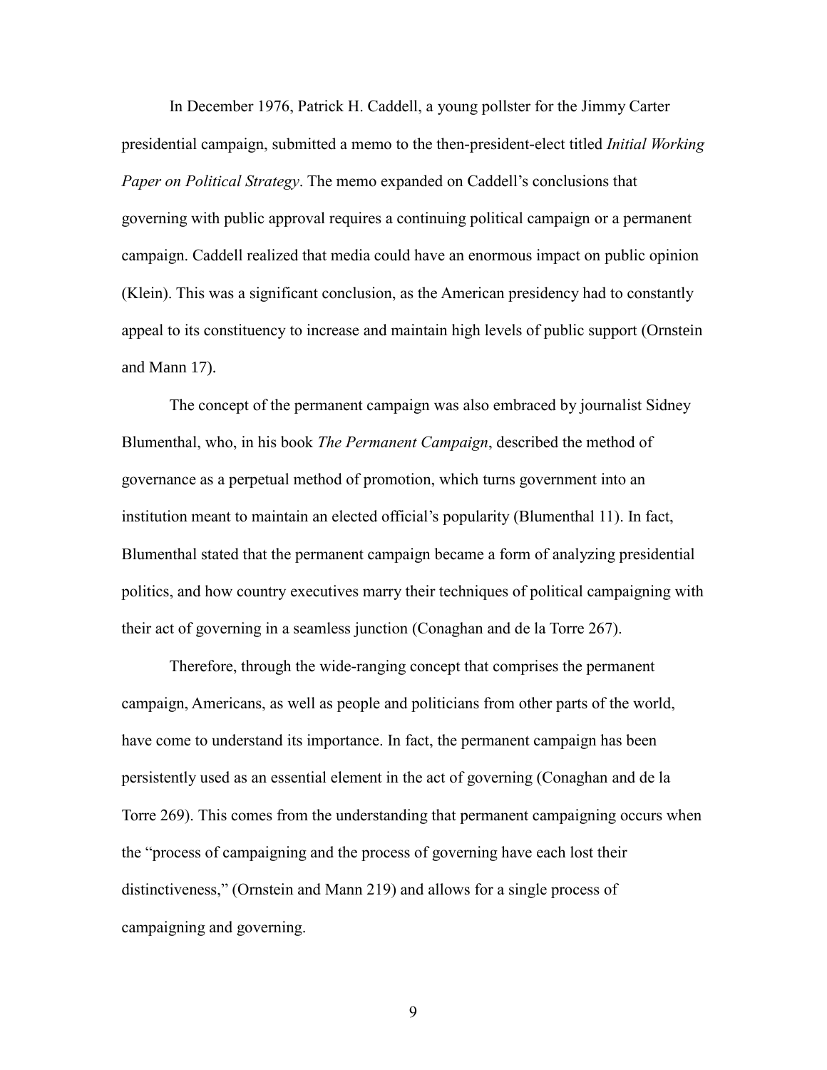In December 1976, Patrick H. Caddell, a young pollster for the Jimmy Carter presidential campaign, submitted a memo to the then-president-elect titled *Initial Working Paper on Political Strategy*. The memo expanded on Caddell's conclusions that governing with public approval requires a continuing political campaign or a permanent campaign. Caddell realized that media could have an enormous impact on public opinion (Klein). This was a significant conclusion, as the American presidency had to constantly appeal to its constituency to increase and maintain high levels of public support (Ornstein and Mann 17).

The concept of the permanent campaign was also embraced by journalist Sidney Blumenthal, who, in his book *The Permanent Campaign*, described the method of governance as a perpetual method of promotion, which turns government into an institution meant to maintain an elected official's popularity (Blumenthal 11). In fact, Blumenthal stated that the permanent campaign became a form of analyzing presidential politics, and how country executives marry their techniques of political campaigning with their act of governing in a seamless junction (Conaghan and de la Torre 267).

Therefore, through the wide-ranging concept that comprises the permanent campaign, Americans, as well as people and politicians from other parts of the world, have come to understand its importance. In fact, the permanent campaign has been persistently used as an essential element in the act of governing (Conaghan and de la Torre 269). This comes from the understanding that permanent campaigning occurs when the "process of campaigning and the process of governing have each lost their distinctiveness," (Ornstein and Mann 219) and allows for a single process of campaigning and governing.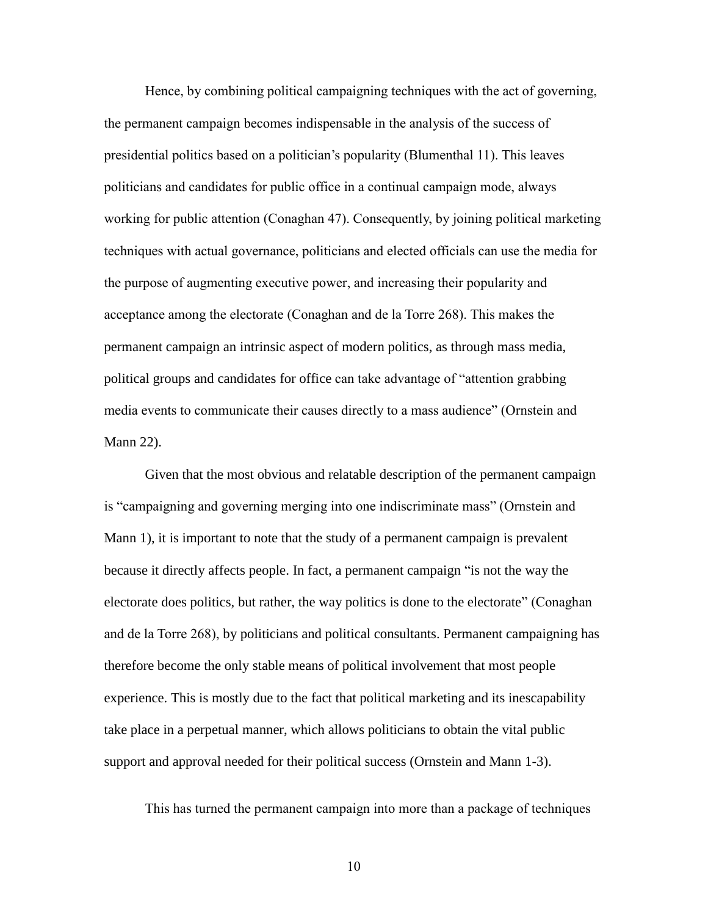Hence, by combining political campaigning techniques with the act of governing, the permanent campaign becomes indispensable in the analysis of the success of presidential politics based on a politician's popularity (Blumenthal 11). This leaves politicians and candidates for public office in a continual campaign mode, always working for public attention (Conaghan 47). Consequently, by joining political marketing techniques with actual governance, politicians and elected officials can use the media for the purpose of augmenting executive power, and increasing their popularity and acceptance among the electorate (Conaghan and de la Torre 268). This makes the permanent campaign an intrinsic aspect of modern politics, as through mass media, political groups and candidates for office can take advantage of "attention grabbing media events to communicate their causes directly to a mass audience" (Ornstein and Mann 22).

Given that the most obvious and relatable description of the permanent campaign is "campaigning and governing merging into one indiscriminate mass" (Ornstein and Mann 1), it is important to note that the study of a permanent campaign is prevalent because it directly affects people. In fact, a permanent campaign "is not the way the electorate does politics, but rather, the way politics is done to the electorate" (Conaghan and de la Torre 268), by politicians and political consultants. Permanent campaigning has therefore become the only stable means of political involvement that most people experience. This is mostly due to the fact that political marketing and its inescapability take place in a perpetual manner, which allows politicians to obtain the vital public support and approval needed for their political success (Ornstein and Mann 1-3).

This has turned the permanent campaign into more than a package of techniques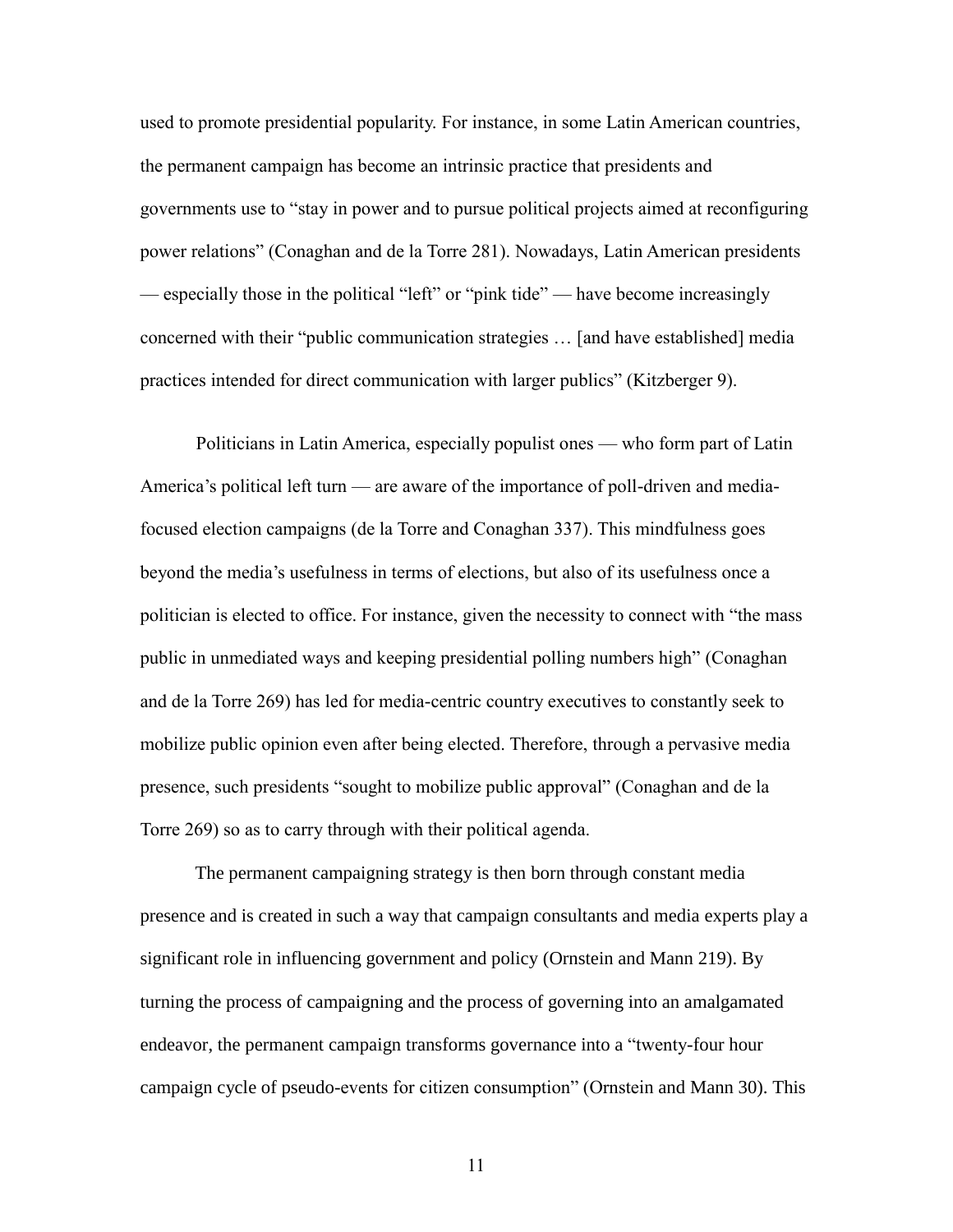used to promote presidential popularity. For instance, in some Latin American countries, the permanent campaign has become an intrinsic practice that presidents and governments use to "stay in power and to pursue political projects aimed at reconfiguring power relations" (Conaghan and de la Torre 281). Nowadays, Latin American presidents — especially those in the political "left" or "pink tide" — have become increasingly concerned with their "public communication strategies … [and have established] media practices intended for direct communication with larger publics" (Kitzberger 9).

Politicians in Latin America, especially populist ones — who form part of Latin America's political left turn — are aware of the importance of poll-driven and media-focused election campaigns (de la Torre and Conaghan 337). This mindfulness goes beyond the media's usefulness in terms of elections, but also of its usefulness once a politician is elected to office. For instance, given the necessity to connect with "the mass public in unmediated ways and keeping presidential polling numbers high" (Conaghan and de la Torre 269) has led for media-centric country executives to constantly seek to mobilize public opinion even after being elected. Therefore, through a pervasive media presence, such presidents "sought to mobilize public approval" (Conaghan and de la Torre 269) so as to carry through with their political agenda.

The permanent campaigning strategy is then born through constant media presence and is created in such a way that campaign consultants and media experts play a significant role in influencing government and policy (Ornstein and Mann 219). By turning the process of campaigning and the process of governing into an amalgamated endeavor, the permanent campaign transforms governance into a "twenty-four hour campaign cycle of pseudo-events for citizen consumption" (Ornstein and Mann 30). This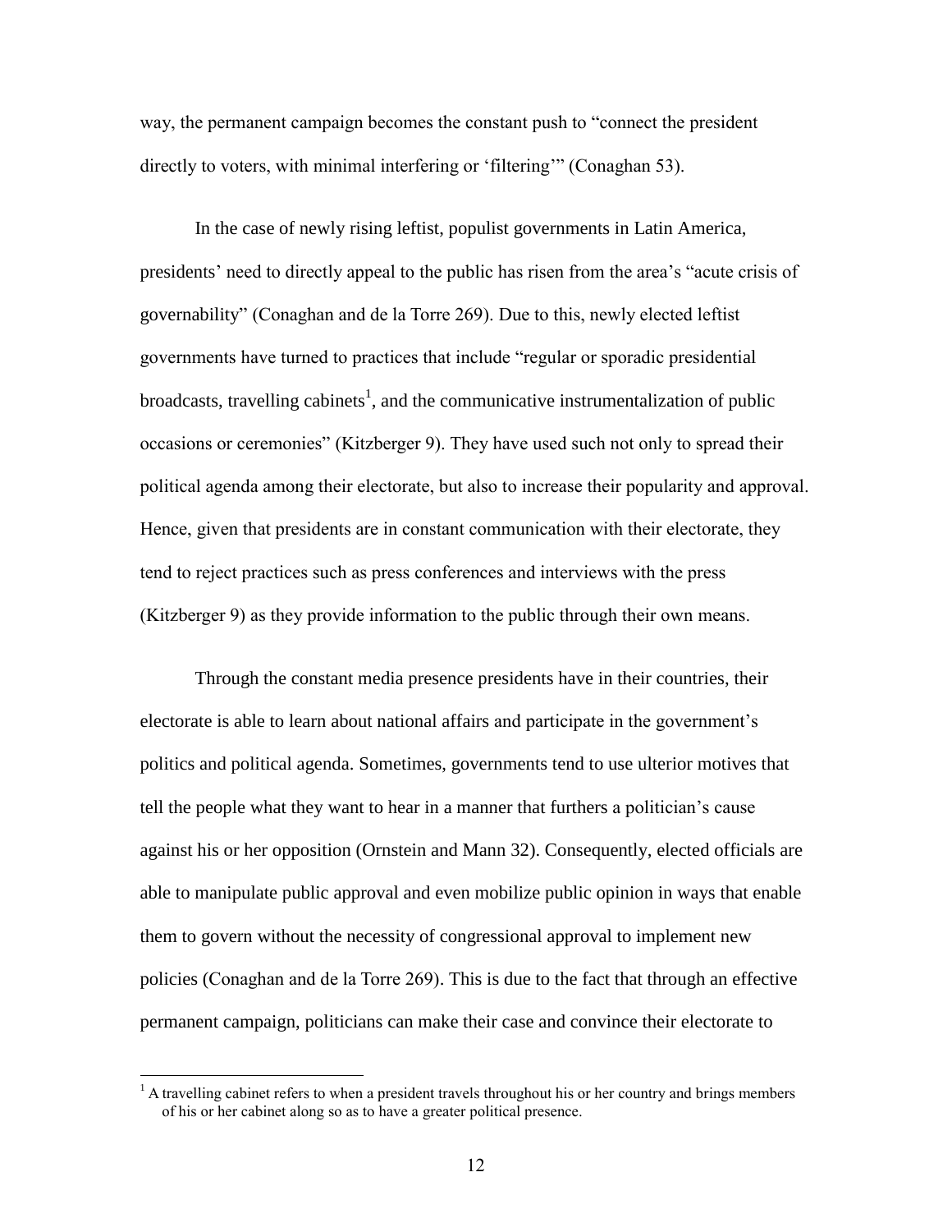way, the permanent campaign becomes the constant push to "connect the president directly to voters, with minimal interfering or 'filtering'" (Conaghan 53).

In the case of newly rising leftist, populist governments in Latin America, presidents' need to directly appeal to the public has risen from the area's "acute crisis of governability" (Conaghan and de la Torre 269). Due to this, newly elected leftist governments have turned to practices that include "regular or sporadic presidential broadcasts, travelling cabinets[1], and the communicative instrumentalization of public occasions or ceremonies" (Kitzberger 9). They have used such not only to spread their political agenda among their electorate, but also to increase their popularity and approval. Hence, given that presidents are in constant communication with their electorate, they tend to reject practices such as press conferences and interviews with the press (Kitzberger 9) as they provide information to the public through their own means.

Through the constant media presence presidents have in their countries, their electorate is able to learn about national affairs and participate in the government's politics and political agenda. Sometimes, governments tend to use ulterior motives that tell the people what they want to hear in a manner that furthers a politician's cause against his or her opposition (Ornstein and Mann 32). Consequently, elected officials are able to manipulate public approval and even mobilize public opinion in ways that enable them to govern without the necessity of congressional approval to implement new policies (Conaghan and de la Torre 269). This is due to the fact that through an effective permanent campaign, politicians can make their case and convince their electorate to

[1] A travelling cabinet refers to when a president travels throughout his or her country and brings members of his or her cabinet along so as to have a greater political presence.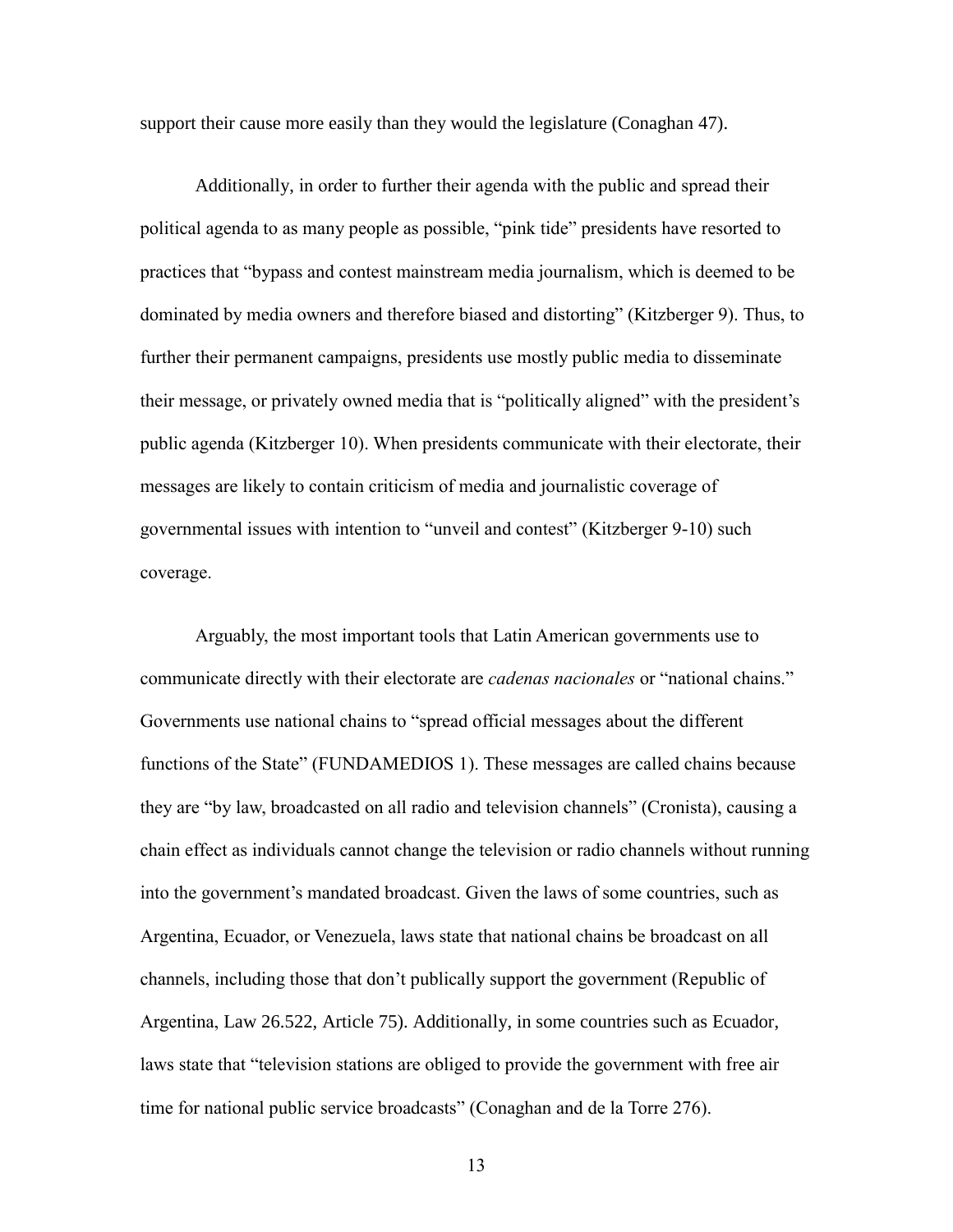support their cause more easily than they would the legislature (Conaghan 47).

Additionally, in order to further their agenda with the public and spread their political agenda to as many people as possible, "pink tide" presidents have resorted to practices that "bypass and contest mainstream media journalism, which is deemed to be dominated by media owners and therefore biased and distorting" (Kitzberger 9). Thus, to further their permanent campaigns, presidents use mostly public media to disseminate their message, or privately owned media that is "politically aligned" with the president's public agenda (Kitzberger 10). When presidents communicate with their electorate, their messages are likely to contain criticism of media and journalistic coverage of governmental issues with intention to "unveil and contest" (Kitzberger 9-10) such coverage.

Arguably, the most important tools that Latin American governments use to communicate directly with their electorate are *cadenas nacionales* or "national chains." Governments use national chains to "spread official messages about the different functions of the State" (FUNDAMEDIOS 1). These messages are called chains because they are "by law, broadcasted on all radio and television channels" (Cronista), causing a chain effect as individuals cannot change the television or radio channels without running into the government's mandated broadcast. Given the laws of some countries, such as Argentina, Ecuador, or Venezuela, laws state that national chains be broadcast on all channels, including those that don't publically support the government (Republic of Argentina, Law 26.522, Article 75). Additionally, in some countries such as Ecuador, laws state that "television stations are obliged to provide the government with free air time for national public service broadcasts" (Conaghan and de la Torre 276).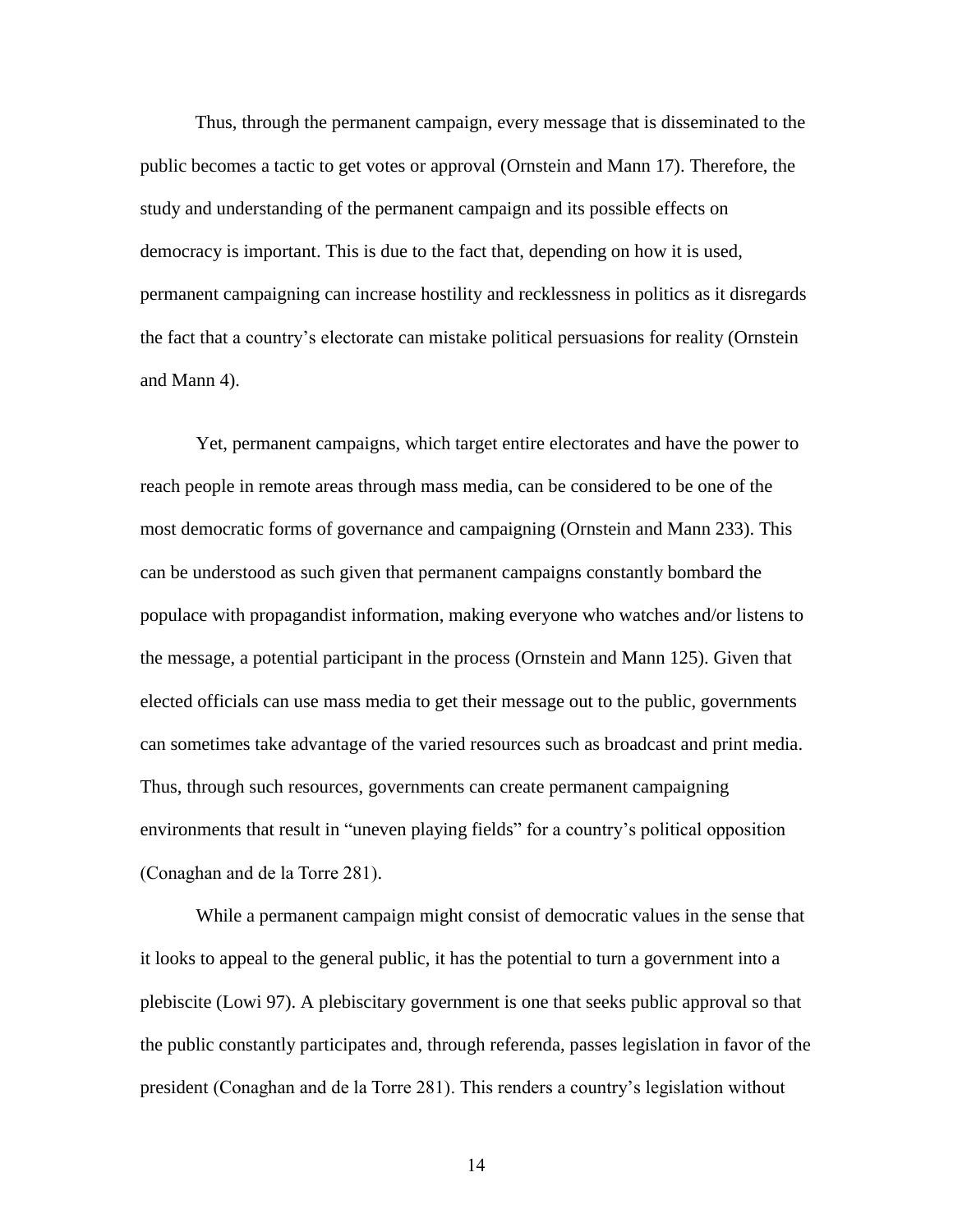Thus, through the permanent campaign, every message that is disseminated to the public becomes a tactic to get votes or approval (Ornstein and Mann 17). Therefore, the study and understanding of the permanent campaign and its possible effects on democracy is important. This is due to the fact that, depending on how it is used, permanent campaigning can increase hostility and recklessness in politics as it disregards the fact that a country's electorate can mistake political persuasions for reality (Ornstein and Mann 4).

Yet, permanent campaigns, which target entire electorates and have the power to reach people in remote areas through mass media, can be considered to be one of the most democratic forms of governance and campaigning (Ornstein and Mann 233). This can be understood as such given that permanent campaigns constantly bombard the populace with propagandist information, making everyone who watches and/or listens to the message, a potential participant in the process (Ornstein and Mann 125). Given that elected officials can use mass media to get their message out to the public, governments can sometimes take advantage of the varied resources such as broadcast and print media. Thus, through such resources, governments can create permanent campaigning environments that result in "uneven playing fields" for a country's political opposition (Conaghan and de la Torre 281).

While a permanent campaign might consist of democratic values in the sense that it looks to appeal to the general public, it has the potential to turn a government into a plebiscite (Lowi 97). A plebiscitary government is one that seeks public approval so that the public constantly participates and, through referenda, passes legislation in favor of the president (Conaghan and de la Torre 281). This renders a country's legislation without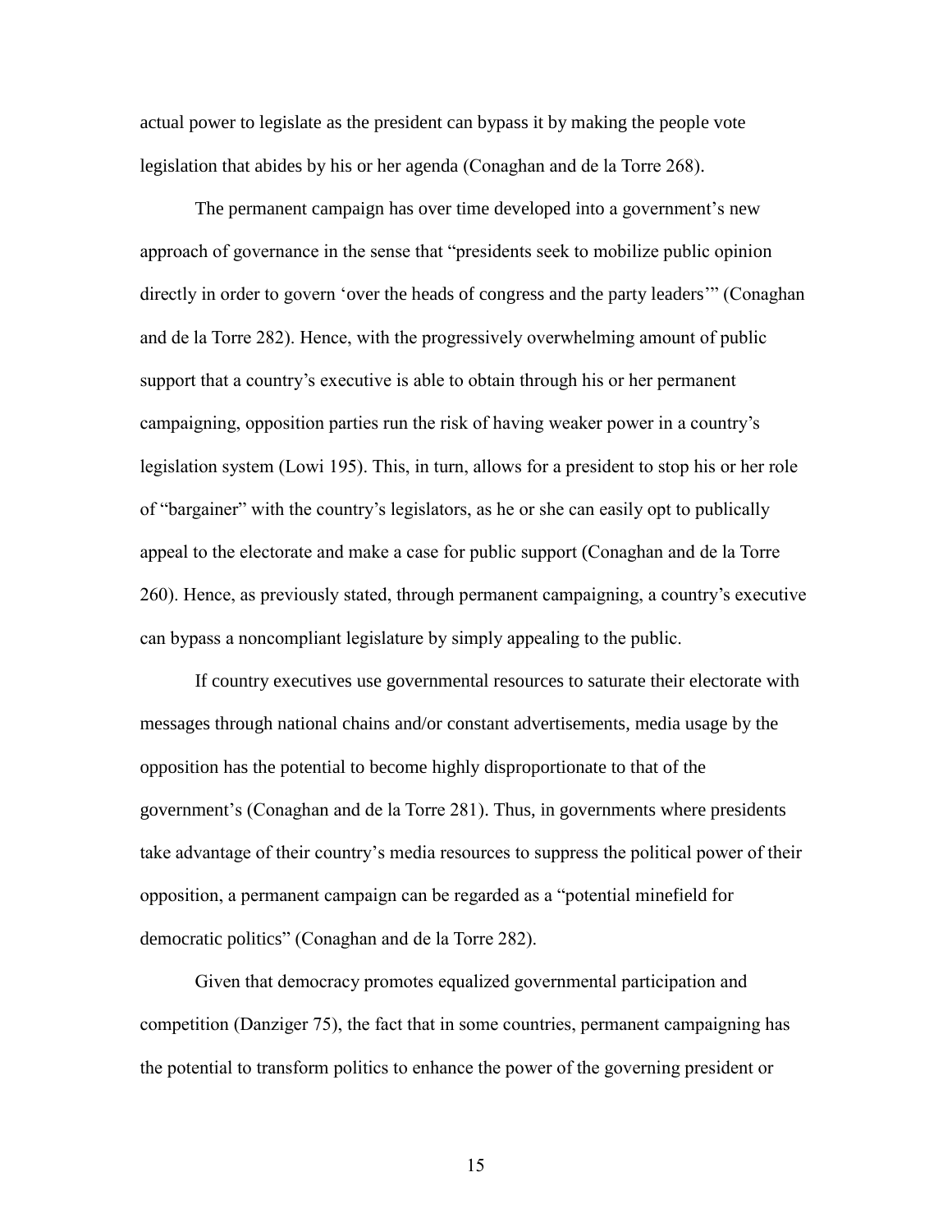actual power to legislate as the president can bypass it by making the people vote legislation that abides by his or her agenda (Conaghan and de la Torre 268).

The permanent campaign has over time developed into a government's new approach of governance in the sense that "presidents seek to mobilize public opinion directly in order to govern 'over the heads of congress and the party leaders'" (Conaghan and de la Torre 282). Hence, with the progressively overwhelming amount of public support that a country's executive is able to obtain through his or her permanent campaigning, opposition parties run the risk of having weaker power in a country's legislation system (Lowi 195). This, in turn, allows for a president to stop his or her role of "bargainer" with the country's legislators, as he or she can easily opt to publically appeal to the electorate and make a case for public support (Conaghan and de la Torre 260). Hence, as previously stated, through permanent campaigning, a country's executive can bypass a noncompliant legislature by simply appealing to the public.

If country executives use governmental resources to saturate their electorate with messages through national chains and/or constant advertisements, media usage by the opposition has the potential to become highly disproportionate to that of the government's (Conaghan and de la Torre 281). Thus, in governments where presidents take advantage of their country's media resources to suppress the political power of their opposition, a permanent campaign can be regarded as a "potential minefield for democratic politics" (Conaghan and de la Torre 282).

Given that democracy promotes equalized governmental participation and competition (Danziger 75), the fact that in some countries, permanent campaigning has the potential to transform politics to enhance the power of the governing president or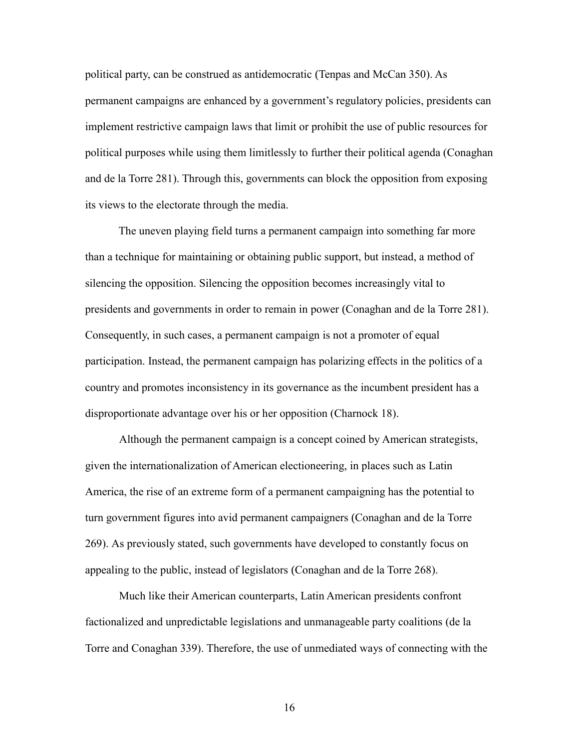political party, can be construed as antidemocratic (Tenpas and McCan 350). As permanent campaigns are enhanced by a government's regulatory policies, presidents can implement restrictive campaign laws that limit or prohibit the use of public resources for political purposes while using them limitlessly to further their political agenda (Conaghan and de la Torre 281). Through this, governments can block the opposition from exposing its views to the electorate through the media.

The uneven playing field turns a permanent campaign into something far more than a technique for maintaining or obtaining public support, but instead, a method of silencing the opposition. Silencing the opposition becomes increasingly vital to presidents and governments in order to remain in power (Conaghan and de la Torre 281). Consequently, in such cases, a permanent campaign is not a promoter of equal participation. Instead, the permanent campaign has polarizing effects in the politics of a country and promotes inconsistency in its governance as the incumbent president has a disproportionate advantage over his or her opposition (Charnock 18).

Although the permanent campaign is a concept coined by American strategists, given the internationalization of American electioneering, in places such as Latin America, the rise of an extreme form of a permanent campaigning has the potential to turn government figures into avid permanent campaigners (Conaghan and de la Torre 269). As previously stated, such governments have developed to constantly focus on appealing to the public, instead of legislators (Conaghan and de la Torre 268).

Much like their American counterparts, Latin American presidents confront factionalized and unpredictable legislations and unmanageable party coalitions (de la Torre and Conaghan 339). Therefore, the use of unmediated ways of connecting with the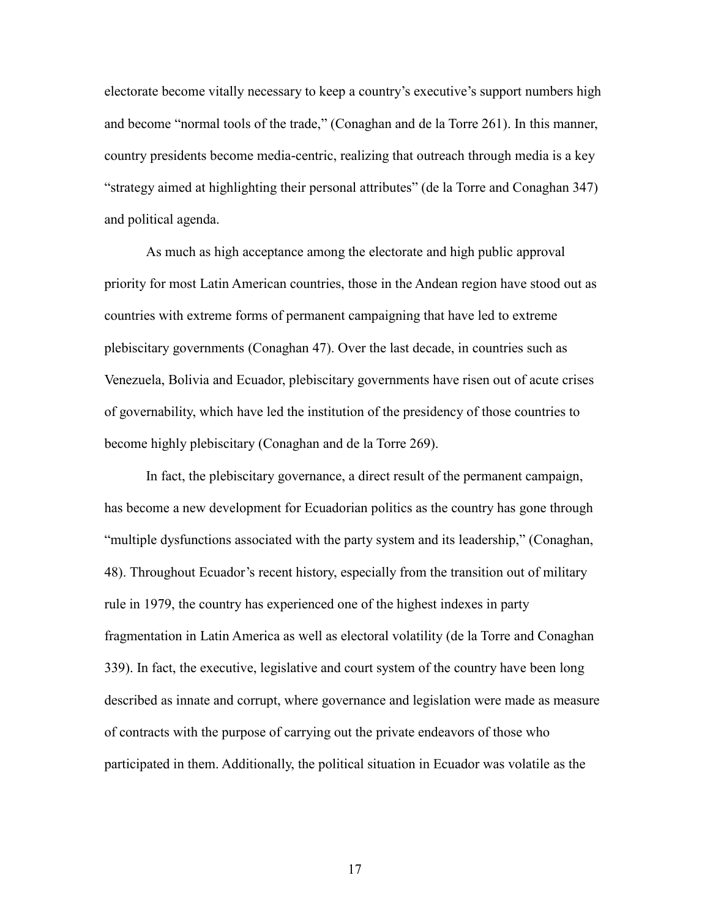electorate become vitally necessary to keep a country's executive's support numbers high and become "normal tools of the trade," (Conaghan and de la Torre 261). In this manner, country presidents become media-centric, realizing that outreach through media is a key "strategy aimed at highlighting their personal attributes" (de la Torre and Conaghan 347) and political agenda.

As much as high acceptance among the electorate and high public approval priority for most Latin American countries, those in the Andean region have stood out as countries with extreme forms of permanent campaigning that have led to extreme plebiscitary governments (Conaghan 47). Over the last decade, in countries such as Venezuela, Bolivia and Ecuador, plebiscitary governments have risen out of acute crises of governability, which have led the institution of the presidency of those countries to become highly plebiscitary (Conaghan and de la Torre 269).

In fact, the plebiscitary governance, a direct result of the permanent campaign, has become a new development for Ecuadorian politics as the country has gone through "multiple dysfunctions associated with the party system and its leadership," (Conaghan, 48). Throughout Ecuador's recent history, especially from the transition out of military rule in 1979, the country has experienced one of the highest indexes in party fragmentation in Latin America as well as electoral volatility (de la Torre and Conaghan 339). In fact, the executive, legislative and court system of the country have been long described as innate and corrupt, where governance and legislation were made as measure of contracts with the purpose of carrying out the private endeavors of those who participated in them. Additionally, the political situation in Ecuador was volatile as the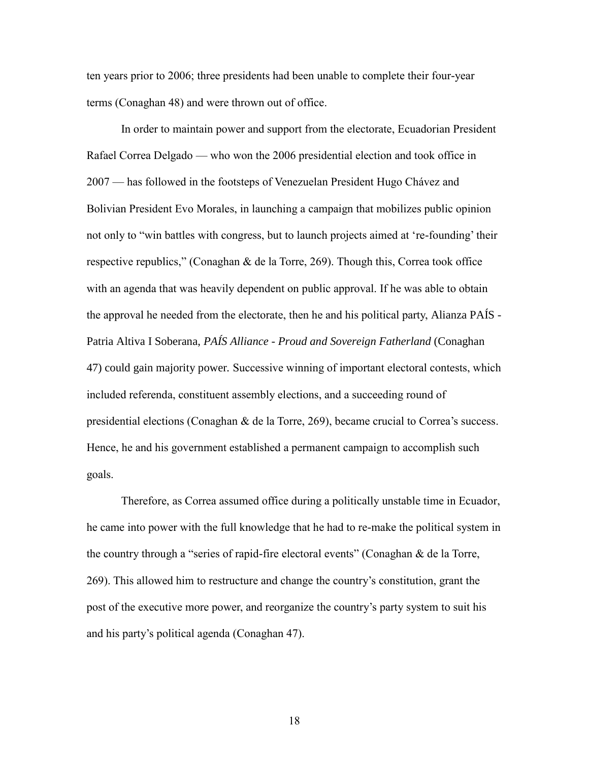ten years prior to 2006; three presidents had been unable to complete their four-year terms (Conaghan 48) and were thrown out of office.

In order to maintain power and support from the electorate, Ecuadorian President Rafael Correa Delgado — who won the 2006 presidential election and took office in 2007 — has followed in the footsteps of Venezuelan President Hugo Chávez and Bolivian President Evo Morales, in launching a campaign that mobilizes public opinion not only to "win battles with congress, but to launch projects aimed at 're-founding' their respective republics," (Conaghan & de la Torre, 269). Though this, Correa took office with an agenda that was heavily dependent on public approval. If he was able to obtain the approval he needed from the electorate, then he and his political party, Alianza PAÍS - Patria Altiva I Soberana, *PAÍS Alliance - Proud and Sovereign Fatherland* (Conaghan 47) could gain majority power. Successive winning of important electoral contests, which included referenda, constituent assembly elections, and a succeeding round of presidential elections (Conaghan & de la Torre, 269), became crucial to Correa's success. Hence, he and his government established a permanent campaign to accomplish such goals.

Therefore, as Correa assumed office during a politically unstable time in Ecuador, he came into power with the full knowledge that he had to re-make the political system in the country through a "series of rapid-fire electoral events" (Conaghan & de la Torre, 269). This allowed him to restructure and change the country's constitution, grant the post of the executive more power, and reorganize the country's party system to suit his and his party's political agenda (Conaghan 47).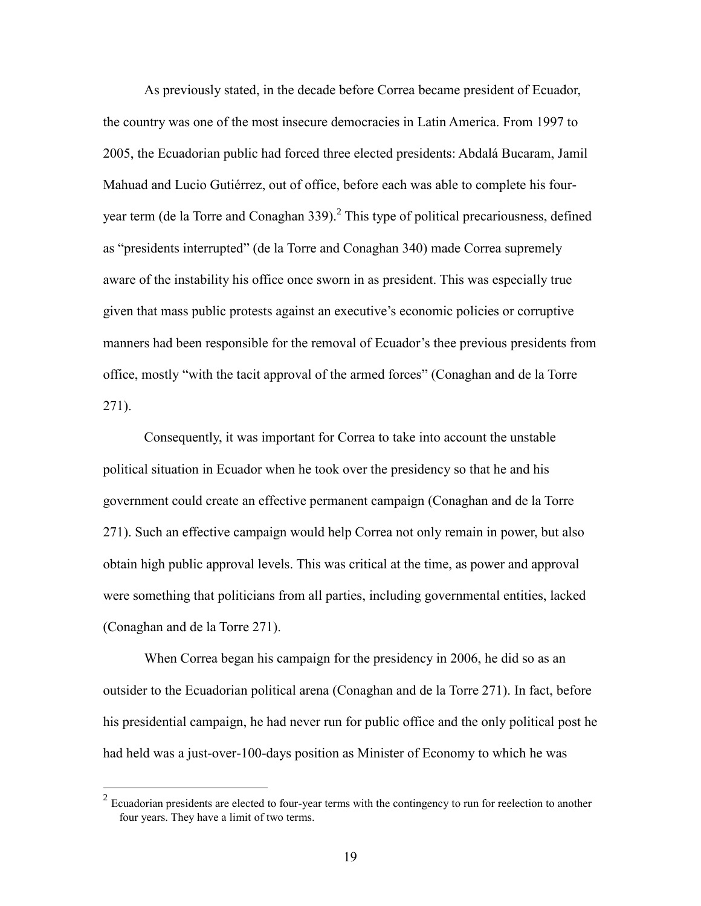As previously stated, in the decade before Correa became president of Ecuador, the country was one of the most insecure democracies in Latin America. From 1997 to 2005, the Ecuadorian public had forced three elected presidents: Abdalá Bucaram, Jamil Mahuad and Lucio Gutiérrez, out of office, before each was able to complete his four-year term (de la Torre and Conaghan 339).[2] This type of political precariousness, defined as "presidents interrupted" (de la Torre and Conaghan 340) made Correa supremely aware of the instability his office once sworn in as president. This was especially true given that mass public protests against an executive's economic policies or corruptive manners had been responsible for the removal of Ecuador's thee previous presidents from office, mostly "with the tacit approval of the armed forces" (Conaghan and de la Torre 271).

Consequently, it was important for Correa to take into account the unstable political situation in Ecuador when he took over the presidency so that he and his government could create an effective permanent campaign (Conaghan and de la Torre 271). Such an effective campaign would help Correa not only remain in power, but also obtain high public approval levels. This was critical at the time, as power and approval were something that politicians from all parties, including governmental entities, lacked (Conaghan and de la Torre 271).

When Correa began his campaign for the presidency in 2006, he did so as an outsider to the Ecuadorian political arena (Conaghan and de la Torre 271). In fact, before his presidential campaign, he had never run for public office and the only political post he had held was a just-over-100-days position as Minister of Economy to which he was

[2] Ecuadorian presidents are elected to four-year terms with the contingency to run for reelection to another four years. They have a limit of two terms.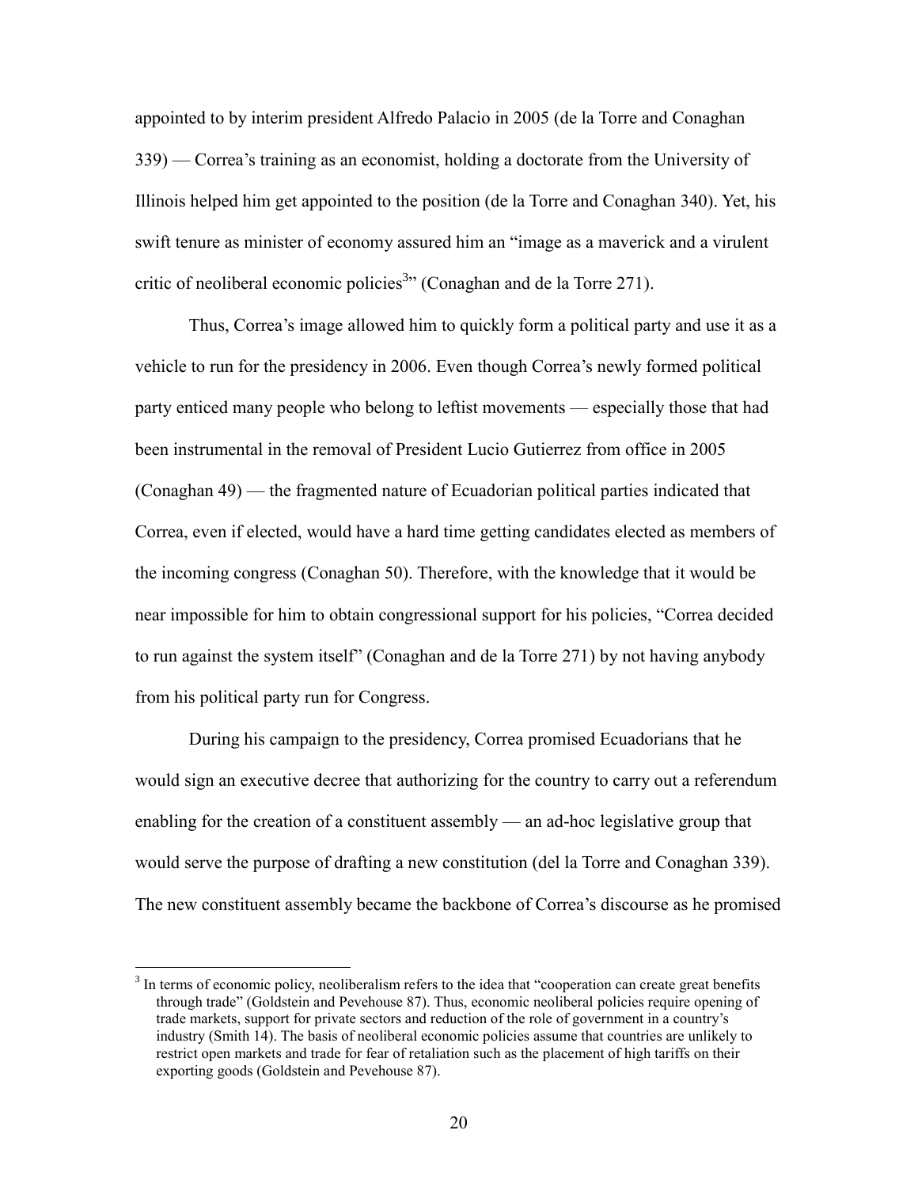appointed to by interim president Alfredo Palacio in 2005 (de la Torre and Conaghan 339) — Correa's training as an economist, holding a doctorate from the University of Illinois helped him get appointed to the position (de la Torre and Conaghan 340). Yet, his swift tenure as minister of economy assured him an "image as a maverick and a virulent critic of neoliberal economic policies[3]" (Conaghan and de la Torre 271).

Thus, Correa's image allowed him to quickly form a political party and use it as a vehicle to run for the presidency in 2006. Even though Correa's newly formed political party enticed many people who belong to leftist movements — especially those that had been instrumental in the removal of President Lucio Gutierrez from office in 2005 (Conaghan 49) — the fragmented nature of Ecuadorian political parties indicated that Correa, even if elected, would have a hard time getting candidates elected as members of the incoming congress (Conaghan 50). Therefore, with the knowledge that it would be near impossible for him to obtain congressional support for his policies, "Correa decided to run against the system itself" (Conaghan and de la Torre 271) by not having anybody from his political party run for Congress.

During his campaign to the presidency, Correa promised Ecuadorians that he would sign an executive decree that authorizing for the country to carry out a referendum enabling for the creation of a constituent assembly — an ad-hoc legislative group that would serve the purpose of drafting a new constitution (del la Torre and Conaghan 339). The new constituent assembly became the backbone of Correa's discourse as he promised

[3] In terms of economic policy, neoliberalism refers to the idea that "cooperation can create great benefits through trade" (Goldstein and Pevehouse 87). Thus, economic neoliberal policies require opening of trade markets, support for private sectors and reduction of the role of government in a country's industry (Smith 14). The basis of neoliberal economic policies assume that countries are unlikely to restrict open markets and trade for fear of retaliation such as the placement of high tariffs on their exporting goods (Goldstein and Pevehouse 87).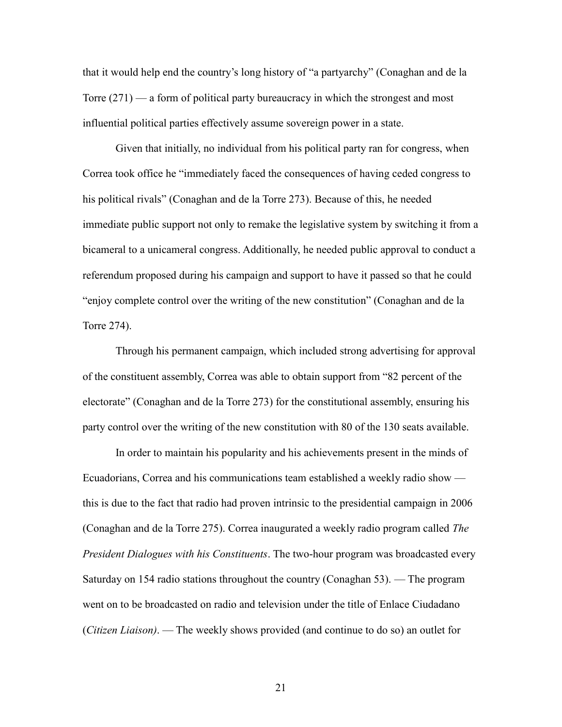that it would help end the country's long history of "a partyarchy" (Conaghan and de la Torre (271) — a form of political party bureaucracy in which the strongest and most influential political parties effectively assume sovereign power in a state.

Given that initially, no individual from his political party ran for congress, when Correa took office he "immediately faced the consequences of having ceded congress to his political rivals" (Conaghan and de la Torre 273). Because of this, he needed immediate public support not only to remake the legislative system by switching it from a bicameral to a unicameral congress. Additionally, he needed public approval to conduct a referendum proposed during his campaign and support to have it passed so that he could "enjoy complete control over the writing of the new constitution" (Conaghan and de la Torre 274).

Through his permanent campaign, which included strong advertising for approval of the constituent assembly, Correa was able to obtain support from "82 percent of the electorate" (Conaghan and de la Torre 273) for the constitutional assembly, ensuring his party control over the writing of the new constitution with 80 of the 130 seats available.

In order to maintain his popularity and his achievements present in the minds of Ecuadorians, Correa and his communications team established a weekly radio show — this is due to the fact that radio had proven intrinsic to the presidential campaign in 2006 (Conaghan and de la Torre 275). Correa inaugurated a weekly radio program called *The President Dialogues with his Constituents*. The two-hour program was broadcasted every Saturday on 154 radio stations throughout the country (Conaghan 53). — The program went on to be broadcasted on radio and television under the title of Enlace Ciudadano (*Citizen Liaison)*. — The weekly shows provided (and continue to do so) an outlet for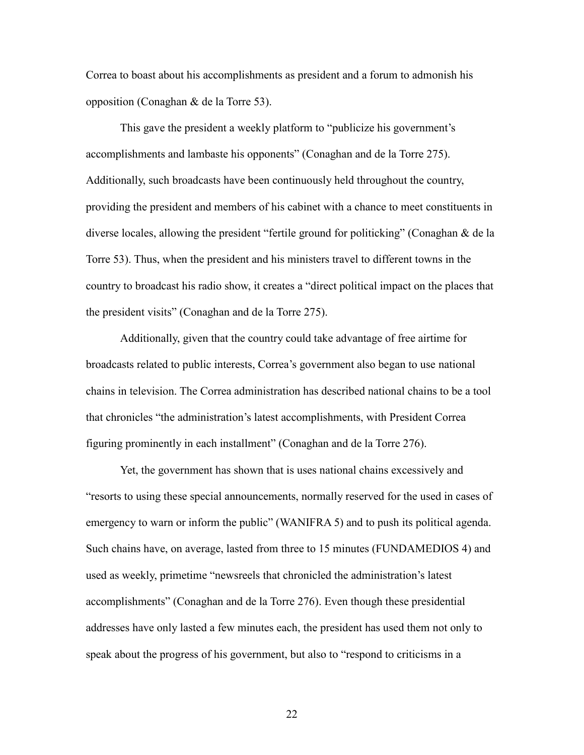Correa to boast about his accomplishments as president and a forum to admonish his opposition (Conaghan & de la Torre 53).

This gave the president a weekly platform to "publicize his government's accomplishments and lambaste his opponents" (Conaghan and de la Torre 275). Additionally, such broadcasts have been continuously held throughout the country, providing the president and members of his cabinet with a chance to meet constituents in diverse locales, allowing the president "fertile ground for politicking" (Conaghan & de la Torre 53). Thus, when the president and his ministers travel to different towns in the country to broadcast his radio show, it creates a "direct political impact on the places that the president visits" (Conaghan and de la Torre 275).

Additionally, given that the country could take advantage of free airtime for broadcasts related to public interests, Correa's government also began to use national chains in television. The Correa administration has described national chains to be a tool that chronicles "the administration's latest accomplishments, with President Correa figuring prominently in each installment" (Conaghan and de la Torre 276).

Yet, the government has shown that is uses national chains excessively and "resorts to using these special announcements, normally reserved for the used in cases of emergency to warn or inform the public" (WANIFRA 5) and to push its political agenda. Such chains have, on average, lasted from three to 15 minutes (FUNDAMEDIOS 4) and used as weekly, primetime "newsreels that chronicled the administration's latest accomplishments" (Conaghan and de la Torre 276). Even though these presidential addresses have only lasted a few minutes each, the president has used them not only to speak about the progress of his government, but also to "respond to criticisms in a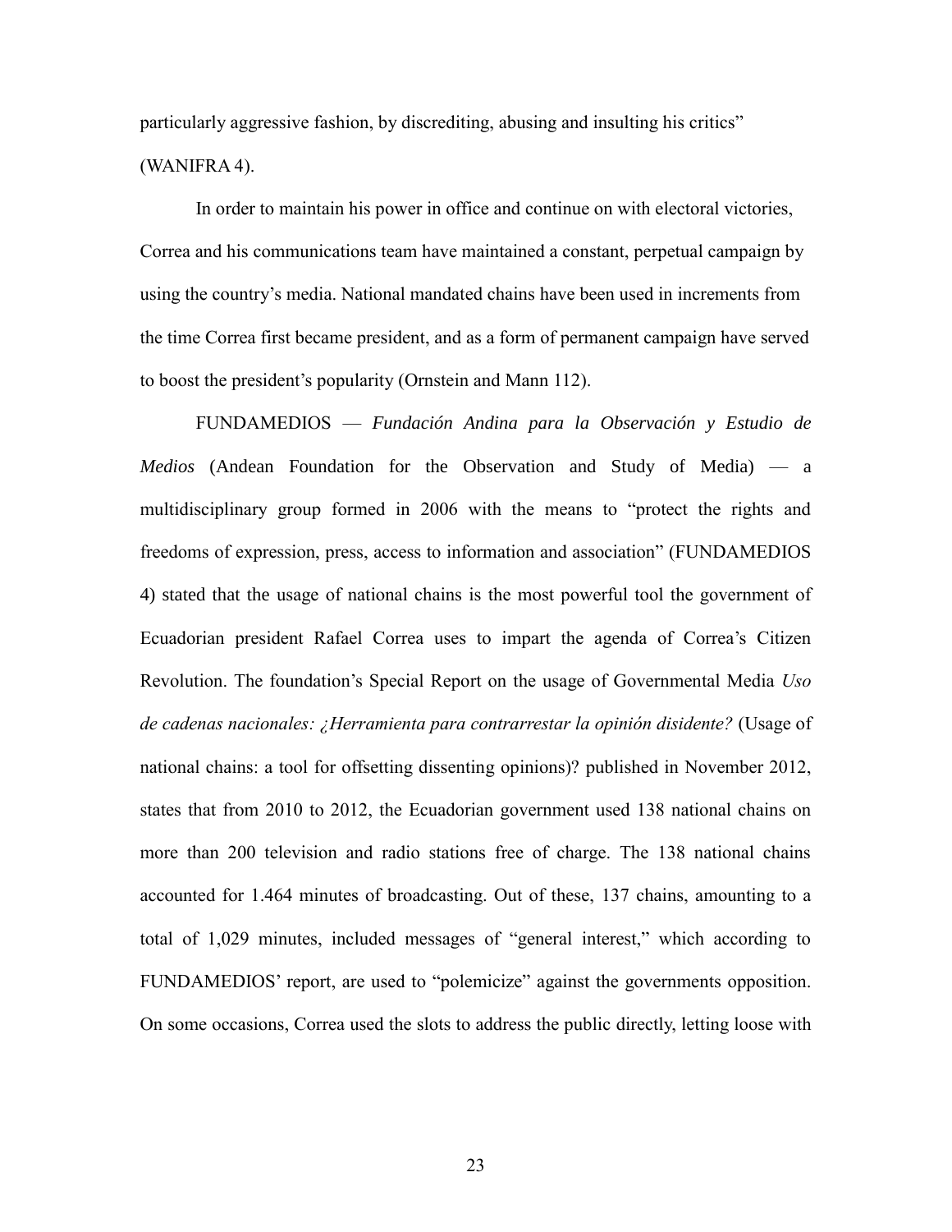particularly aggressive fashion, by discrediting, abusing and insulting his critics" (WANIFRA 4).

In order to maintain his power in office and continue on with electoral victories, Correa and his communications team have maintained a constant, perpetual campaign by using the country's media. National mandated chains have been used in increments from the time Correa first became president, and as a form of permanent campaign have served to boost the president's popularity (Ornstein and Mann 112).

FUNDAMEDIOS — *Fundación Andina para la Observación y Estudio de Medios* (Andean Foundation for the Observation and Study of Media) — a multidisciplinary group formed in 2006 with the means to "protect the rights and freedoms of expression, press, access to information and association" (FUNDAMEDIOS 4) stated that the usage of national chains is the most powerful tool the government of Ecuadorian president Rafael Correa uses to impart the agenda of Correa's Citizen Revolution. The foundation's Special Report on the usage of Governmental Media *Uso de cadenas nacionales: ¿Herramienta para contrarrestar la opinión disidente?* (Usage of national chains: a tool for offsetting dissenting opinions)? published in November 2012, states that from 2010 to 2012, the Ecuadorian government used 138 national chains on more than 200 television and radio stations free of charge. The 138 national chains accounted for 1.464 minutes of broadcasting. Out of these, 137 chains, amounting to a total of 1,029 minutes, included messages of "general interest," which according to FUNDAMEDIOS' report, are used to "polemicize" against the governments opposition. On some occasions, Correa used the slots to address the public directly, letting loose with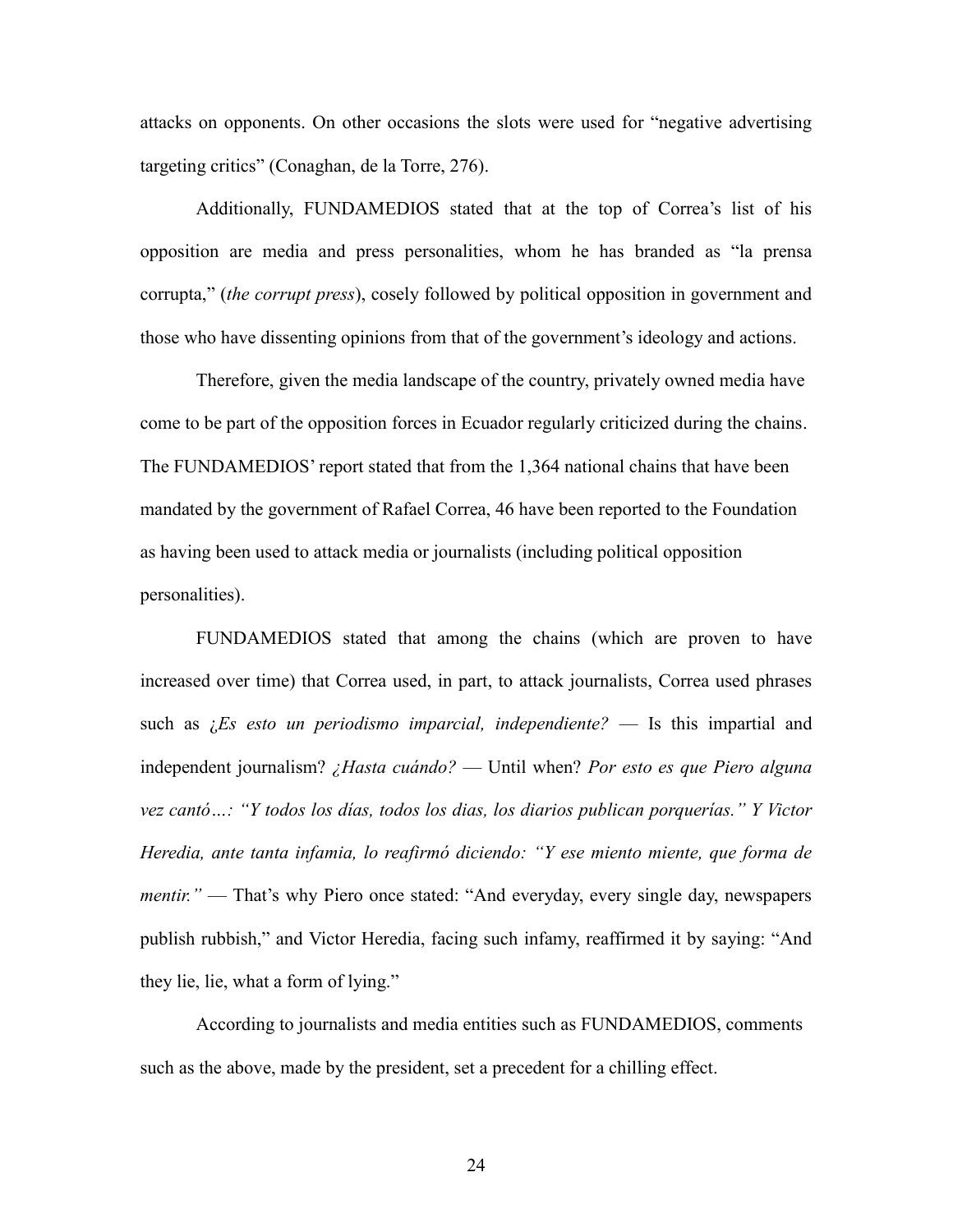attacks on opponents. On other occasions the slots were used for "negative advertising targeting critics" (Conaghan, de la Torre, 276).

Additionally, FUNDAMEDIOS stated that at the top of Correa's list of his opposition are media and press personalities, whom he has branded as "la prensa corrupta," (*the corrupt press*), cosely followed by political opposition in government and those who have dissenting opinions from that of the government's ideology and actions.

Therefore, given the media landscape of the country, privately owned media have come to be part of the opposition forces in Ecuador regularly criticized during the chains. The FUNDAMEDIOS' report stated that from the 1,364 national chains that have been mandated by the government of Rafael Correa, 46 have been reported to the Foundation as having been used to attack media or journalists (including political opposition personalities).

FUNDAMEDIOS stated that among the chains (which are proven to have increased over time) that Correa used, in part, to attack journalists, Correa used phrases such as *¿Es esto un periodismo imparcial, independiente?* — Is this impartial and independent journalism? *¿Hasta cuándo?* — Until when? *Por esto es que Piero alguna vez cantó…: "Y todos los días, todos los dias, los diarios publican porquerías." Y Victor Heredia, ante tanta infamia, lo reafirmó diciendo: "Y ese miento miente, que forma de mentir."* — That's why Piero once stated: "And everyday, every single day, newspapers publish rubbish," and Victor Heredia, facing such infamy, reaffirmed it by saying: "And they lie, lie, what a form of lying."

According to journalists and media entities such as FUNDAMEDIOS, comments such as the above, made by the president, set a precedent for a chilling effect.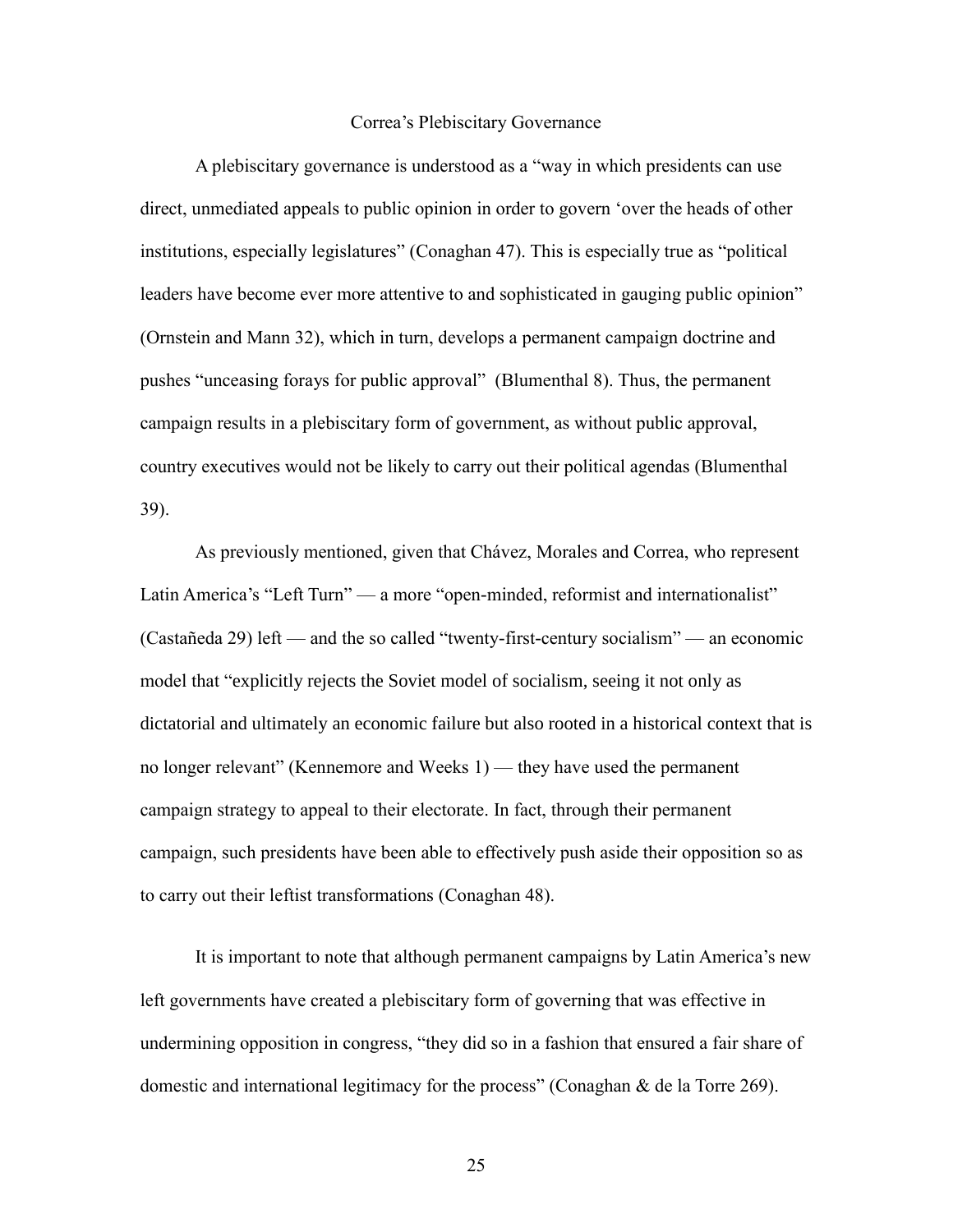## Correa's Plebiscitary Governance

A plebiscitary governance is understood as a "way in which presidents can use direct, unmediated appeals to public opinion in order to govern 'over the heads of other institutions, especially legislatures" (Conaghan 47). This is especially true as "political leaders have become ever more attentive to and sophisticated in gauging public opinion" (Ornstein and Mann 32), which in turn, develops a permanent campaign doctrine and pushes "unceasing forays for public approval" (Blumenthal 8). Thus, the permanent campaign results in a plebiscitary form of government, as without public approval, country executives would not be likely to carry out their political agendas (Blumenthal 39).

As previously mentioned, given that Chávez, Morales and Correa, who represent Latin America's "Left Turn" — a more "open-minded, reformist and internationalist" (Castañeda 29) left — and the so called "twenty-first-century socialism" — an economic model that "explicitly rejects the Soviet model of socialism, seeing it not only as dictatorial and ultimately an economic failure but also rooted in a historical context that is no longer relevant" (Kennemore and Weeks 1) — they have used the permanent campaign strategy to appeal to their electorate. In fact, through their permanent campaign, such presidents have been able to effectively push aside their opposition so as to carry out their leftist transformations (Conaghan 48).

It is important to note that although permanent campaigns by Latin America's new left governments have created a plebiscitary form of governing that was effective in undermining opposition in congress, "they did so in a fashion that ensured a fair share of domestic and international legitimacy for the process" (Conaghan & de la Torre 269).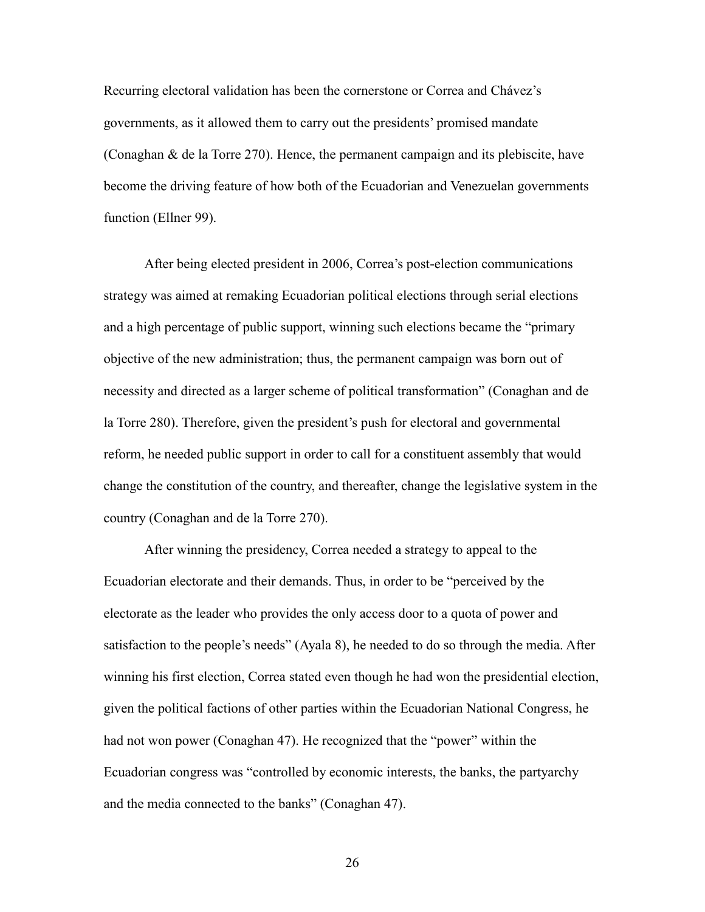Recurring electoral validation has been the cornerstone or Correa and Chávez's governments, as it allowed them to carry out the presidents' promised mandate (Conaghan & de la Torre 270). Hence, the permanent campaign and its plebiscite, have become the driving feature of how both of the Ecuadorian and Venezuelan governments function (Ellner 99).

After being elected president in 2006, Correa's post-election communications strategy was aimed at remaking Ecuadorian political elections through serial elections and a high percentage of public support, winning such elections became the "primary objective of the new administration; thus, the permanent campaign was born out of necessity and directed as a larger scheme of political transformation" (Conaghan and de la Torre 280). Therefore, given the president's push for electoral and governmental reform, he needed public support in order to call for a constituent assembly that would change the constitution of the country, and thereafter, change the legislative system in the country (Conaghan and de la Torre 270).

After winning the presidency, Correa needed a strategy to appeal to the Ecuadorian electorate and their demands. Thus, in order to be "perceived by the electorate as the leader who provides the only access door to a quota of power and satisfaction to the people's needs" (Ayala 8), he needed to do so through the media. After winning his first election, Correa stated even though he had won the presidential election, given the political factions of other parties within the Ecuadorian National Congress, he had not won power (Conaghan 47). He recognized that the "power" within the Ecuadorian congress was "controlled by economic interests, the banks, the partyarchy and the media connected to the banks" (Conaghan 47).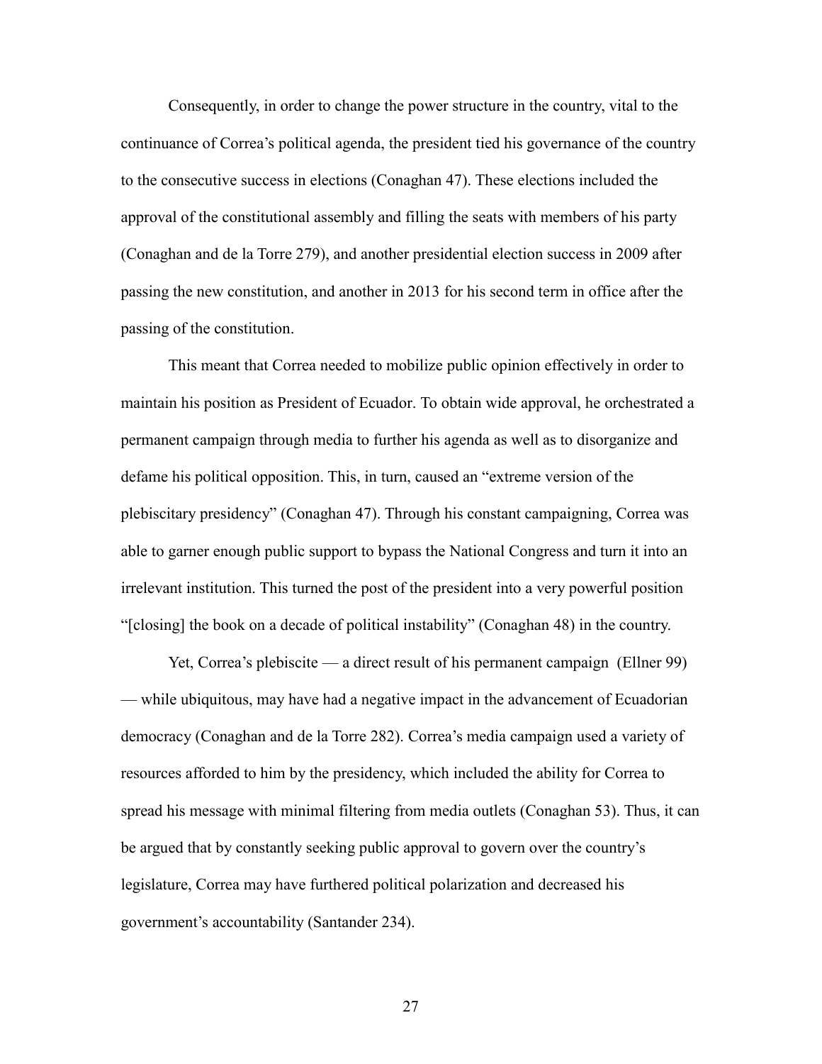Consequently, in order to change the power structure in the country, vital to the continuance of Correa's political agenda, the president tied his governance of the country to the consecutive success in elections (Conaghan 47). These elections included the approval of the constitutional assembly and filling the seats with members of his party (Conaghan and de la Torre 279), and another presidential election success in 2009 after passing the new constitution, and another in 2013 for his second term in office after the passing of the constitution.

This meant that Correa needed to mobilize public opinion effectively in order to maintain his position as President of Ecuador. To obtain wide approval, he orchestrated a permanent campaign through media to further his agenda as well as to disorganize and defame his political opposition. This, in turn, caused an "extreme version of the plebiscitary presidency" (Conaghan 47). Through his constant campaigning, Correa was able to garner enough public support to bypass the National Congress and turn it into an irrelevant institution. This turned the post of the president into a very powerful position "[closing] the book on a decade of political instability" (Conaghan 48) in the country.

Yet, Correa's plebiscite — a direct result of his permanent campaign (Ellner 99) — while ubiquitous, may have had a negative impact in the advancement of Ecuadorian democracy (Conaghan and de la Torre 282). Correa's media campaign used a variety of resources afforded to him by the presidency, which included the ability for Correa to spread his message with minimal filtering from media outlets (Conaghan 53). Thus, it can be argued that by constantly seeking public approval to govern over the country's legislature, Correa may have furthered political polarization and decreased his government's accountability (Santander 234).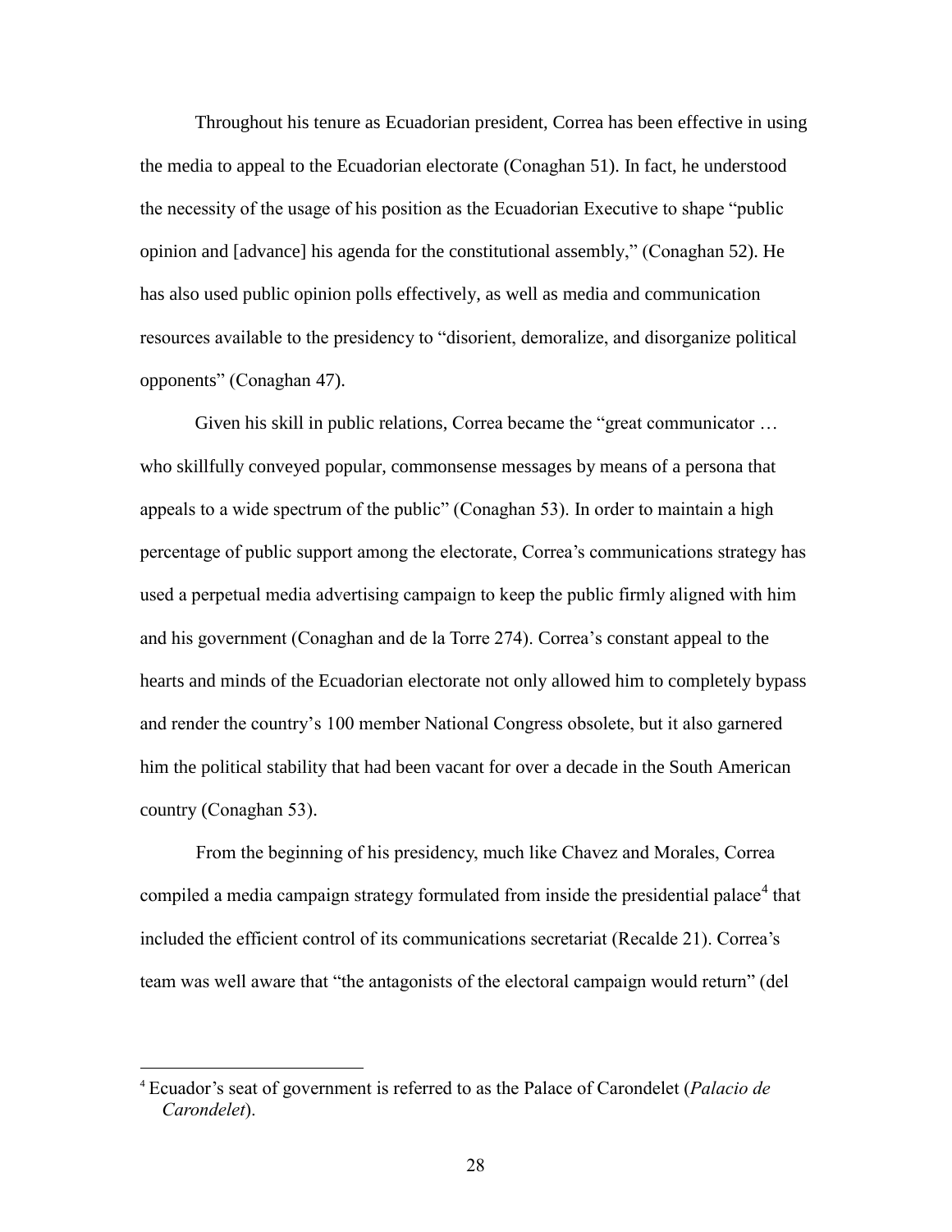Throughout his tenure as Ecuadorian president, Correa has been effective in using the media to appeal to the Ecuadorian electorate (Conaghan 51). In fact, he understood the necessity of the usage of his position as the Ecuadorian Executive to shape "public opinion and [advance] his agenda for the constitutional assembly," (Conaghan 52). He has also used public opinion polls effectively, as well as media and communication resources available to the presidency to "disorient, demoralize, and disorganize political opponents" (Conaghan 47).

Given his skill in public relations, Correa became the "great communicator … who skillfully conveyed popular, commonsense messages by means of a persona that appeals to a wide spectrum of the public" (Conaghan 53). In order to maintain a high percentage of public support among the electorate, Correa's communications strategy has used a perpetual media advertising campaign to keep the public firmly aligned with him and his government (Conaghan and de la Torre 274). Correa's constant appeal to the hearts and minds of the Ecuadorian electorate not only allowed him to completely bypass and render the country's 100 member National Congress obsolete, but it also garnered him the political stability that had been vacant for over a decade in the South American country (Conaghan 53).

From the beginning of his presidency, much like Chavez and Morales, Correa compiled a media campaign strategy formulated from inside the presidential palace[4] that included the efficient control of its communications secretariat (Recalde 21). Correa's team was well aware that "the antagonists of the electoral campaign would return" (del

[4] Ecuador's seat of government is referred to as the Palace of Carondelet (*Palacio de Carondelet*).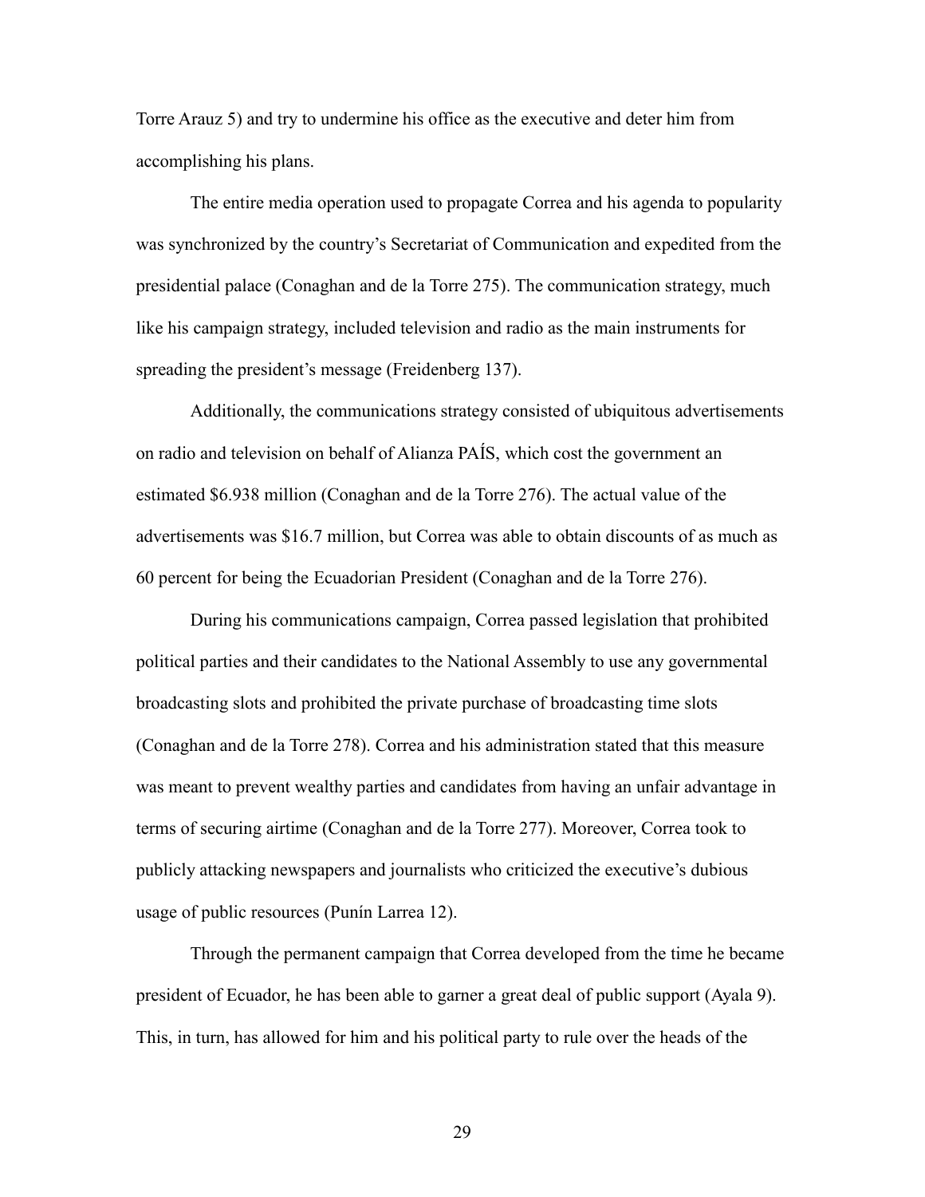Torre Arauz 5) and try to undermine his office as the executive and deter him from accomplishing his plans.

The entire media operation used to propagate Correa and his agenda to popularity was synchronized by the country's Secretariat of Communication and expedited from the presidential palace (Conaghan and de la Torre 275). The communication strategy, much like his campaign strategy, included television and radio as the main instruments for spreading the president's message (Freidenberg 137).

Additionally, the communications strategy consisted of ubiquitous advertisements on radio and television on behalf of Alianza PAÍS, which cost the government an estimated $6.938 million (Conaghan and de la Torre 276). The actual value of the advertisements was $16.7 million, but Correa was able to obtain discounts of as much as 60 percent for being the Ecuadorian President (Conaghan and de la Torre 276).

During his communications campaign, Correa passed legislation that prohibited political parties and their candidates to the National Assembly to use any governmental broadcasting slots and prohibited the private purchase of broadcasting time slots (Conaghan and de la Torre 278). Correa and his administration stated that this measure was meant to prevent wealthy parties and candidates from having an unfair advantage in terms of securing airtime (Conaghan and de la Torre 277). Moreover, Correa took to publicly attacking newspapers and journalists who criticized the executive's dubious usage of public resources (Punín Larrea 12).

Through the permanent campaign that Correa developed from the time he became president of Ecuador, he has been able to garner a great deal of public support (Ayala 9). This, in turn, has allowed for him and his political party to rule over the heads of the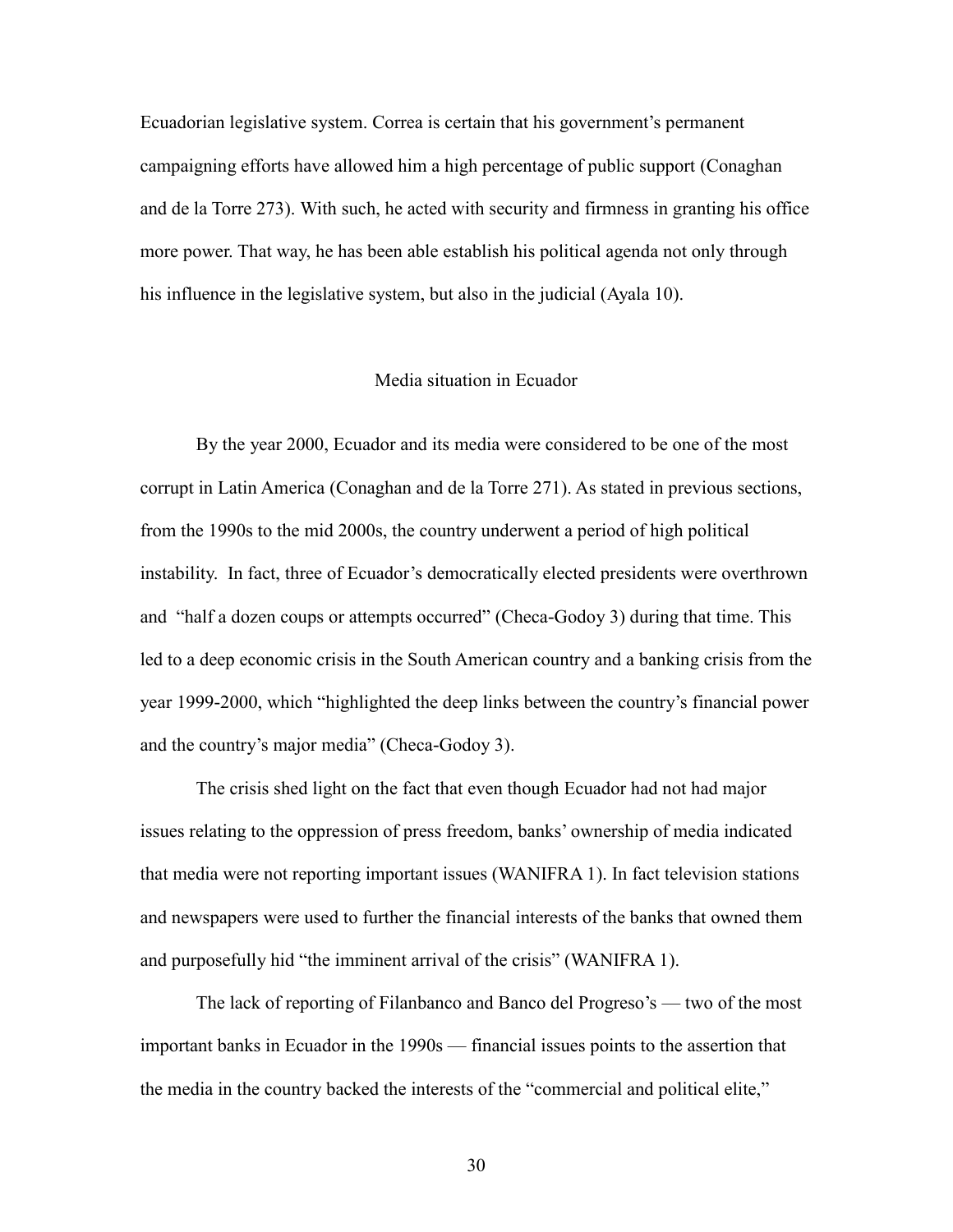Ecuadorian legislative system. Correa is certain that his government's permanent campaigning efforts have allowed him a high percentage of public support (Conaghan and de la Torre 273). With such, he acted with security and firmness in granting his office more power. That way, he has been able establish his political agenda not only through his influence in the legislative system, but also in the judicial (Ayala 10).

## Media situation in Ecuador

By the year 2000, Ecuador and its media were considered to be one of the most corrupt in Latin America (Conaghan and de la Torre 271). As stated in previous sections, from the 1990s to the mid 2000s, the country underwent a period of high political instability. In fact, three of Ecuador's democratically elected presidents were overthrown and "half a dozen coups or attempts occurred" (Checa-Godoy 3) during that time. This led to a deep economic crisis in the South American country and a banking crisis from the year 1999-2000, which "highlighted the deep links between the country's financial power and the country's major media" (Checa-Godoy 3).

The crisis shed light on the fact that even though Ecuador had not had major issues relating to the oppression of press freedom, banks' ownership of media indicated that media were not reporting important issues (WANIFRA 1). In fact television stations and newspapers were used to further the financial interests of the banks that owned them and purposefully hid "the imminent arrival of the crisis" (WANIFRA 1).

The lack of reporting of Filanbanco and Banco del Progreso's — two of the most important banks in Ecuador in the 1990s — financial issues points to the assertion that the media in the country backed the interests of the "commercial and political elite,"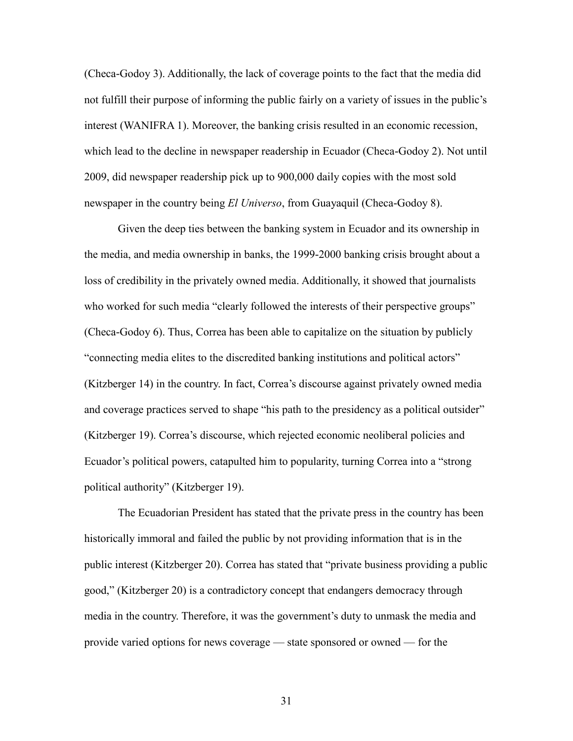(Checa-Godoy 3). Additionally, the lack of coverage points to the fact that the media did not fulfill their purpose of informing the public fairly on a variety of issues in the public's interest (WANIFRA 1). Moreover, the banking crisis resulted in an economic recession, which lead to the decline in newspaper readership in Ecuador (Checa-Godoy 2). Not until 2009, did newspaper readership pick up to 900,000 daily copies with the most sold newspaper in the country being *El Universo*, from Guayaquil (Checa-Godoy 8).

Given the deep ties between the banking system in Ecuador and its ownership in the media, and media ownership in banks, the 1999-2000 banking crisis brought about a loss of credibility in the privately owned media. Additionally, it showed that journalists who worked for such media "clearly followed the interests of their perspective groups" (Checa-Godoy 6). Thus, Correa has been able to capitalize on the situation by publicly "connecting media elites to the discredited banking institutions and political actors" (Kitzberger 14) in the country. In fact, Correa's discourse against privately owned media and coverage practices served to shape "his path to the presidency as a political outsider" (Kitzberger 19). Correa's discourse, which rejected economic neoliberal policies and Ecuador's political powers, catapulted him to popularity, turning Correa into a "strong political authority" (Kitzberger 19).

The Ecuadorian President has stated that the private press in the country has been historically immoral and failed the public by not providing information that is in the public interest (Kitzberger 20). Correa has stated that "private business providing a public good," (Kitzberger 20) is a contradictory concept that endangers democracy through media in the country. Therefore, it was the government's duty to unmask the media and provide varied options for news coverage — state sponsored or owned — for the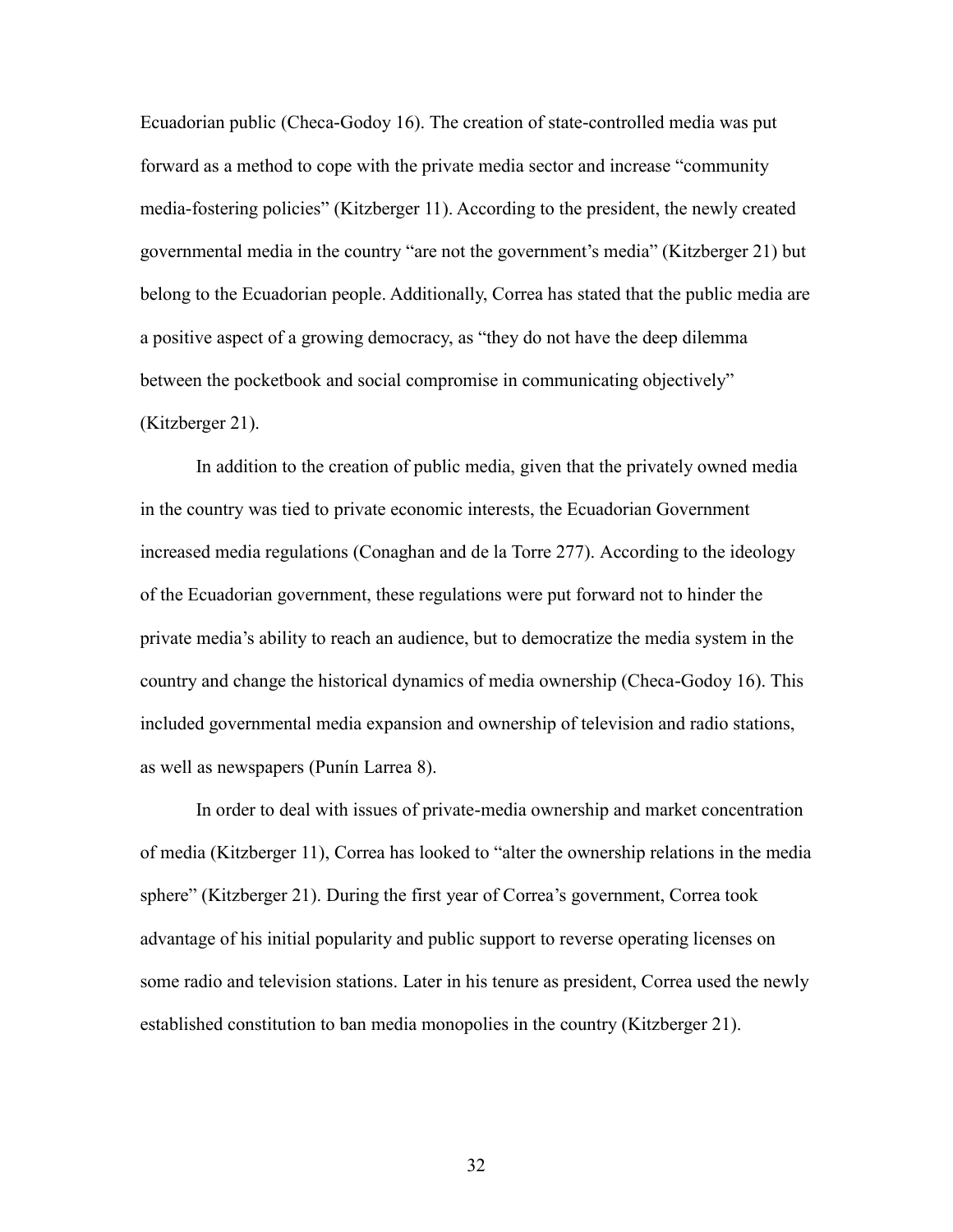Ecuadorian public (Checa-Godoy 16). The creation of state-controlled media was put forward as a method to cope with the private media sector and increase "community media-fostering policies" (Kitzberger 11). According to the president, the newly created governmental media in the country "are not the government's media" (Kitzberger 21) but belong to the Ecuadorian people. Additionally, Correa has stated that the public media are a positive aspect of a growing democracy, as "they do not have the deep dilemma between the pocketbook and social compromise in communicating objectively" (Kitzberger 21).

In addition to the creation of public media, given that the privately owned media in the country was tied to private economic interests, the Ecuadorian Government increased media regulations (Conaghan and de la Torre 277). According to the ideology of the Ecuadorian government, these regulations were put forward not to hinder the private media's ability to reach an audience, but to democratize the media system in the country and change the historical dynamics of media ownership (Checa-Godoy 16). This included governmental media expansion and ownership of television and radio stations, as well as newspapers (Punín Larrea 8).

In order to deal with issues of private-media ownership and market concentration of media (Kitzberger 11), Correa has looked to "alter the ownership relations in the media sphere" (Kitzberger 21). During the first year of Correa's government, Correa took advantage of his initial popularity and public support to reverse operating licenses on some radio and television stations. Later in his tenure as president, Correa used the newly established constitution to ban media monopolies in the country (Kitzberger 21).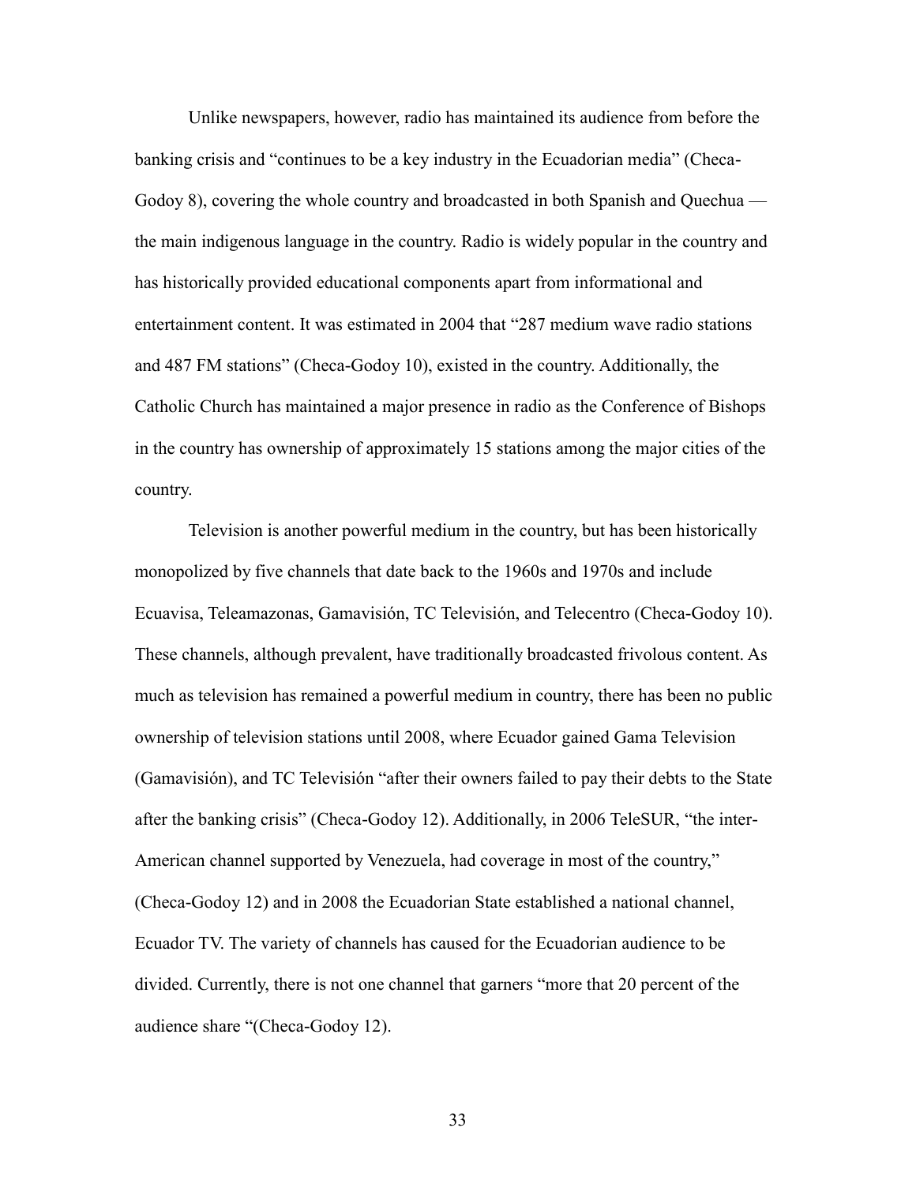Unlike newspapers, however, radio has maintained its audience from before the banking crisis and "continues to be a key industry in the Ecuadorian media" (Checa-Godoy 8), covering the whole country and broadcasted in both Spanish and Quechua — the main indigenous language in the country. Radio is widely popular in the country and has historically provided educational components apart from informational and entertainment content. It was estimated in 2004 that "287 medium wave radio stations and 487 FM stations" (Checa-Godoy 10), existed in the country. Additionally, the Catholic Church has maintained a major presence in radio as the Conference of Bishops in the country has ownership of approximately 15 stations among the major cities of the country.

Television is another powerful medium in the country, but has been historically monopolized by five channels that date back to the 1960s and 1970s and include Ecuavisa, Teleamazonas, Gamavisión, TC Televisión, and Telecentro (Checa-Godoy 10). These channels, although prevalent, have traditionally broadcasted frivolous content. As much as television has remained a powerful medium in country, there has been no public ownership of television stations until 2008, where Ecuador gained Gama Television (Gamavisión), and TC Televisión "after their owners failed to pay their debts to the State after the banking crisis" (Checa-Godoy 12). Additionally, in 2006 TeleSUR, "the inter-American channel supported by Venezuela, had coverage in most of the country," (Checa-Godoy 12) and in 2008 the Ecuadorian State established a national channel, Ecuador TV. The variety of channels has caused for the Ecuadorian audience to be divided. Currently, there is not one channel that garners "more that 20 percent of the audience share "(Checa-Godoy 12).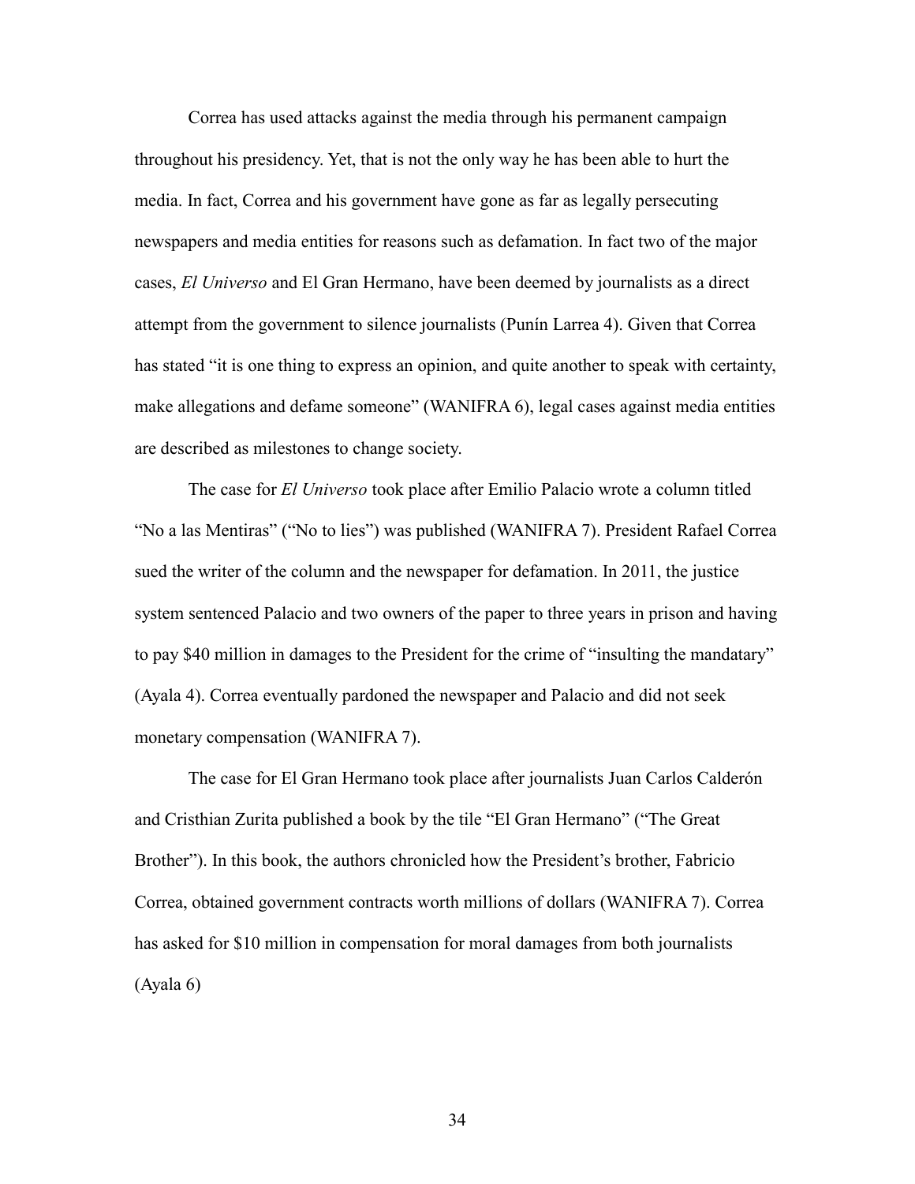Correa has used attacks against the media through his permanent campaign throughout his presidency. Yet, that is not the only way he has been able to hurt the media. In fact, Correa and his government have gone as far as legally persecuting newspapers and media entities for reasons such as defamation. In fact two of the major cases, *El Universo* and El Gran Hermano, have been deemed by journalists as a direct attempt from the government to silence journalists (Punín Larrea 4). Given that Correa has stated "it is one thing to express an opinion, and quite another to speak with certainty, make allegations and defame someone" (WANIFRA 6), legal cases against media entities are described as milestones to change society.

The case for *El Universo* took place after Emilio Palacio wrote a column titled "No a las Mentiras" ("No to lies") was published (WANIFRA 7). President Rafael Correa sued the writer of the column and the newspaper for defamation. In 2011, the justice system sentenced Palacio and two owners of the paper to three years in prison and having to pay $40 million in damages to the President for the crime of "insulting the mandatary" (Ayala 4). Correa eventually pardoned the newspaper and Palacio and did not seek monetary compensation (WANIFRA 7).

The case for El Gran Hermano took place after journalists Juan Carlos Calderón and Cristhian Zurita published a book by the tile "El Gran Hermano" ("The Great Brother"). In this book, the authors chronicled how the President's brother, Fabricio Correa, obtained government contracts worth millions of dollars (WANIFRA 7). Correa has asked for $10 million in compensation for moral damages from both journalists (Ayala 6)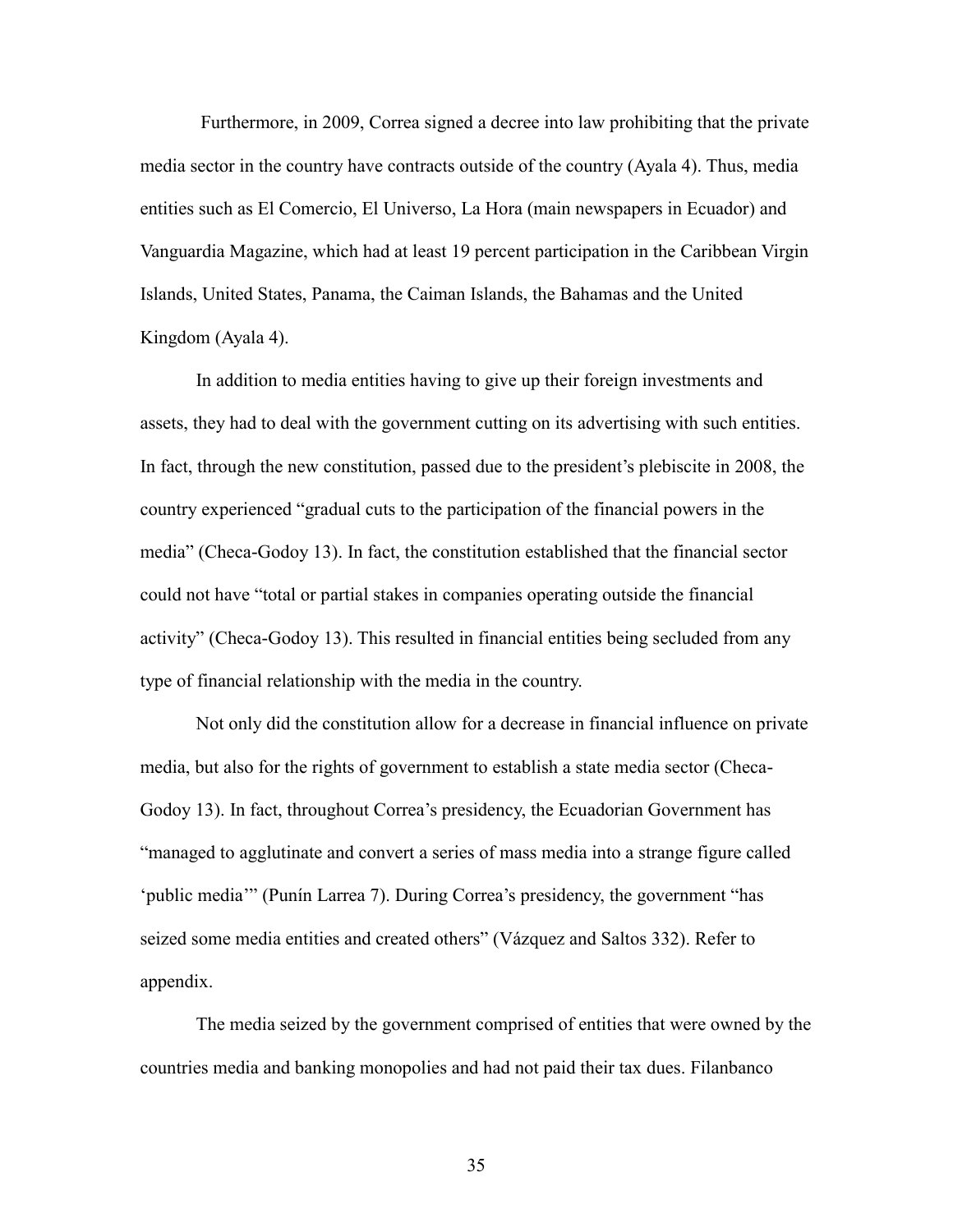Furthermore, in 2009, Correa signed a decree into law prohibiting that the private media sector in the country have contracts outside of the country (Ayala 4). Thus, media entities such as El Comercio, El Universo, La Hora (main newspapers in Ecuador) and Vanguardia Magazine, which had at least 19 percent participation in the Caribbean Virgin Islands, United States, Panama, the Caiman Islands, the Bahamas and the United Kingdom (Ayala 4).

In addition to media entities having to give up their foreign investments and assets, they had to deal with the government cutting on its advertising with such entities. In fact, through the new constitution, passed due to the president's plebiscite in 2008, the country experienced "gradual cuts to the participation of the financial powers in the media" (Checa-Godoy 13). In fact, the constitution established that the financial sector could not have "total or partial stakes in companies operating outside the financial activity" (Checa-Godoy 13). This resulted in financial entities being secluded from any type of financial relationship with the media in the country.

Not only did the constitution allow for a decrease in financial influence on private media, but also for the rights of government to establish a state media sector (Checa-Godoy 13). In fact, throughout Correa's presidency, the Ecuadorian Government has "managed to agglutinate and convert a series of mass media into a strange figure called 'public media'" (Punín Larrea 7). During Correa's presidency, the government "has seized some media entities and created others" (Vázquez and Saltos 332). Refer to appendix.

The media seized by the government comprised of entities that were owned by the countries media and banking monopolies and had not paid their tax dues. Filanbanco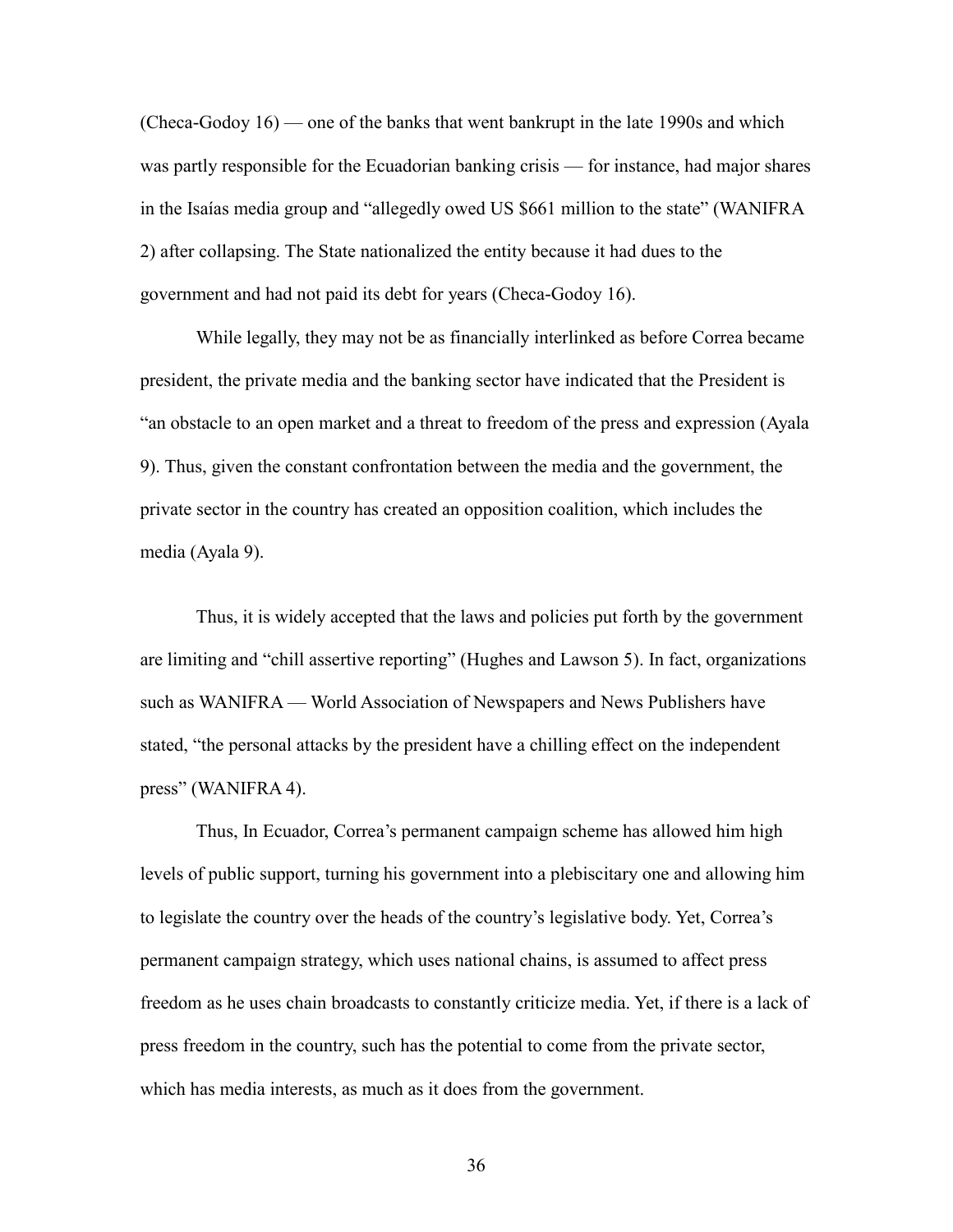(Checa-Godoy 16) — one of the banks that went bankrupt in the late 1990s and which was partly responsible for the Ecuadorian banking crisis — for instance, had major shares in the Isaías media group and "allegedly owed US $661 million to the state" (WANIFRA 2) after collapsing. The State nationalized the entity because it had dues to the government and had not paid its debt for years (Checa-Godoy 16).

While legally, they may not be as financially interlinked as before Correa became president, the private media and the banking sector have indicated that the President is "an obstacle to an open market and a threat to freedom of the press and expression (Ayala 9). Thus, given the constant confrontation between the media and the government, the private sector in the country has created an opposition coalition, which includes the media (Ayala 9).

Thus, it is widely accepted that the laws and policies put forth by the government are limiting and "chill assertive reporting" (Hughes and Lawson 5). In fact, organizations such as WANIFRA — World Association of Newspapers and News Publishers have stated, "the personal attacks by the president have a chilling effect on the independent press" (WANIFRA 4).

Thus, In Ecuador, Correa's permanent campaign scheme has allowed him high levels of public support, turning his government into a plebiscitary one and allowing him to legislate the country over the heads of the country's legislative body. Yet, Correa's permanent campaign strategy, which uses national chains, is assumed to affect press freedom as he uses chain broadcasts to constantly criticize media. Yet, if there is a lack of press freedom in the country, such has the potential to come from the private sector, which has media interests, as much as it does from the government.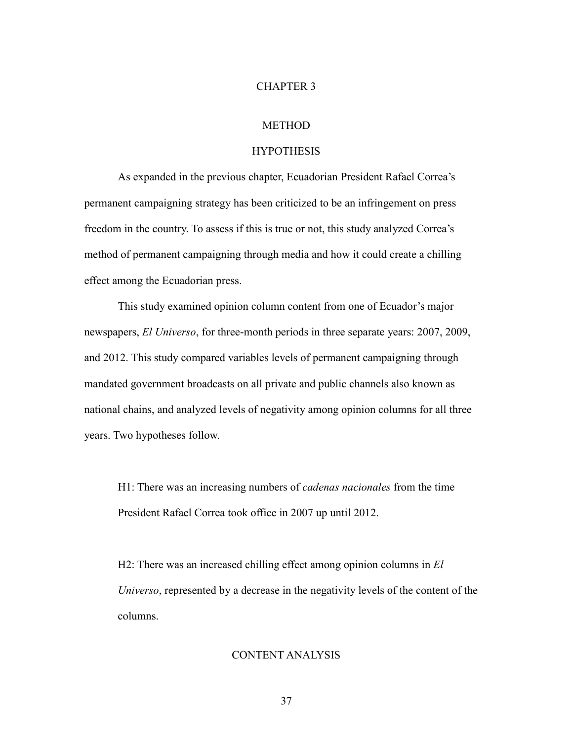# CHAPTER 3

# METHOD

## HYPOTHESIS

As expanded in the previous chapter, Ecuadorian President Rafael Correa's permanent campaigning strategy has been criticized to be an infringement on press freedom in the country. To assess if this is true or not, this study analyzed Correa's method of permanent campaigning through media and how it could create a chilling effect among the Ecuadorian press.

This study examined opinion column content from one of Ecuador's major newspapers, *El Universo*, for three-month periods in three separate years: 2007, 2009, and 2012. This study compared variables levels of permanent campaigning through mandated government broadcasts on all private and public channels also known as national chains, and analyzed levels of negativity among opinion columns for all three years. Two hypotheses follow.

> H1: There was an increasing numbers of *cadenas nacionales* from the time President Rafael Correa took office in 2007 up until 2012.

> H2: There was an increased chilling effect among opinion columns in *El Universo*, represented by a decrease in the negativity levels of the content of the columns.

## CONTENT ANALYSIS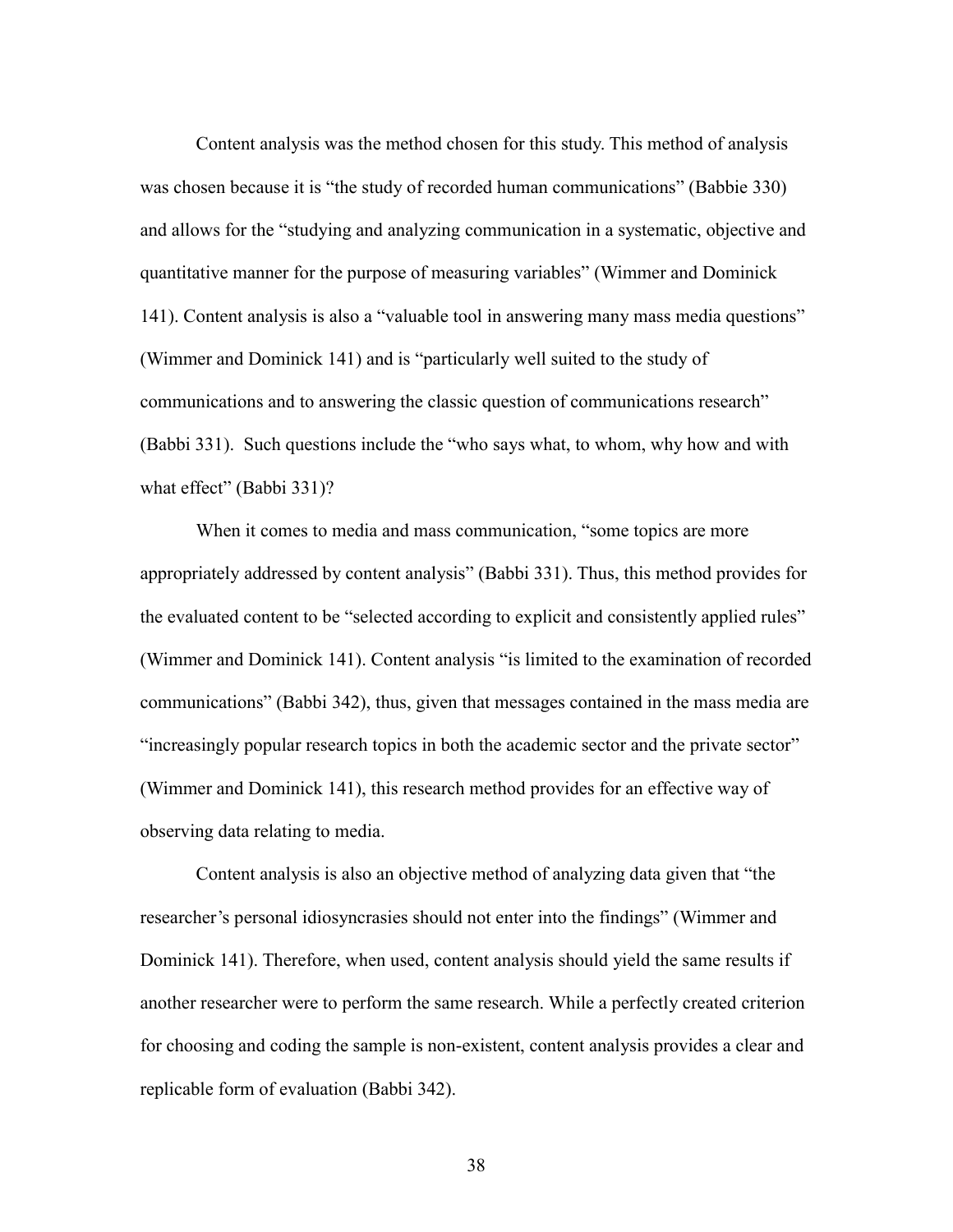Content analysis was the method chosen for this study. This method of analysis was chosen because it is "the study of recorded human communications" (Babbie 330) and allows for the "studying and analyzing communication in a systematic, objective and quantitative manner for the purpose of measuring variables" (Wimmer and Dominick 141). Content analysis is also a "valuable tool in answering many mass media questions" (Wimmer and Dominick 141) and is "particularly well suited to the study of communications and to answering the classic question of communications research" (Babbi 331). Such questions include the "who says what, to whom, why how and with what effect" (Babbi 331)?

When it comes to media and mass communication, "some topics are more appropriately addressed by content analysis" (Babbi 331). Thus, this method provides for the evaluated content to be "selected according to explicit and consistently applied rules" (Wimmer and Dominick 141). Content analysis "is limited to the examination of recorded communications" (Babbi 342), thus, given that messages contained in the mass media are "increasingly popular research topics in both the academic sector and the private sector" (Wimmer and Dominick 141), this research method provides for an effective way of observing data relating to media.

Content analysis is also an objective method of analyzing data given that "the researcher's personal idiosyncrasies should not enter into the findings" (Wimmer and Dominick 141). Therefore, when used, content analysis should yield the same results if another researcher were to perform the same research. While a perfectly created criterion for choosing and coding the sample is non-existent, content analysis provides a clear and replicable form of evaluation (Babbi 342).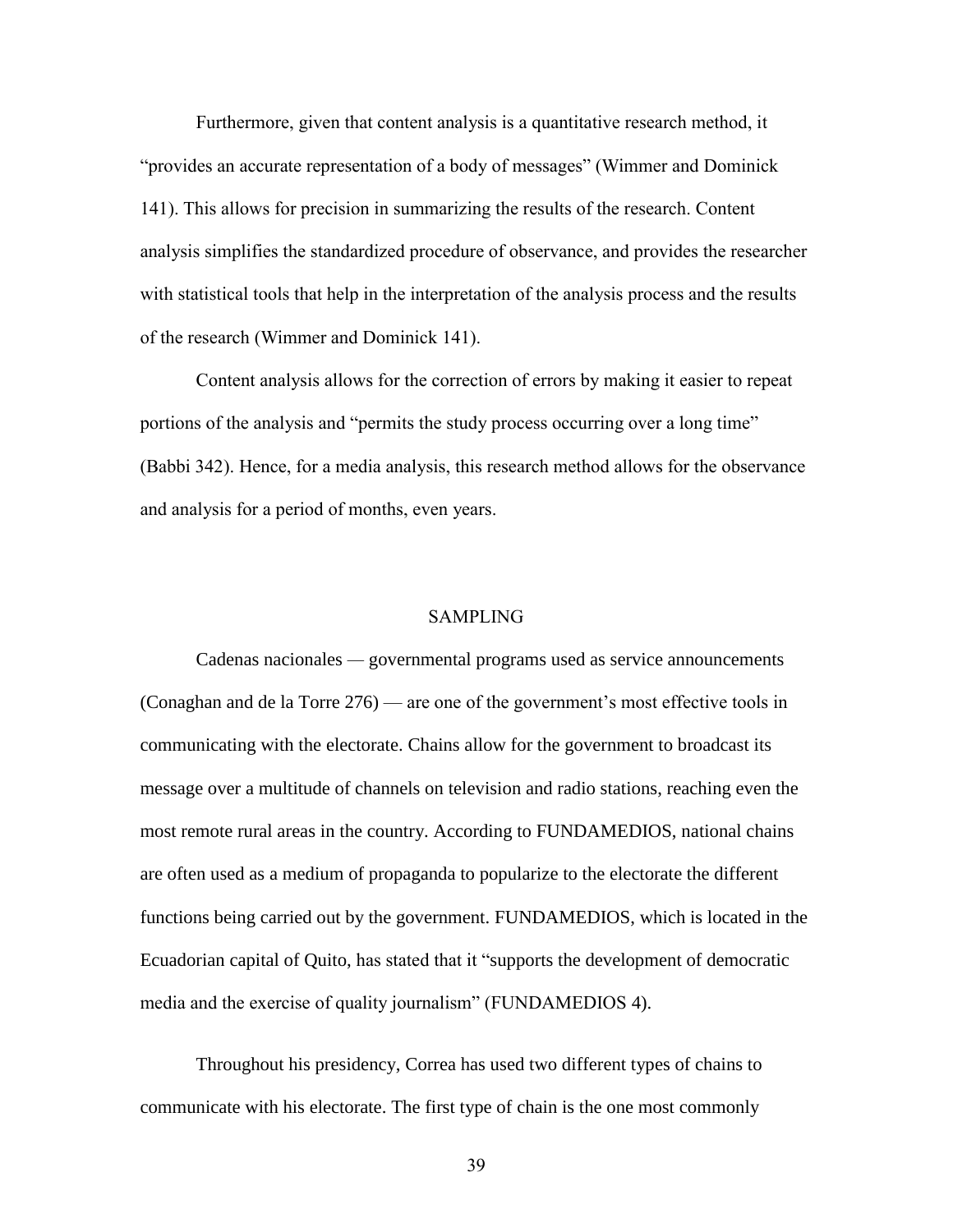Furthermore, given that content analysis is a quantitative research method, it "provides an accurate representation of a body of messages" (Wimmer and Dominick 141). This allows for precision in summarizing the results of the research. Content analysis simplifies the standardized procedure of observance, and provides the researcher with statistical tools that help in the interpretation of the analysis process and the results of the research (Wimmer and Dominick 141).

Content analysis allows for the correction of errors by making it easier to repeat portions of the analysis and "permits the study process occurring over a long time" (Babbi 342). Hence, for a media analysis, this research method allows for the observance and analysis for a period of months, even years.

## SAMPLING

Cadenas nacionales — governmental programs used as service announcements (Conaghan and de la Torre 276) — are one of the government's most effective tools in communicating with the electorate. Chains allow for the government to broadcast its message over a multitude of channels on television and radio stations, reaching even the most remote rural areas in the country. According to FUNDAMEDIOS, national chains are often used as a medium of propaganda to popularize to the electorate the different functions being carried out by the government. FUNDAMEDIOS, which is located in the Ecuadorian capital of Quito, has stated that it "supports the development of democratic media and the exercise of quality journalism" (FUNDAMEDIOS 4).

Throughout his presidency, Correa has used two different types of chains to communicate with his electorate. The first type of chain is the one most commonly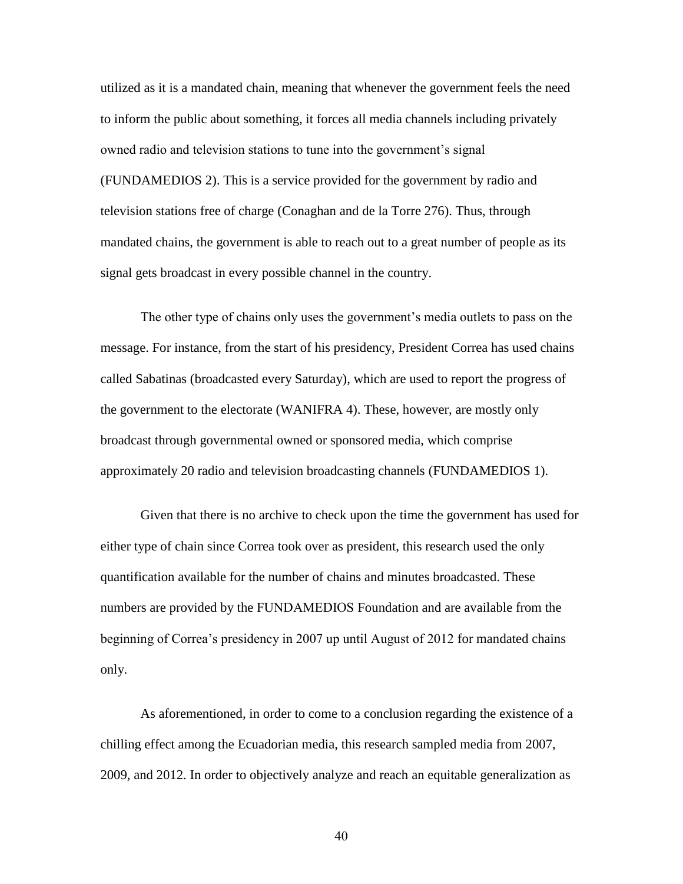utilized as it is a mandated chain, meaning that whenever the government feels the need to inform the public about something, it forces all media channels including privately owned radio and television stations to tune into the government's signal (FUNDAMEDIOS 2). This is a service provided for the government by radio and television stations free of charge (Conaghan and de la Torre 276). Thus, through mandated chains, the government is able to reach out to a great number of people as its signal gets broadcast in every possible channel in the country.

The other type of chains only uses the government's media outlets to pass on the message. For instance, from the start of his presidency, President Correa has used chains called Sabatinas (broadcasted every Saturday), which are used to report the progress of the government to the electorate (WANIFRA 4). These, however, are mostly only broadcast through governmental owned or sponsored media, which comprise approximately 20 radio and television broadcasting channels (FUNDAMEDIOS 1).

Given that there is no archive to check upon the time the government has used for either type of chain since Correa took over as president, this research used the only quantification available for the number of chains and minutes broadcasted. These numbers are provided by the FUNDAMEDIOS Foundation and are available from the beginning of Correa's presidency in 2007 up until August of 2012 for mandated chains only.

As aforementioned, in order to come to a conclusion regarding the existence of a chilling effect among the Ecuadorian media, this research sampled media from 2007, 2009, and 2012. In order to objectively analyze and reach an equitable generalization as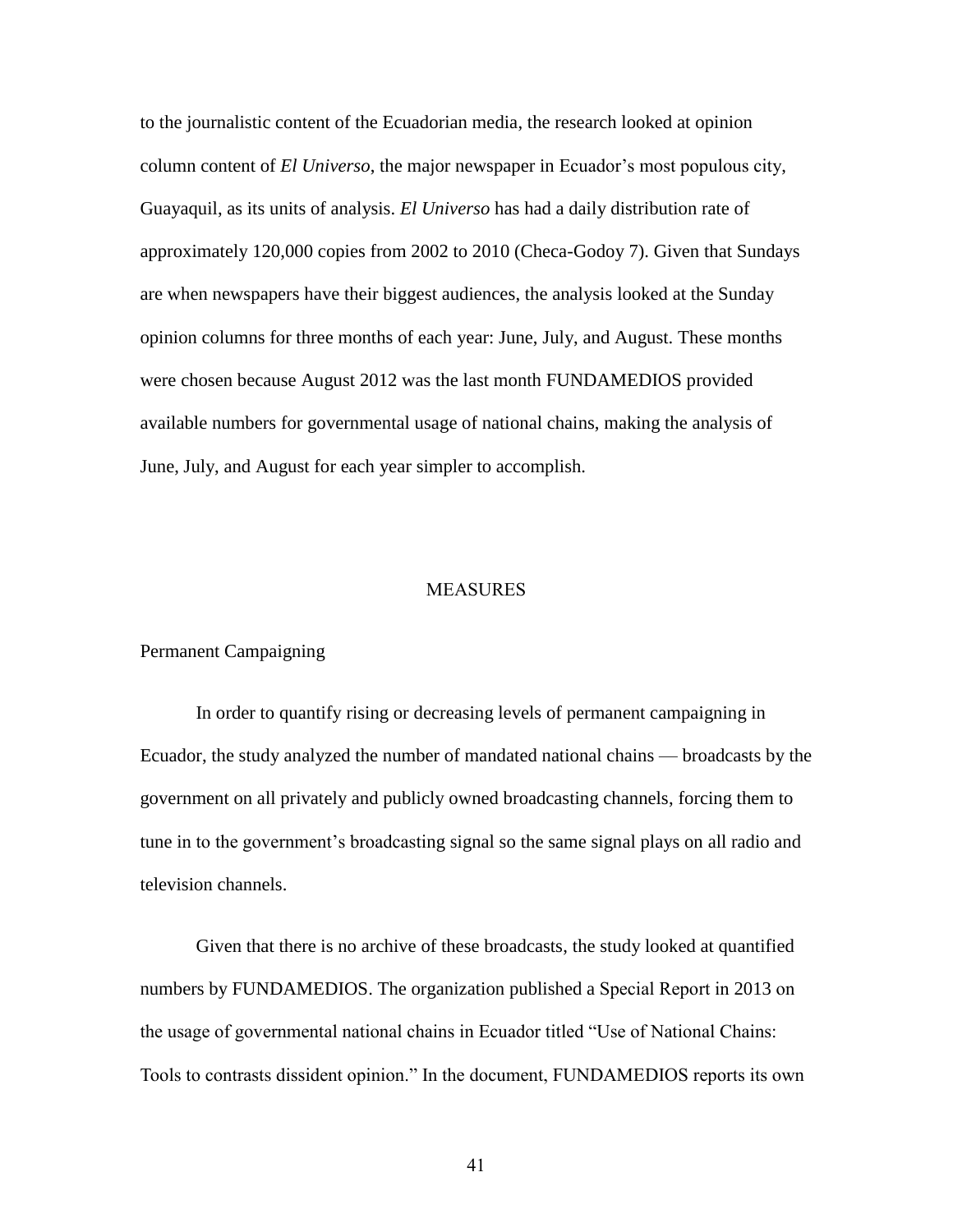to the journalistic content of the Ecuadorian media, the research looked at opinion column content of *El Universo*, the major newspaper in Ecuador's most populous city, Guayaquil, as its units of analysis. *El Universo* has had a daily distribution rate of approximately 120,000 copies from 2002 to 2010 (Checa-Godoy 7). Given that Sundays are when newspapers have their biggest audiences, the analysis looked at the Sunday opinion columns for three months of each year: June, July, and August. These months were chosen because August 2012 was the last month FUNDAMEDIOS provided available numbers for governmental usage of national chains, making the analysis of June, July, and August for each year simpler to accomplish.

## MEASURES

### Permanent Campaigning

In order to quantify rising or decreasing levels of permanent campaigning in Ecuador, the study analyzed the number of mandated national chains — broadcasts by the government on all privately and publicly owned broadcasting channels, forcing them to tune in to the government's broadcasting signal so the same signal plays on all radio and television channels.

Given that there is no archive of these broadcasts, the study looked at quantified numbers by FUNDAMEDIOS. The organization published a Special Report in 2013 on the usage of governmental national chains in Ecuador titled "Use of National Chains: Tools to contrasts dissident opinion." In the document, FUNDAMEDIOS reports its own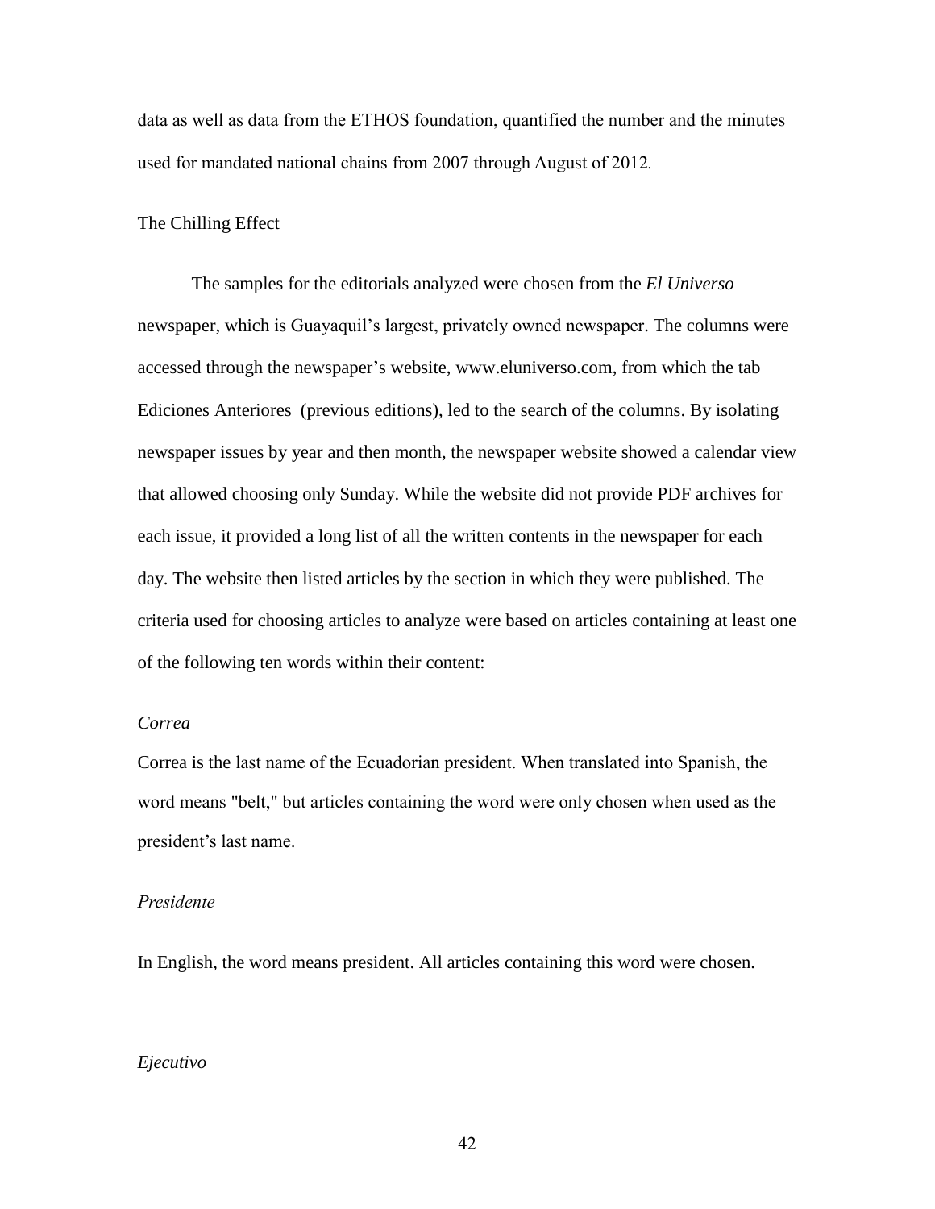data as well as data from the ETHOS foundation, quantified the number and the minutes used for mandated national chains from 2007 through August of 2012.

## The Chilling Effect

The samples for the editorials analyzed were chosen from the *El Universo* newspaper, which is Guayaquil's largest, privately owned newspaper. The columns were accessed through the newspaper's website, www.eluniverso.com, from which the tab Ediciones Anteriores (previous editions), led to the search of the columns. By isolating newspaper issues by year and then month, the newspaper website showed a calendar view that allowed choosing only Sunday. While the website did not provide PDF archives for each issue, it provided a long list of all the written contents in the newspaper for each day. The website then listed articles by the section in which they were published. The criteria used for choosing articles to analyze were based on articles containing at least one of the following ten words within their content:

### *Correa*

Correa is the last name of the Ecuadorian president. When translated into Spanish, the word means "belt," but articles containing the word were only chosen when used as the president's last name.

### *Presidente*

In English, the word means president. All articles containing this word were chosen.

### *Ejecutivo*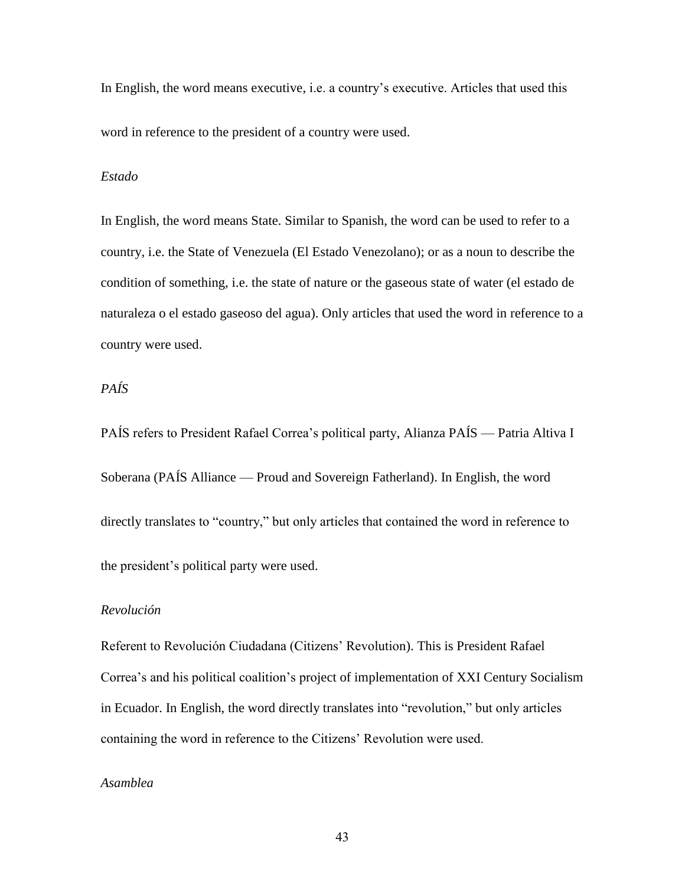In English, the word means executive, i.e. a country's executive. Articles that used this word in reference to the president of a country were used.

*Estado*

In English, the word means State. Similar to Spanish, the word can be used to refer to a country, i.e. the State of Venezuela (El Estado Venezolano); or as a noun to describe the condition of something, i.e. the state of nature or the gaseous state of water (el estado de naturaleza o el estado gaseoso del agua). Only articles that used the word in reference to a country were used.

*PAÍS*

PAÍS refers to President Rafael Correa's political party, Alianza PAÍS — Patria Altiva I Soberana (PAÍS Alliance — Proud and Sovereign Fatherland). In English, the word directly translates to "country," but only articles that contained the word in reference to the president's political party were used.

*Revolución*

Referent to Revolución Ciudadana (Citizens' Revolution). This is President Rafael Correa's and his political coalition's project of implementation of XXI Century Socialism in Ecuador. In English, the word directly translates into "revolution," but only articles containing the word in reference to the Citizens' Revolution were used.

*Asamblea*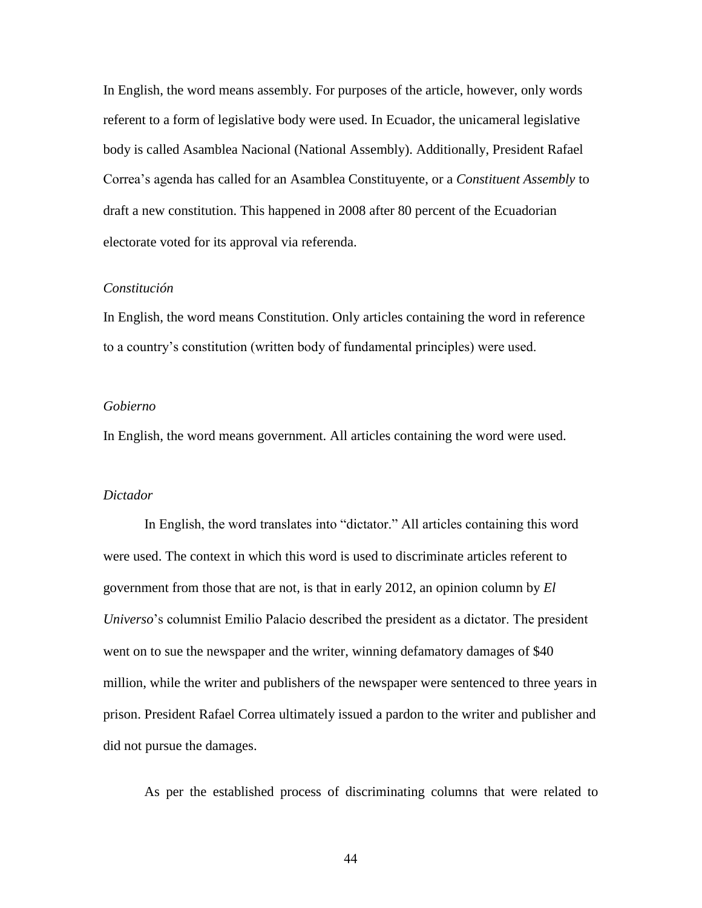In English, the word means assembly. For purposes of the article, however, only words referent to a form of legislative body were used. In Ecuador, the unicameral legislative body is called Asamblea Nacional (National Assembly). Additionally, President Rafael Correa's agenda has called for an Asamblea Constituyente, or a *Constituent Assembly* to draft a new constitution. This happened in 2008 after 80 percent of the Ecuadorian electorate voted for its approval via referenda.

*Constitución*

In English, the word means Constitution. Only articles containing the word in reference to a country's constitution (written body of fundamental principles) were used.

*Gobierno*

In English, the word means government. All articles containing the word were used.

*Dictador*

In English, the word translates into "dictator." All articles containing this word were used. The context in which this word is used to discriminate articles referent to government from those that are not, is that in early 2012, an opinion column by *El Universo*'s columnist Emilio Palacio described the president as a dictator. The president went on to sue the newspaper and the writer, winning defamatory damages of $40 million, while the writer and publishers of the newspaper were sentenced to three years in prison. President Rafael Correa ultimately issued a pardon to the writer and publisher and did not pursue the damages.

As per the established process of discriminating columns that were related to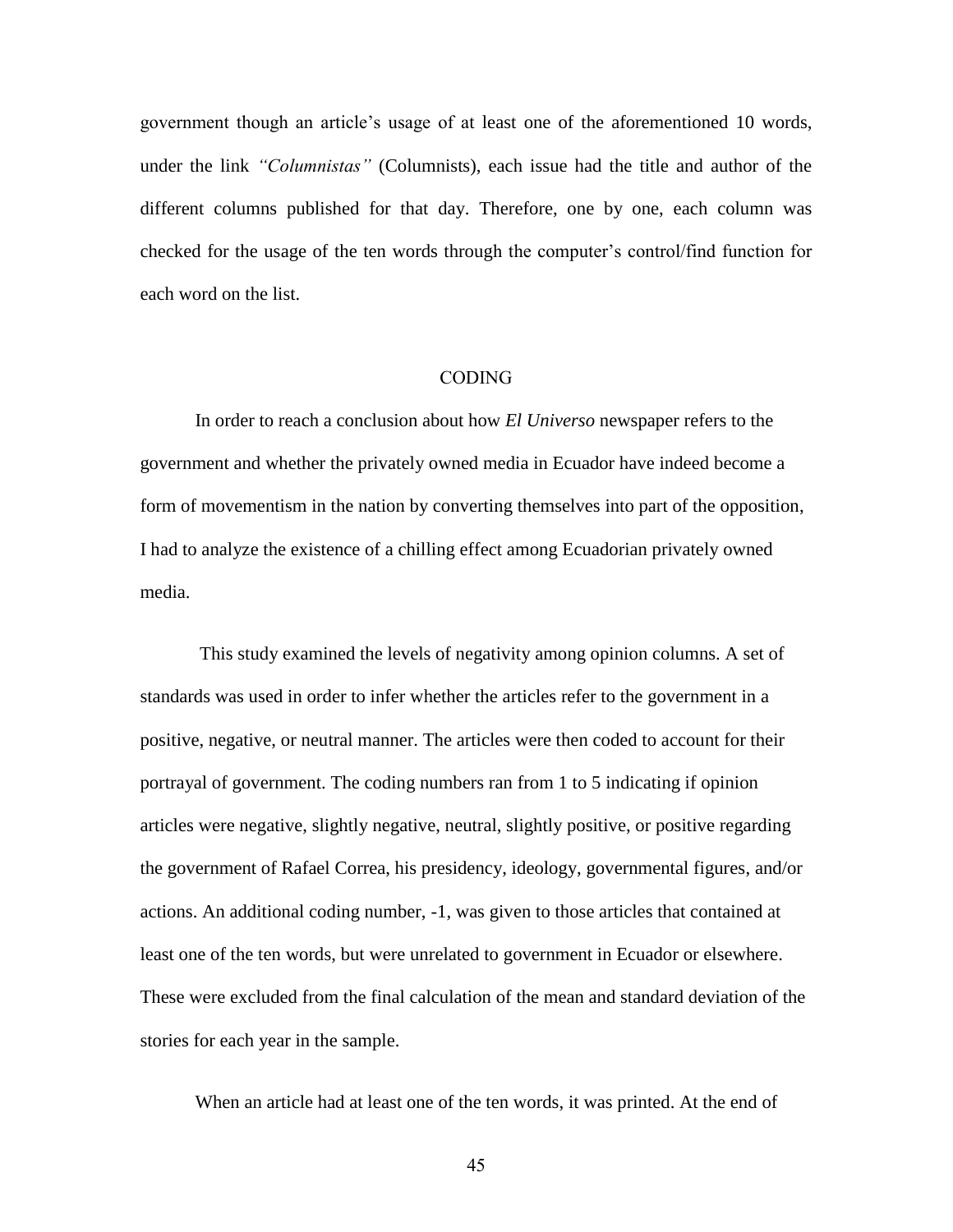government though an article's usage of at least one of the aforementioned 10 words, under the link *"Columnistas"* (Columnists), each issue had the title and author of the different columns published for that day. Therefore, one by one, each column was checked for the usage of the ten words through the computer's control/find function for each word on the list.

## CODING

In order to reach a conclusion about how *El Universo* newspaper refers to the government and whether the privately owned media in Ecuador have indeed become a form of movementism in the nation by converting themselves into part of the opposition, I had to analyze the existence of a chilling effect among Ecuadorian privately owned media.

This study examined the levels of negativity among opinion columns. A set of standards was used in order to infer whether the articles refer to the government in a positive, negative, or neutral manner. The articles were then coded to account for their portrayal of government. The coding numbers ran from 1 to 5 indicating if opinion articles were negative, slightly negative, neutral, slightly positive, or positive regarding the government of Rafael Correa, his presidency, ideology, governmental figures, and/or actions. An additional coding number, -1, was given to those articles that contained at least one of the ten words, but were unrelated to government in Ecuador or elsewhere. These were excluded from the final calculation of the mean and standard deviation of the stories for each year in the sample.

When an article had at least one of the ten words, it was printed. At the end of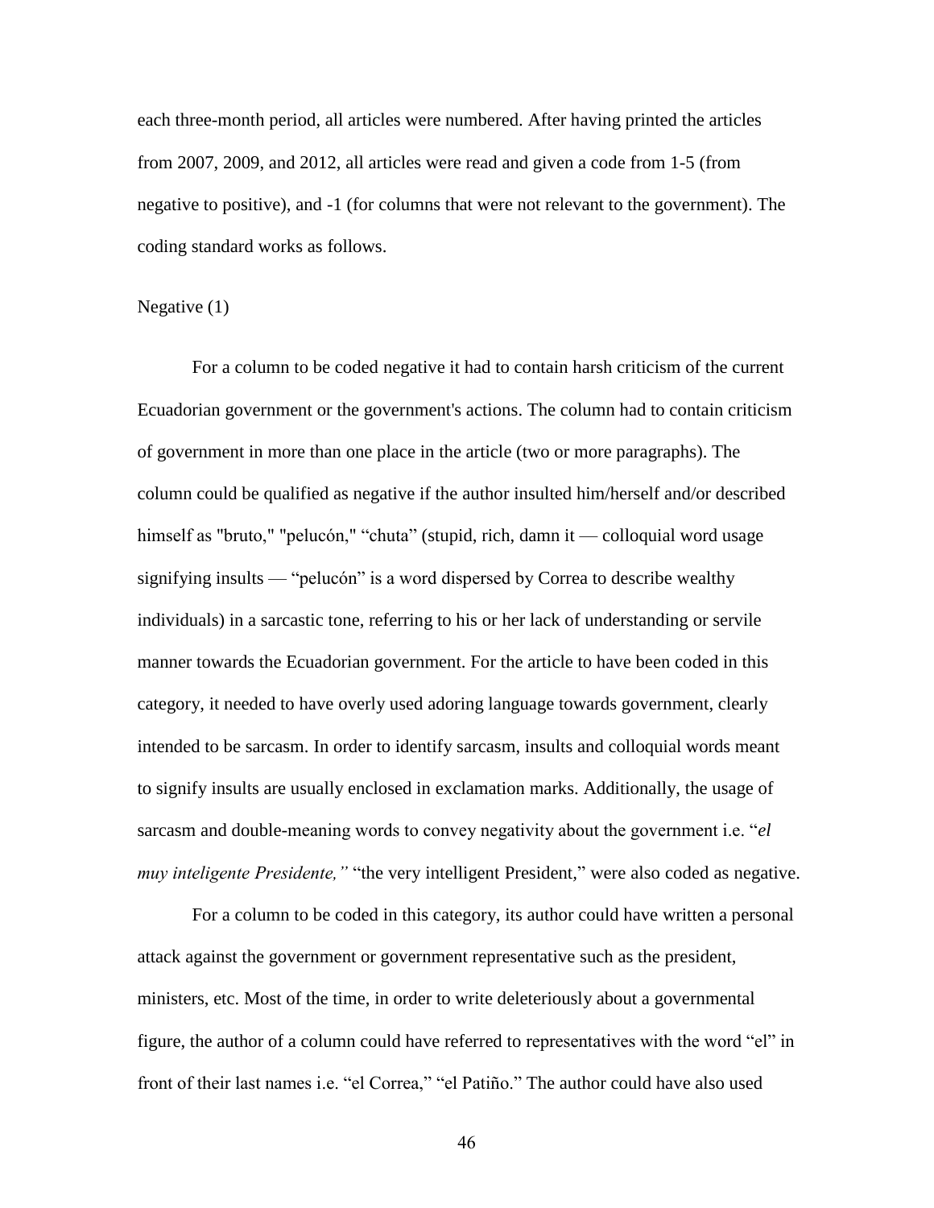each three-month period, all articles were numbered. After having printed the articles from 2007, 2009, and 2012, all articles were read and given a code from 1-5 (from negative to positive), and -1 (for columns that were not relevant to the government). The coding standard works as follows.

Negative (1)

For a column to be coded negative it had to contain harsh criticism of the current Ecuadorian government or the government's actions. The column had to contain criticism of government in more than one place in the article (two or more paragraphs). The column could be qualified as negative if the author insulted him/herself and/or described himself as "bruto," "pelucón," "chuta" (stupid, rich, damn it — colloquial word usage signifying insults — "pelucón" is a word dispersed by Correa to describe wealthy individuals) in a sarcastic tone, referring to his or her lack of understanding or servile manner towards the Ecuadorian government. For the article to have been coded in this category, it needed to have overly used adoring language towards government, clearly intended to be sarcasm. In order to identify sarcasm, insults and colloquial words meant to signify insults are usually enclosed in exclamation marks. Additionally, the usage of sarcasm and double-meaning words to convey negativity about the government i.e. "*el muy inteligente Presidente,*" "the very intelligent President," were also coded as negative.

For a column to be coded in this category, its author could have written a personal attack against the government or government representative such as the president, ministers, etc. Most of the time, in order to write deleteriously about a governmental figure, the author of a column could have referred to representatives with the word "el" in front of their last names i.e. "el Correa," "el Patiño." The author could have also used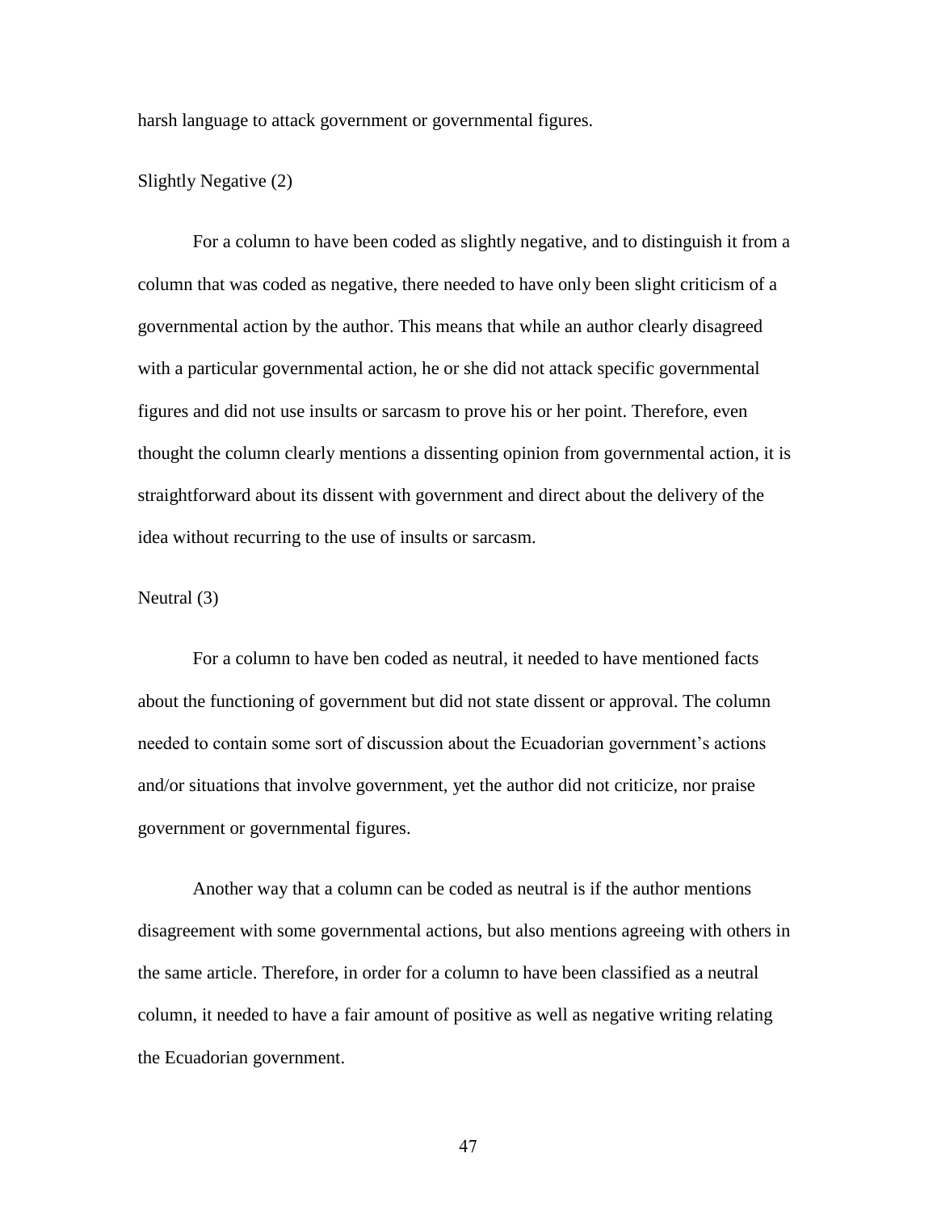harsh language to attack government or governmental figures.

Slightly Negative (2)

For a column to have been coded as slightly negative, and to distinguish it from a column that was coded as negative, there needed to have only been slight criticism of a governmental action by the author. This means that while an author clearly disagreed with a particular governmental action, he or she did not attack specific governmental figures and did not use insults or sarcasm to prove his or her point. Therefore, even thought the column clearly mentions a dissenting opinion from governmental action, it is straightforward about its dissent with government and direct about the delivery of the idea without recurring to the use of insults or sarcasm.

Neutral (3)

For a column to have ben coded as neutral, it needed to have mentioned facts about the functioning of government but did not state dissent or approval. The column needed to contain some sort of discussion about the Ecuadorian government's actions and/or situations that involve government, yet the author did not criticize, nor praise government or governmental figures.

Another way that a column can be coded as neutral is if the author mentions disagreement with some governmental actions, but also mentions agreeing with others in the same article. Therefore, in order for a column to have been classified as a neutral column, it needed to have a fair amount of positive as well as negative writing relating the Ecuadorian government.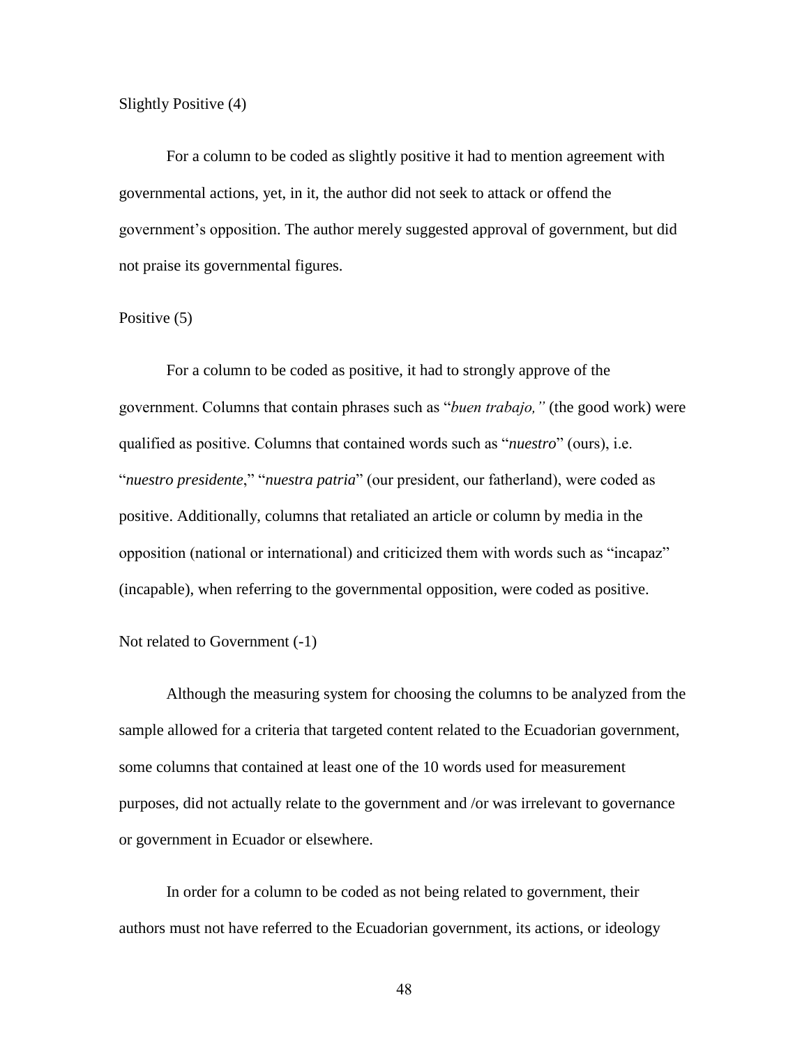Slightly Positive (4)

For a column to be coded as slightly positive it had to mention agreement with governmental actions, yet, in it, the author did not seek to attack or offend the government's opposition. The author merely suggested approval of government, but did not praise its governmental figures.

Positive (5)

For a column to be coded as positive, it had to strongly approve of the government. Columns that contain phrases such as "*buen trabajo,"* (the good work) were qualified as positive. Columns that contained words such as "*nuestro*" (ours), i.e. "*nuestro presidente*," "*nuestra patria*" (our president, our fatherland), were coded as positive. Additionally, columns that retaliated an article or column by media in the opposition (national or international) and criticized them with words such as "incapaz" (incapable), when referring to the governmental opposition, were coded as positive.

Not related to Government (-1)

Although the measuring system for choosing the columns to be analyzed from the sample allowed for a criteria that targeted content related to the Ecuadorian government, some columns that contained at least one of the 10 words used for measurement purposes, did not actually relate to the government and /or was irrelevant to governance or government in Ecuador or elsewhere.

In order for a column to be coded as not being related to government, their authors must not have referred to the Ecuadorian government, its actions, or ideology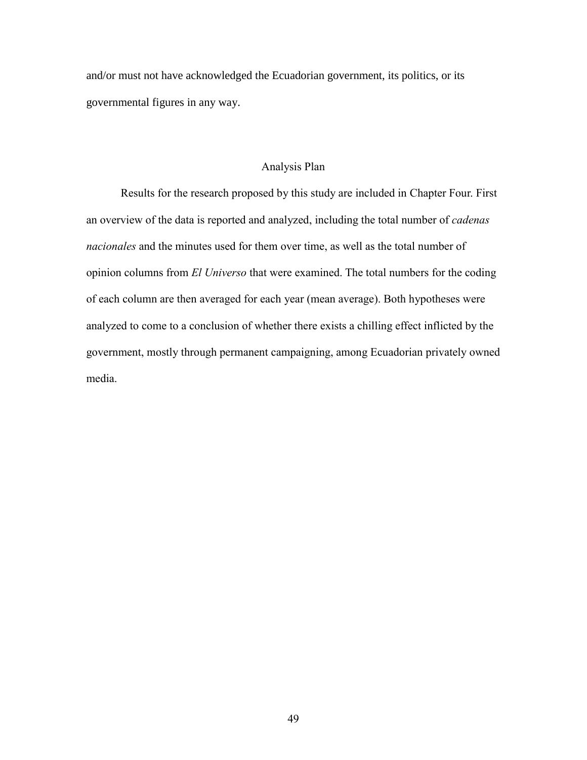and/or must not have acknowledged the Ecuadorian government, its politics, or its governmental figures in any way.

## Analysis Plan

Results for the research proposed by this study are included in Chapter Four. First an overview of the data is reported and analyzed, including the total number of *cadenas nacionales* and the minutes used for them over time, as well as the total number of opinion columns from *El Universo* that were examined. The total numbers for the coding of each column are then averaged for each year (mean average). Both hypotheses were analyzed to come to a conclusion of whether there exists a chilling effect inflicted by the government, mostly through permanent campaigning, among Ecuadorian privately owned media.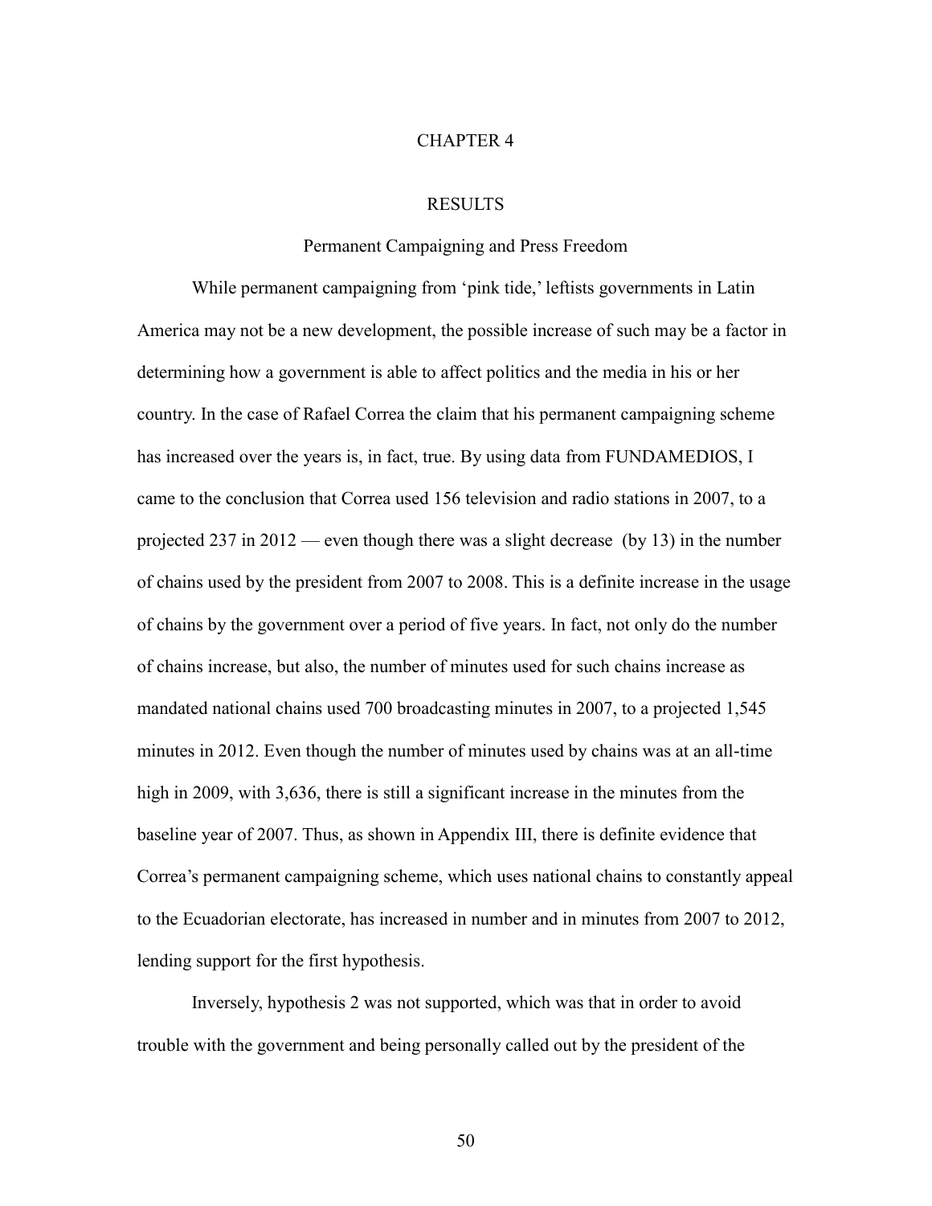# CHAPTER 4

# RESULTS

## Permanent Campaigning and Press Freedom

While permanent campaigning from 'pink tide,' leftists governments in Latin America may not be a new development, the possible increase of such may be a factor in determining how a government is able to affect politics and the media in his or her country. In the case of Rafael Correa the claim that his permanent campaigning scheme has increased over the years is, in fact, true. By using data from FUNDAMEDIOS, I came to the conclusion that Correa used 156 television and radio stations in 2007, to a projected 237 in 2012 — even though there was a slight decrease (by 13) in the number of chains used by the president from 2007 to 2008. This is a definite increase in the usage of chains by the government over a period of five years. In fact, not only do the number of chains increase, but also, the number of minutes used for such chains increase as mandated national chains used 700 broadcasting minutes in 2007, to a projected 1,545 minutes in 2012. Even though the number of minutes used by chains was at an all-time high in 2009, with 3,636, there is still a significant increase in the minutes from the baseline year of 2007. Thus, as shown in Appendix III, there is definite evidence that Correa's permanent campaigning scheme, which uses national chains to constantly appeal to the Ecuadorian electorate, has increased in number and in minutes from 2007 to 2012, lending support for the first hypothesis.

Inversely, hypothesis 2 was not supported, which was that in order to avoid trouble with the government and being personally called out by the president of the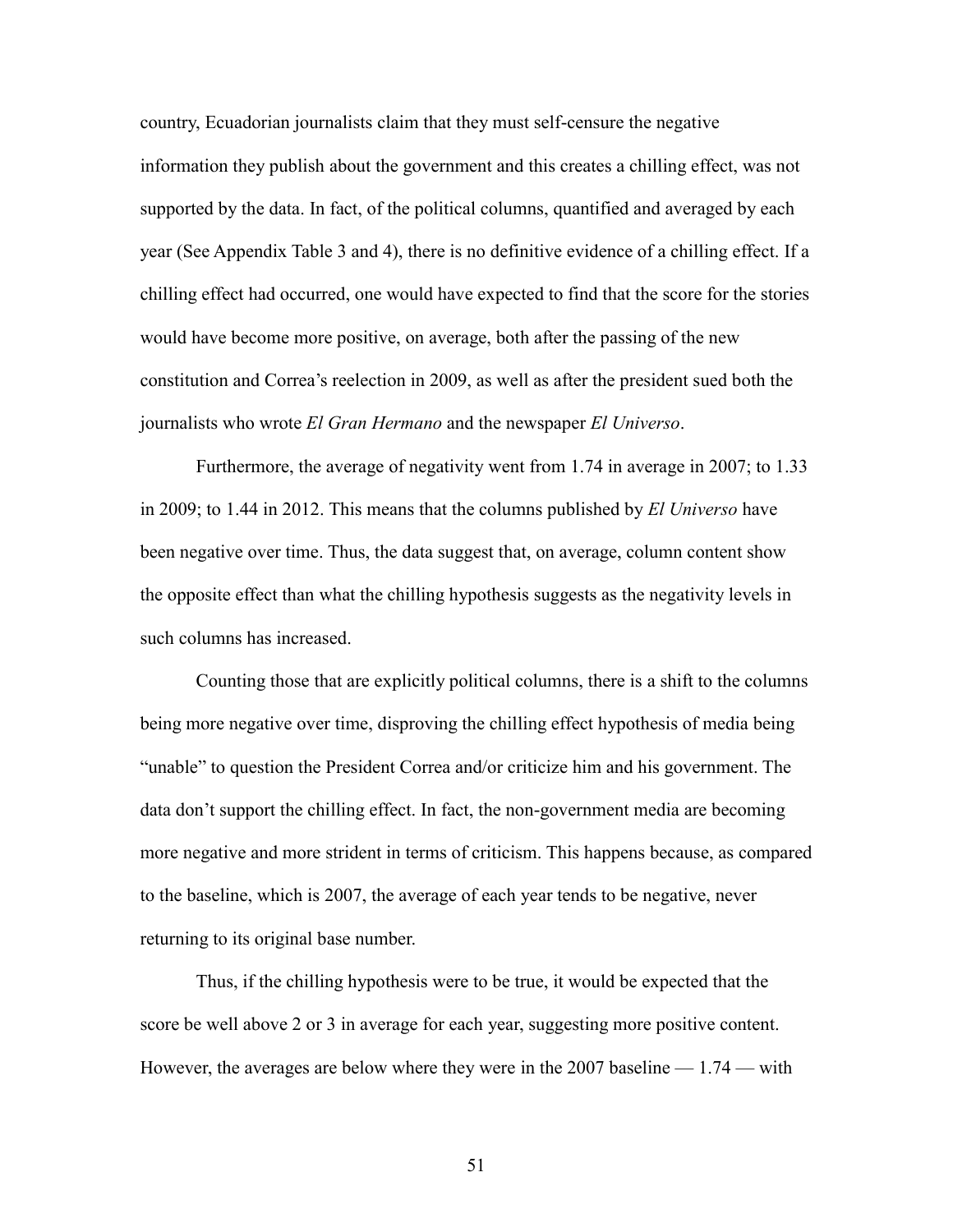country, Ecuadorian journalists claim that they must self-censure the negative information they publish about the government and this creates a chilling effect, was not supported by the data. In fact, of the political columns, quantified and averaged by each year (See Appendix Table 3 and 4), there is no definitive evidence of a chilling effect. If a chilling effect had occurred, one would have expected to find that the score for the stories would have become more positive, on average, both after the passing of the new constitution and Correa's reelection in 2009, as well as after the president sued both the journalists who wrote *El Gran Hermano* and the newspaper *El Universo*.

Furthermore, the average of negativity went from 1.74 in average in 2007; to 1.33 in 2009; to 1.44 in 2012. This means that the columns published by *El Universo* have been negative over time. Thus, the data suggest that, on average, column content show the opposite effect than what the chilling hypothesis suggests as the negativity levels in such columns has increased.

Counting those that are explicitly political columns, there is a shift to the columns being more negative over time, disproving the chilling effect hypothesis of media being "unable" to question the President Correa and/or criticize him and his government. The data don't support the chilling effect. In fact, the non-government media are becoming more negative and more strident in terms of criticism. This happens because, as compared to the baseline, which is 2007, the average of each year tends to be negative, never returning to its original base number.

Thus, if the chilling hypothesis were to be true, it would be expected that the score be well above 2 or 3 in average for each year, suggesting more positive content. However, the averages are below where they were in the 2007 baseline — 1.74 — with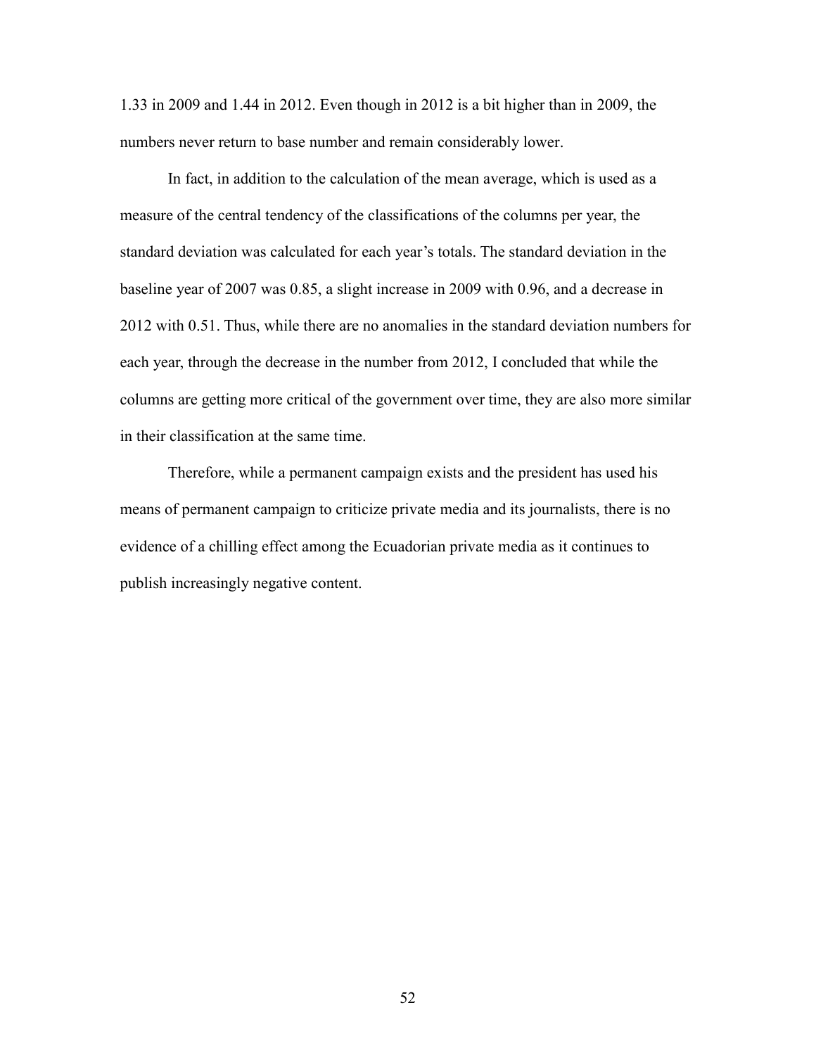1.33 in 2009 and 1.44 in 2012. Even though in 2012 is a bit higher than in 2009, the numbers never return to base number and remain considerably lower.

In fact, in addition to the calculation of the mean average, which is used as a measure of the central tendency of the classifications of the columns per year, the standard deviation was calculated for each year's totals. The standard deviation in the baseline year of 2007 was 0.85, a slight increase in 2009 with 0.96, and a decrease in 2012 with 0.51. Thus, while there are no anomalies in the standard deviation numbers for each year, through the decrease in the number from 2012, I concluded that while the columns are getting more critical of the government over time, they are also more similar in their classification at the same time.

Therefore, while a permanent campaign exists and the president has used his means of permanent campaign to criticize private media and its journalists, there is no evidence of a chilling effect among the Ecuadorian private media as it continues to publish increasingly negative content.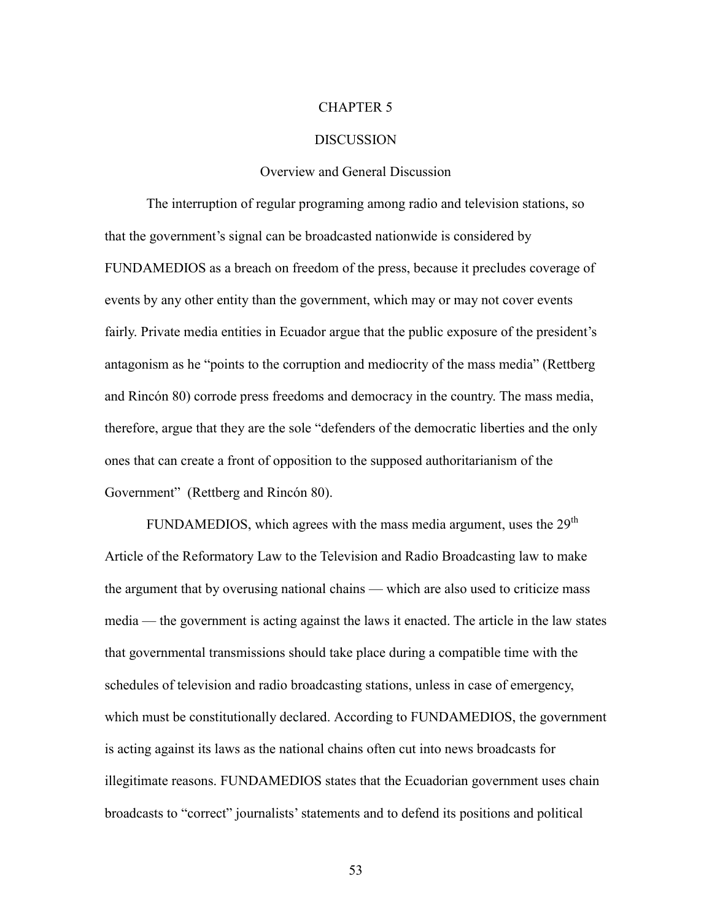# CHAPTER 5

# DISCUSSION

## Overview and General Discussion

The interruption of regular programing among radio and television stations, so that the government's signal can be broadcasted nationwide is considered by FUNDAMEDIOS as a breach on freedom of the press, because it precludes coverage of events by any other entity than the government, which may or may not cover events fairly. Private media entities in Ecuador argue that the public exposure of the president's antagonism as he "points to the corruption and mediocrity of the mass media" (Rettberg and Rincón 80) corrode press freedoms and democracy in the country. The mass media, therefore, argue that they are the sole "defenders of the democratic liberties and the only ones that can create a front of opposition to the supposed authoritarianism of the Government" (Rettberg and Rincón 80).

FUNDAMEDIOS, which agrees with the mass media argument, uses the 29th Article of the Reformatory Law to the Television and Radio Broadcasting law to make the argument that by overusing national chains — which are also used to criticize mass media — the government is acting against the laws it enacted. The article in the law states that governmental transmissions should take place during a compatible time with the schedules of television and radio broadcasting stations, unless in case of emergency, which must be constitutionally declared. According to FUNDAMEDIOS, the government is acting against its laws as the national chains often cut into news broadcasts for illegitimate reasons. FUNDAMEDIOS states that the Ecuadorian government uses chain broadcasts to "correct" journalists' statements and to defend its positions and political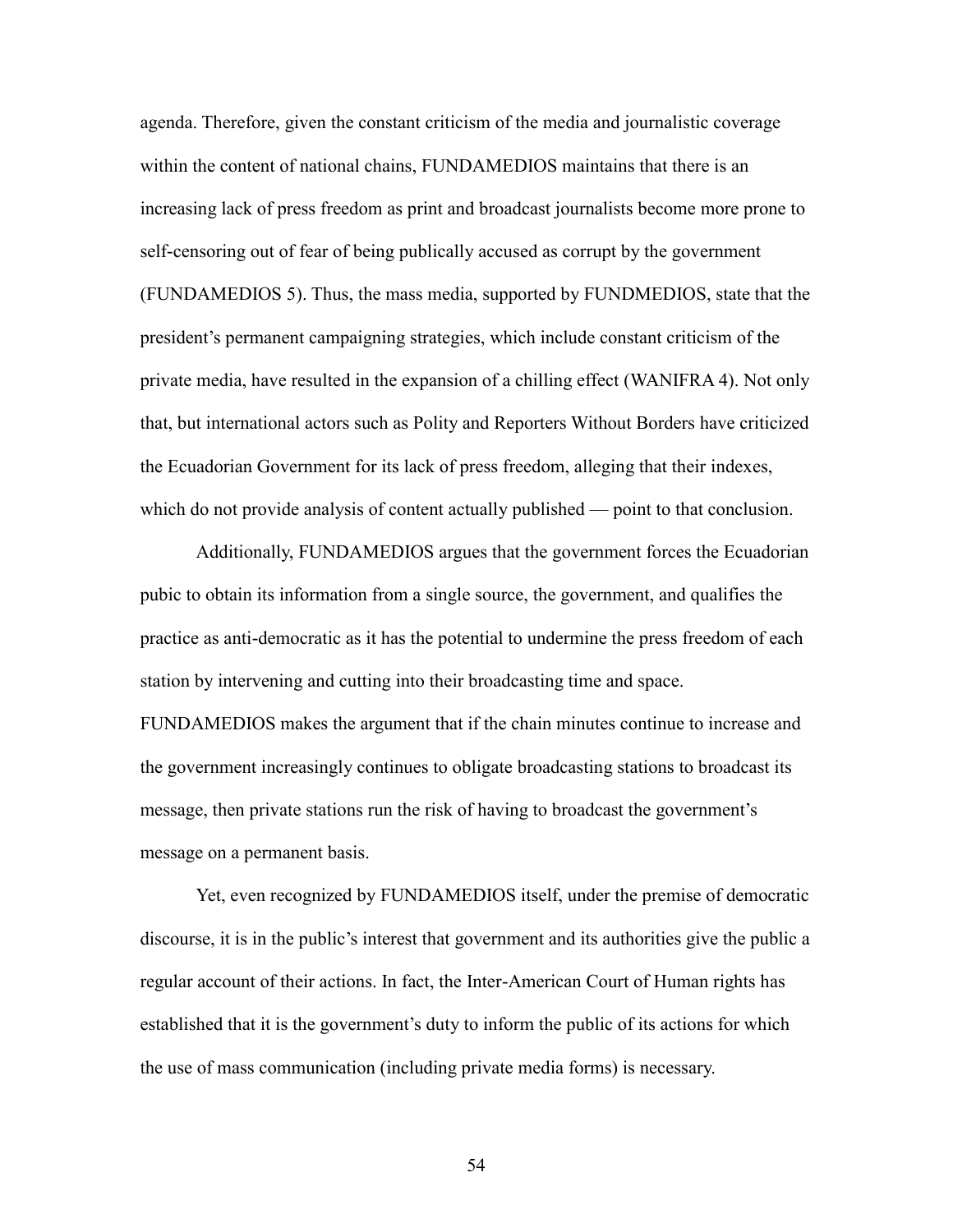agenda. Therefore, given the constant criticism of the media and journalistic coverage within the content of national chains, FUNDAMEDIOS maintains that there is an increasing lack of press freedom as print and broadcast journalists become more prone to self-censoring out of fear of being publically accused as corrupt by the government (FUNDAMEDIOS 5). Thus, the mass media, supported by FUNDMEDIOS, state that the president's permanent campaigning strategies, which include constant criticism of the private media, have resulted in the expansion of a chilling effect (WANIFRA 4). Not only that, but international actors such as Polity and Reporters Without Borders have criticized the Ecuadorian Government for its lack of press freedom, alleging that their indexes, which do not provide analysis of content actually published — point to that conclusion.

Additionally, FUNDAMEDIOS argues that the government forces the Ecuadorian pubic to obtain its information from a single source, the government, and qualifies the practice as anti-democratic as it has the potential to undermine the press freedom of each station by intervening and cutting into their broadcasting time and space. FUNDAMEDIOS makes the argument that if the chain minutes continue to increase and the government increasingly continues to obligate broadcasting stations to broadcast its message, then private stations run the risk of having to broadcast the government's message on a permanent basis.

Yet, even recognized by FUNDAMEDIOS itself, under the premise of democratic discourse, it is in the public's interest that government and its authorities give the public a regular account of their actions. In fact, the Inter-American Court of Human rights has established that it is the government's duty to inform the public of its actions for which the use of mass communication (including private media forms) is necessary.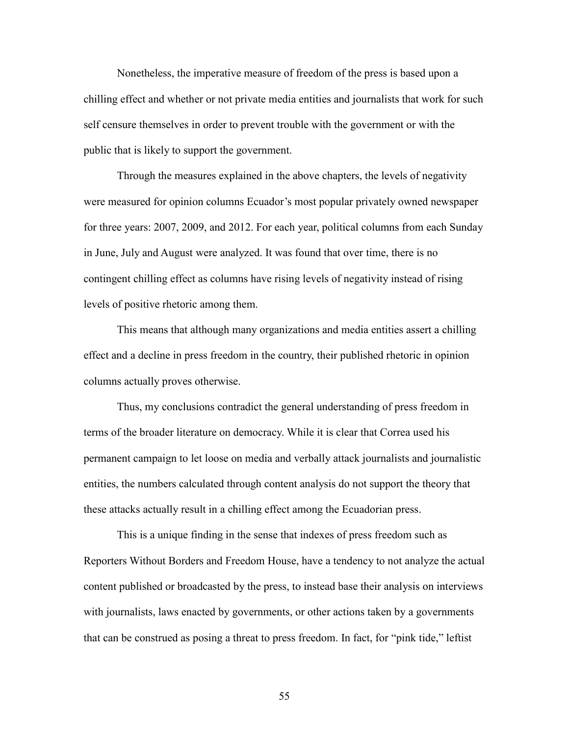Nonetheless, the imperative measure of freedom of the press is based upon a chilling effect and whether or not private media entities and journalists that work for such self censure themselves in order to prevent trouble with the government or with the public that is likely to support the government.

Through the measures explained in the above chapters, the levels of negativity were measured for opinion columns Ecuador's most popular privately owned newspaper for three years: 2007, 2009, and 2012. For each year, political columns from each Sunday in June, July and August were analyzed. It was found that over time, there is no contingent chilling effect as columns have rising levels of negativity instead of rising levels of positive rhetoric among them.

This means that although many organizations and media entities assert a chilling effect and a decline in press freedom in the country, their published rhetoric in opinion columns actually proves otherwise.

Thus, my conclusions contradict the general understanding of press freedom in terms of the broader literature on democracy. While it is clear that Correa used his permanent campaign to let loose on media and verbally attack journalists and journalistic entities, the numbers calculated through content analysis do not support the theory that these attacks actually result in a chilling effect among the Ecuadorian press.

This is a unique finding in the sense that indexes of press freedom such as Reporters Without Borders and Freedom House, have a tendency to not analyze the actual content published or broadcasted by the press, to instead base their analysis on interviews with journalists, laws enacted by governments, or other actions taken by a governments that can be construed as posing a threat to press freedom. In fact, for "pink tide," leftist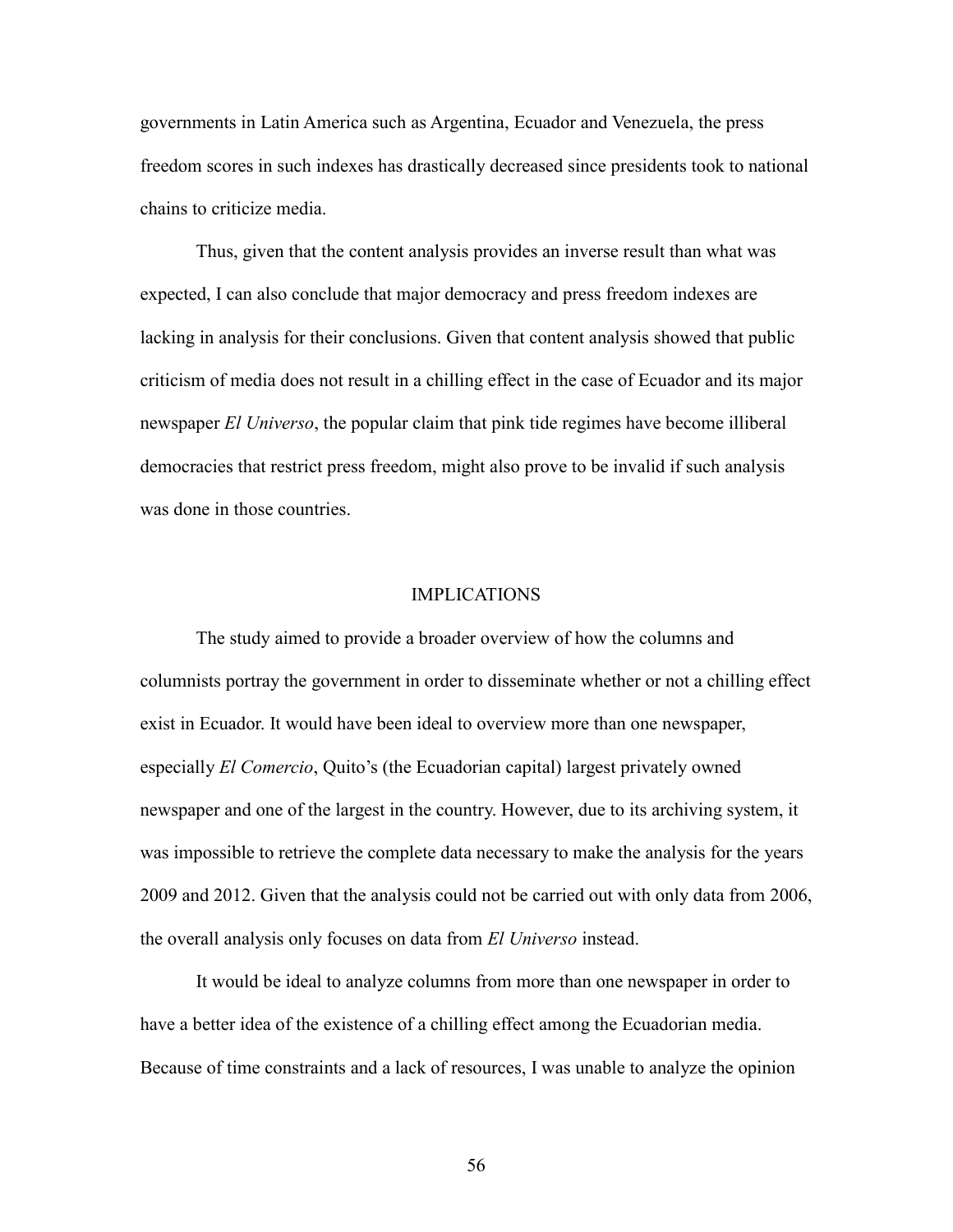governments in Latin America such as Argentina, Ecuador and Venezuela, the press freedom scores in such indexes has drastically decreased since presidents took to national chains to criticize media.

Thus, given that the content analysis provides an inverse result than what was expected, I can also conclude that major democracy and press freedom indexes are lacking in analysis for their conclusions. Given that content analysis showed that public criticism of media does not result in a chilling effect in the case of Ecuador and its major newspaper *El Universo*, the popular claim that pink tide regimes have become illiberal democracies that restrict press freedom, might also prove to be invalid if such analysis was done in those countries.

## IMPLICATIONS

The study aimed to provide a broader overview of how the columns and columnists portray the government in order to disseminate whether or not a chilling effect exist in Ecuador. It would have been ideal to overview more than one newspaper, especially *El Comercio*, Quito's (the Ecuadorian capital) largest privately owned newspaper and one of the largest in the country. However, due to its archiving system, it was impossible to retrieve the complete data necessary to make the analysis for the years 2009 and 2012. Given that the analysis could not be carried out with only data from 2006, the overall analysis only focuses on data from *El Universo* instead.

It would be ideal to analyze columns from more than one newspaper in order to have a better idea of the existence of a chilling effect among the Ecuadorian media. Because of time constraints and a lack of resources, I was unable to analyze the opinion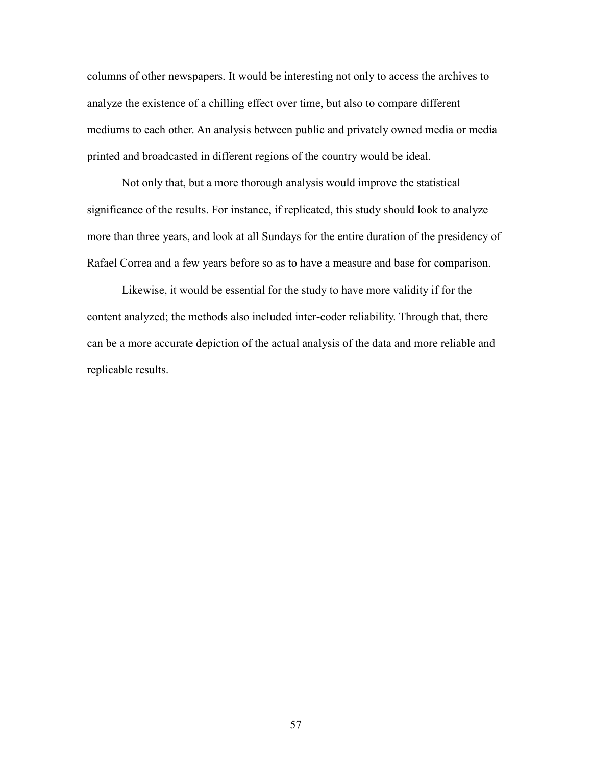columns of other newspapers. It would be interesting not only to access the archives to analyze the existence of a chilling effect over time, but also to compare different mediums to each other. An analysis between public and privately owned media or media printed and broadcasted in different regions of the country would be ideal.

Not only that, but a more thorough analysis would improve the statistical significance of the results. For instance, if replicated, this study should look to analyze more than three years, and look at all Sundays for the entire duration of the presidency of Rafael Correa and a few years before so as to have a measure and base for comparison.

Likewise, it would be essential for the study to have more validity if for the content analyzed; the methods also included inter-coder reliability. Through that, there can be a more accurate depiction of the actual analysis of the data and more reliable and replicable results.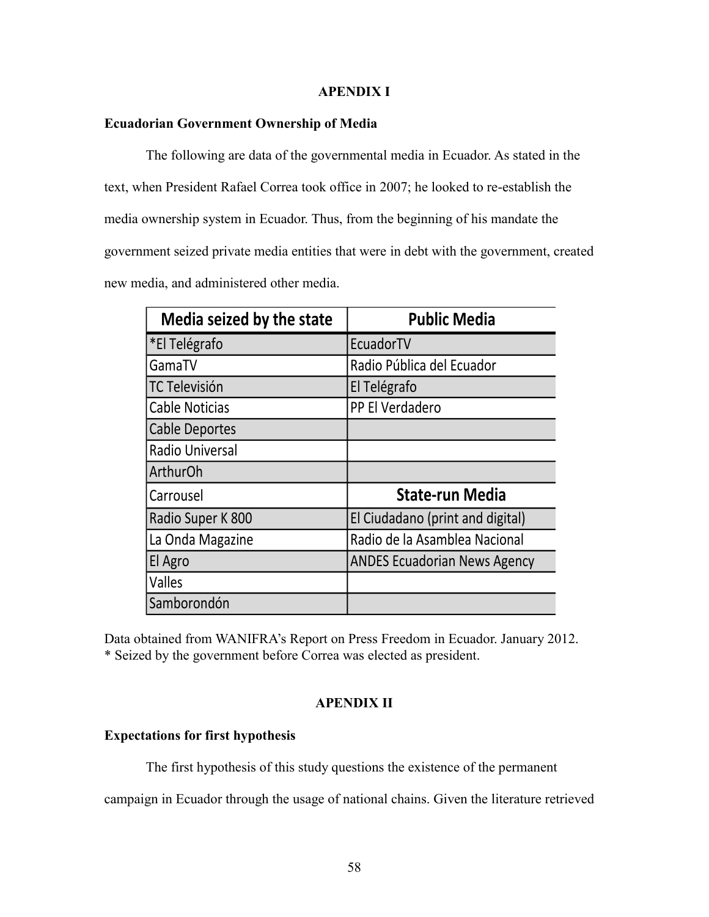# APENDIX I

## Ecuadorian Government Ownership of Media

The following are data of the governmental media in Ecuador. As stated in the text, when President Rafael Correa took office in 2007; he looked to re-establish the media ownership system in Ecuador. Thus, from the beginning of his mandate the government seized private media entities that were in debt with the government, created new media, and administered other media.

| Media seized by the state | Public Media |
|---|---|
| *El Telégrafo | EcuadorTV |
| GamaTV | Radio Pública del Ecuador |
| TC Televisión | El Telégrafo |
| Cable Noticias | PP El Verdadero |
| Cable Deportes | |
| Radio Universal | |
| ArthurOh | |
| Carrousel | **State-run Media** |
| Radio Super K 800 | El Ciudadano (print and digital) |
| La Onda Magazine | Radio de la Asamblea Nacional |
| El Agro | ANDES Ecuadorian News Agency |
| Valles | |
| Samborondón | |

Data obtained from WANIFRA's Report on Press Freedom in Ecuador. January 2012.
* Seized by the government before Correa was elected as president.

# APENDIX II

## Expectations for first hypothesis

The first hypothesis of this study questions the existence of the permanent campaign in Ecuador through the usage of national chains. Given the literature retrieved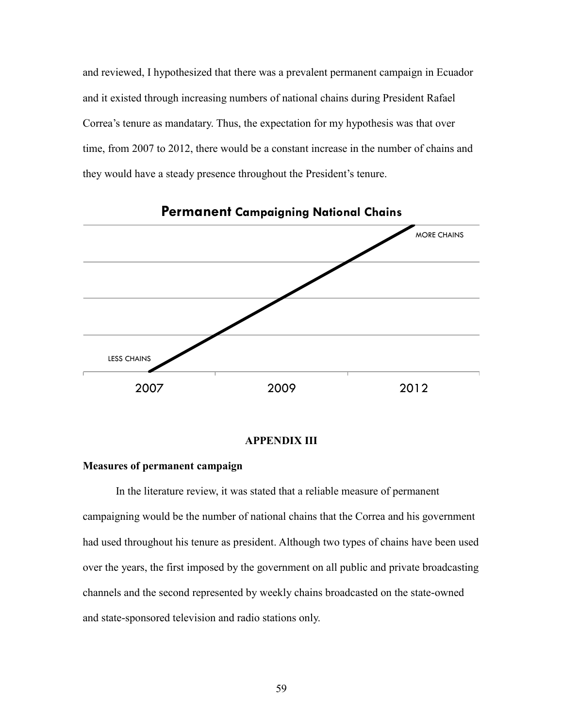and reviewed, I hypothesized that there was a prevalent permanent campaign in Ecuador and it existed through increasing numbers of national chains during President Rafael Correa's tenure as mandatary. Thus, the expectation for my hypothesis was that over time, from 2007 to 2012, there would be a constant increase in the number of chains and they would have a steady presence throughout the President's tenure.

**Permanent Campaigning National Chains**

MORE CHAINS

LESS CHAINS

2007 2009 2012

## APPENDIX III

### Measures of permanent campaign

In the literature review, it was stated that a reliable measure of permanent campaigning would be the number of national chains that the Correa and his government had used throughout his tenure as president. Although two types of chains have been used over the years, the first imposed by the government on all public and private broadcasting channels and the second represented by weekly chains broadcasted on the state-owned and state-sponsored television and radio stations only.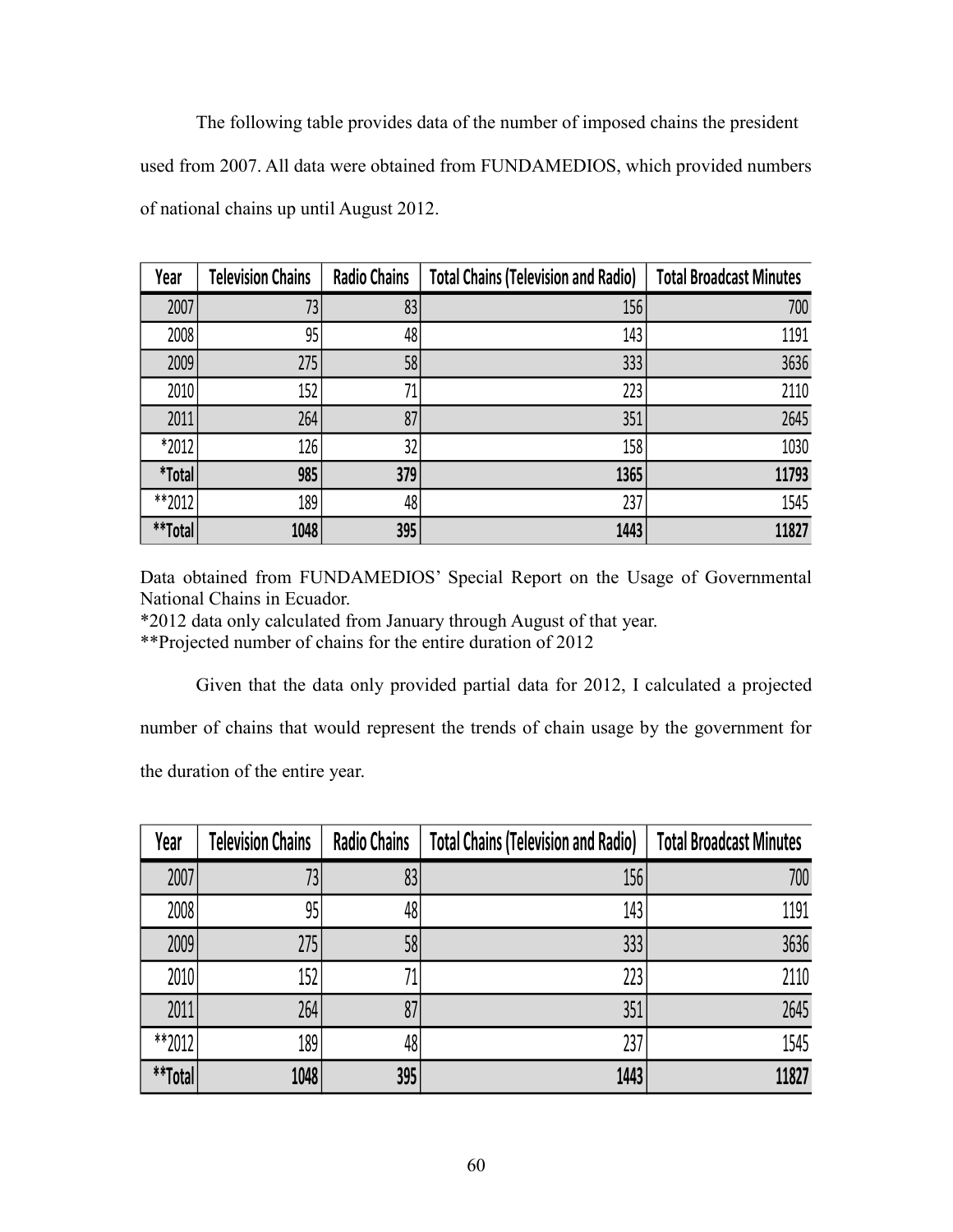The following table provides data of the number of imposed chains the president used from 2007. All data were obtained from FUNDAMEDIOS, which provided numbers of national chains up until August 2012.

| Year | Television Chains | Radio Chains | Total Chains (Television and Radio) | Total Broadcast Minutes |
|---|---|---|---|---|
| 2007 | 73 | 83 | 156 | 700 |
| 2008 | 95 | 48 | 143 | 1191 |
| 2009 | 275 | 58 | 333 | 3636 |
| 2010 | 152 | 71 | 223 | 2110 |
| 2011 | 264 | 87 | 351 | 2645 |
| *2012 | 126 | 32 | 158 | 1030 |
| **\*Total** | **985** | **379** | **1365** | **11793** |
| **2012 | 189 | 48 | 237 | 1545 |
| **\*\*Total** | **1048** | **395** | **1443** | **11827** |

Data obtained from FUNDAMEDIOS' Special Report on the Usage of Governmental National Chains in Ecuador.
*2012 data only calculated from January through August of that year.
**Projected number of chains for the entire duration of 2012

Given that the data only provided partial data for 2012, I calculated a projected number of chains that would represent the trends of chain usage by the government for the duration of the entire year.

| Year | Television Chains | Radio Chains | Total Chains (Television and Radio) | Total Broadcast Minutes |
|---|---|---|---|---|
| 2007 | 73 | 83 | 156 | 700 |
| 2008 | 95 | 48 | 143 | 1191 |
| 2009 | 275 | 58 | 333 | 3636 |
| 2010 | 152 | 71 | 223 | 2110 |
| 2011 | 264 | 87 | 351 | 2645 |
| **2012 | 189 | 48 | 237 | 1545 |
| **\*\*Total** | **1048** | **395** | **1443** | **11827** |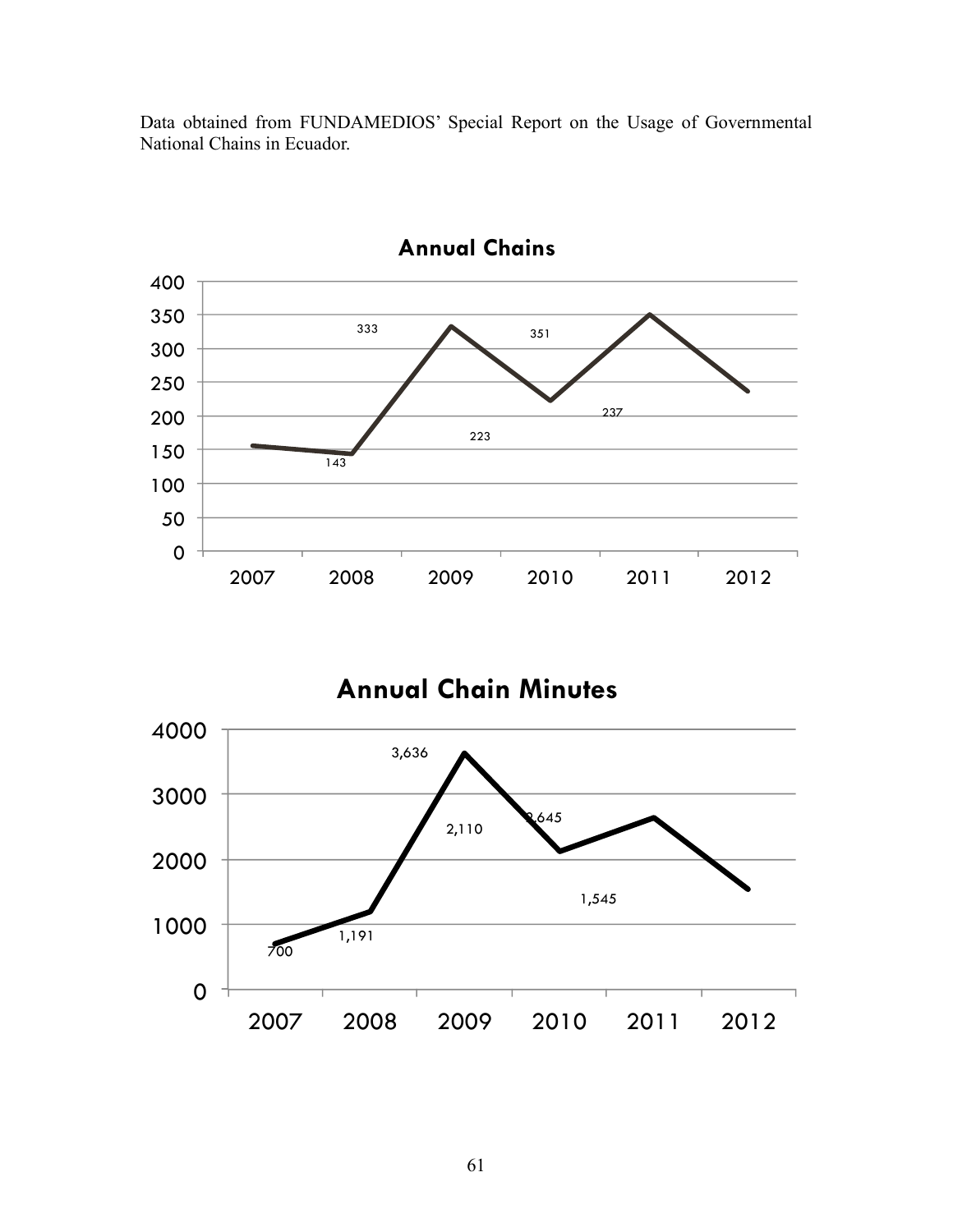Data obtained from FUNDAMEDIOS' Special Report on the Usage of Governmental National Chains in Ecuador.

**Annual Chains**

| Year | Chains |
| --- | --- |
| 2007 | |
| 2008 | 143 |
| 2009 | 333 |
| 2010 | 223 |
| 2011 | 351 |
| 2012 | 237 |

**Annual Chain Minutes**

| Year | Minutes |
| --- | --- |
| 2007 | 700 |
| 2008 | 1,191 |
| 2009 | 3,636 |
| 2010 | 2,110 |
| 2011 | 2,645 |
| 2012 | 1,545 |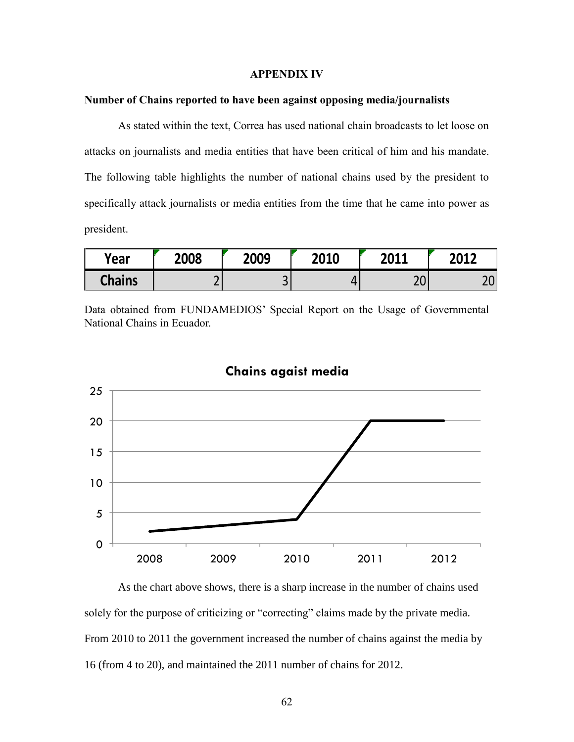# APPENDIX IV

**Number of Chains reported to have been against opposing media/journalists**

As stated within the text, Correa has used national chain broadcasts to let loose on attacks on journalists and media entities that have been critical of him and his mandate. The following table highlights the number of national chains used by the president to specifically attack journalists or media entities from the time that he came into power as president.

| Year | 2008 | 2009 | 2010 | 2011 | 2012 |
|---|---|---|---|---|---|
| Chains | 2 | 3 | 4 | 20 | 20 |

Data obtained from FUNDAMEDIOS' Special Report on the Usage of Governmental National Chains in Ecuador.

As the chart above shows, there is a sharp increase in the number of chains used solely for the purpose of criticizing or "correcting" claims made by the private media. From 2010 to 2011 the government increased the number of chains against the media by 16 (from 4 to 20), and maintained the 2011 number of chains for 2012.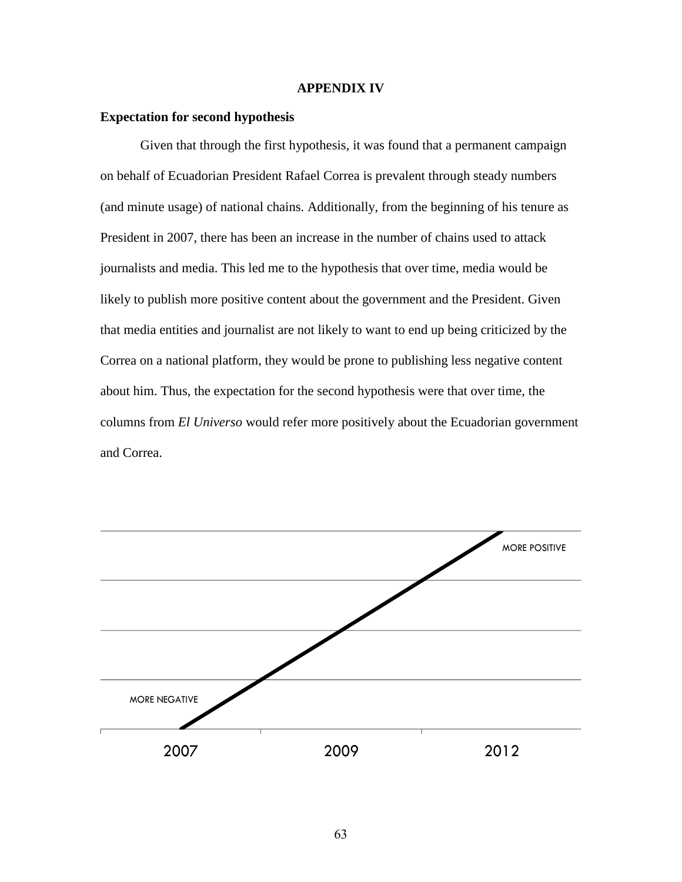## APPENDIX IV

**Expectation for second hypothesis**

Given that through the first hypothesis, it was found that a permanent campaign on behalf of Ecuadorian President Rafael Correa is prevalent through steady numbers (and minute usage) of national chains. Additionally, from the beginning of his tenure as President in 2007, there has been an increase in the number of chains used to attack journalists and media. This led me to the hypothesis that over time, media would be likely to publish more positive content about the government and the President. Given that media entities and journalist are not likely to want to end up being criticized by the Correa on a national platform, they would be prone to publishing less negative content about him. Thus, the expectation for the second hypothesis were that over time, the columns from *El Universo* would refer more positively about the Ecuadorian government and Correa.

MORE POSITIVE

MORE NEGATIVE

2007 2009 2012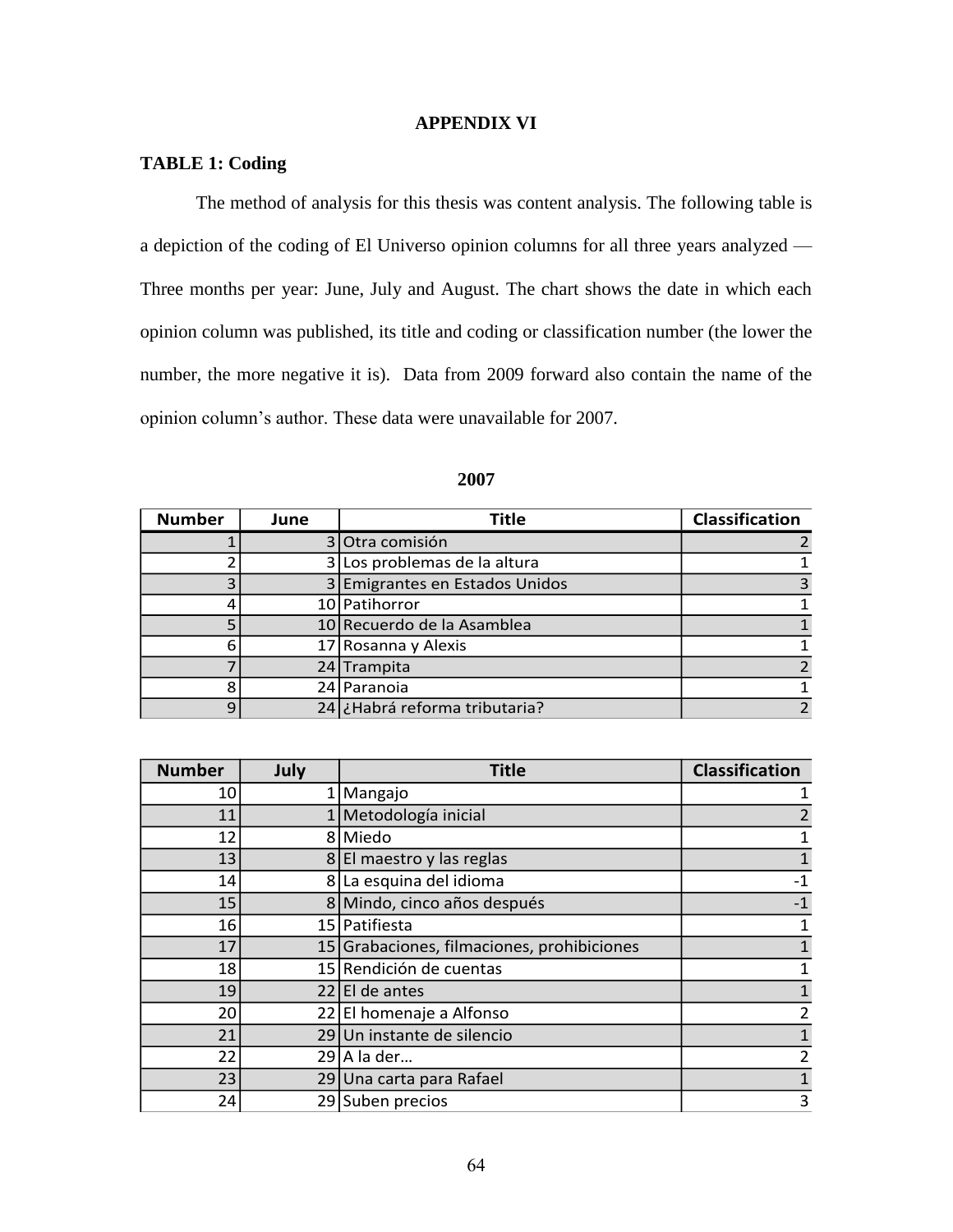# APPENDIX VI

## TABLE 1: Coding

The method of analysis for this thesis was content analysis. The following table is a depiction of the coding of El Universo opinion columns for all three years analyzed — Three months per year: June, July and August. The chart shows the date in which each opinion column was published, its title and coding or classification number (the lower the number, the more negative it is). Data from 2009 forward also contain the name of the opinion column's author. These data were unavailable for 2007.

**2007**

| Number | June | Title | Classification |
|---|---|---|---|
| 1 | 3 | Otra comisión | 2 |
| 2 | 3 | Los problemas de la altura | 1 |
| 3 | 3 | Emigrantes en Estados Unidos | 3 |
| 4 | 10 | Patihorror | 1 |
| 5 | 10 | Recuerdo de la Asamblea | 1 |
| 6 | 17 | Rosanna y Alexis | 1 |
| 7 | 24 | Trampita | 2 |
| 8 | 24 | Paranoia | 1 |
| 9 | 24 | ¿Habrá reforma tributaria? | 2 |

| Number | July | Title | Classification |
|---|---|---|---|
| 10 | 1 | Mangajo | 1 |
| 11 | 1 | Metodología inicial | 2 |
| 12 | 8 | Miedo | 1 |
| 13 | 8 | El maestro y las reglas | 1 |
| 14 | 8 | La esquina del idioma | -1 |
| 15 | 8 | Mindo, cinco años después | -1 |
| 16 | 15 | Patifiesta | 1 |
| 17 | 15 | Grabaciones, filmaciones, prohibiciones | 1 |
| 18 | 15 | Rendición de cuentas | 1 |
| 19 | 22 | El de antes | 1 |
| 20 | 22 | El homenaje a Alfonso | 2 |
| 21 | 29 | Un instante de silencio | 1 |
| 22 | 29 | A la der… | 2 |
| 23 | 29 | Una carta para Rafael | 1 |
| 24 | 29 | Suben precios | 3 |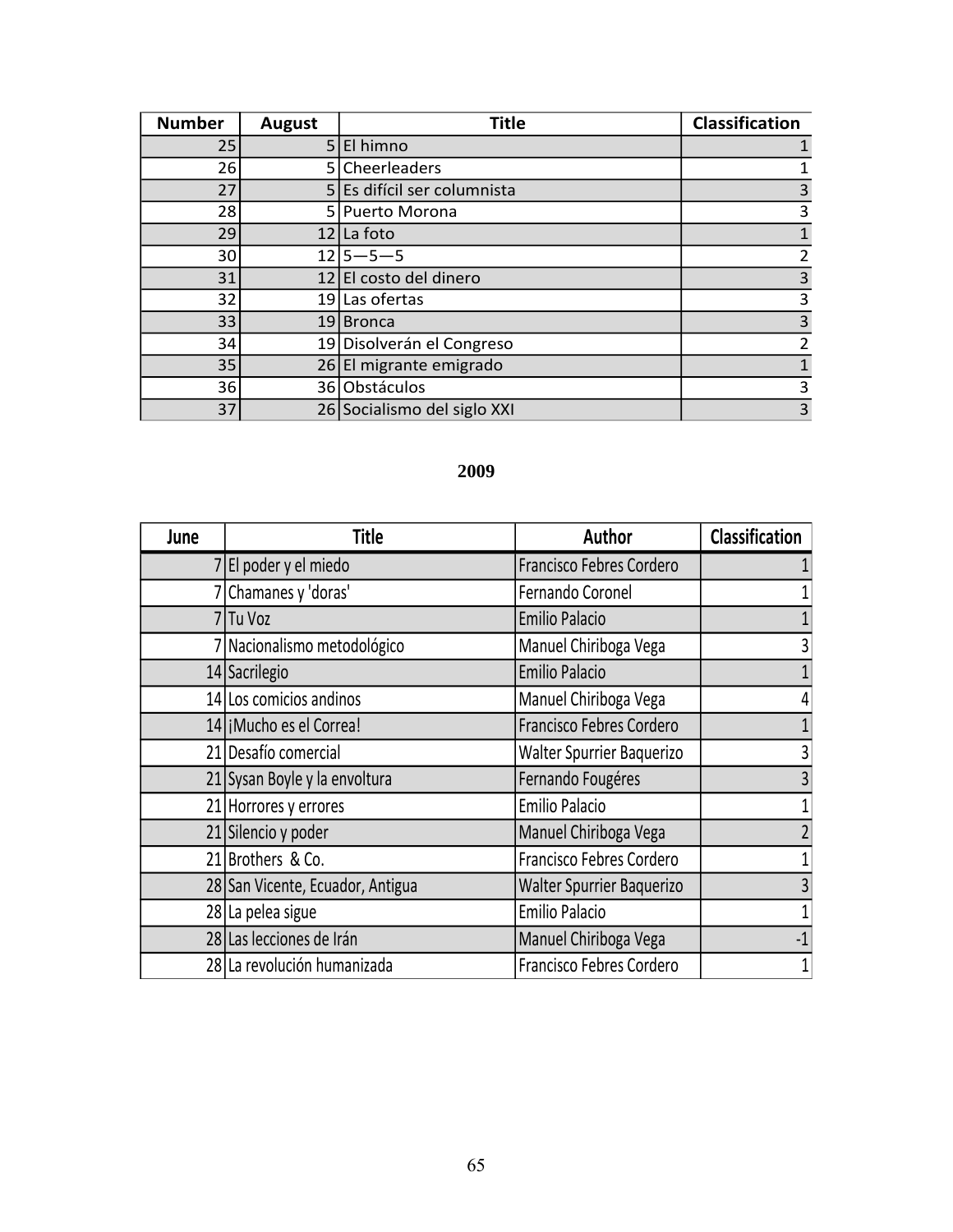| Number | August | Title | Classification |
|---|---|---|---|
| 25 | 5 | El himno | 1 |
| 26 | 5 | Cheerleaders | 1 |
| 27 | 5 | Es difícil ser columnista | 3 |
| 28 | 5 | Puerto Morona | 3 |
| 29 | 12 | La foto | 1 |
| 30 | 12 | 5—5—5 | 2 |
| 31 | 12 | El costo del dinero | 3 |
| 32 | 19 | Las ofertas | 3 |
| 33 | 19 | Bronca | 3 |
| 34 | 19 | Disolverán el Congreso | 2 |
| 35 | 26 | El migrante emigrado | 1 |
| 36 | 36 | Obstáculos | 3 |
| 37 | 26 | Socialismo del siglo XXI | 3 |

**2009**

| June | Title | Author | Classification |
|---|---|---|---|
| 7 | El poder y el miedo | Francisco Febres Cordero | 1 |
| 7 | Chamanes y 'doras' | Fernando Coronel | 1 |
| 7 | Tu Voz | Emilio Palacio | 1 |
| 7 | Nacionalismo metodológico | Manuel Chiriboga Vega | 3 |
| 14 | Sacrilegio | Emilio Palacio | 1 |
| 14 | Los comicios andinos | Manuel Chiriboga Vega | 4 |
| 14 | ¡Mucho es el Correa! | Francisco Febres Cordero | 1 |
| 21 | Desafío comercial | Walter Spurrier Baquerizo | 3 |
| 21 | Sysan Boyle y la envoltura | Fernando Fougéres | 3 |
| 21 | Horrores y errores | Emilio Palacio | 1 |
| 21 | Silencio y poder | Manuel Chiriboga Vega | 2 |
| 21 | Brothers & Co. | Francisco Febres Cordero | 1 |
| 28 | San Vicente, Ecuador, Antigua | Walter Spurrier Baquerizo | 3 |
| 28 | La pelea sigue | Emilio Palacio | 1 |
| 28 | Las lecciones de Irán | Manuel Chiriboga Vega | -1 |
| 28 | La revolución humanizada | Francisco Febres Cordero | 1 |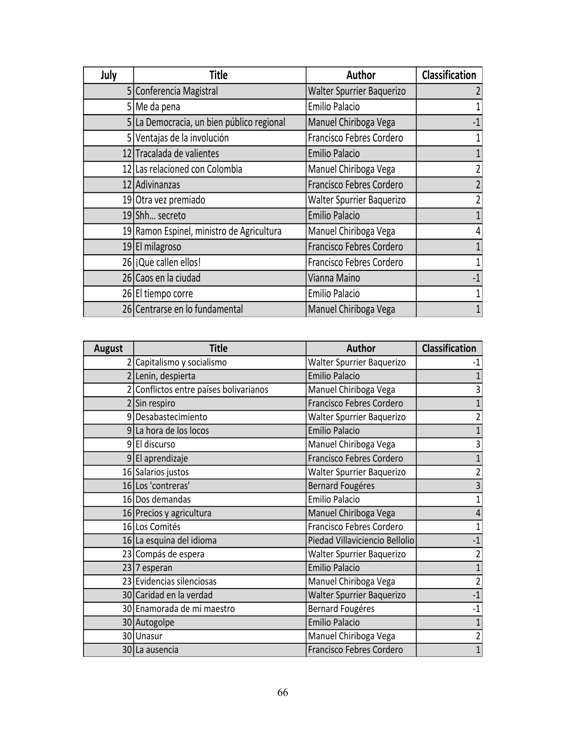| July | Title | Author | Classification |
|---|---|---|---|
| 5 | Conferencia Magistral | Walter Spurrier Baquerizo | 2 |
| 5 | Me da pena | Emilio Palacio | 1 |
| 5 | La Democracia, un bien público regional | Manuel Chiriboga Vega | -1 |
| 5 | Ventajas de la involución | Francisco Febres Cordero | 1 |
| 12 | Tracalada de valientes | Emilio Palacio | 1 |
| 12 | Las relaciones con Colombia | Manuel Chiriboga Vega | 2 |
| 12 | Adivinanzas | Francisco Febres Cordero | 2 |
| 19 | Otra vez premiado | Walter Spurrier Baquerizo | 2 |
| 19 | Shh… secreto | Emilio Palacio | 1 |
| 19 | Ramon Espinel, ministro de Agricultura | Manuel Chiriboga Vega | 4 |
| 19 | El milagroso | Francisco Febres Cordero | 1 |
| 26 | ¡Que callen ellos! | Francisco Febres Cordero | 1 |
| 26 | Caos en la ciudad | Vianna Maino | -1 |
| 26 | El tiempo corre | Emilio Palacio | 1 |
| 26 | Centrarse en lo fundamental | Manuel Chiriboga Vega | 1 |

| August | Title | Author | Classification |
|---|---|---|---|
| 2 | Capitalismo y socialismo | Walter Spurrier Baquerizo | -1 |
| 2 | Lenin, despierta | Emilio Palacio | 1 |
| 2 | Conflictos entre países bolivarianos | Manuel Chiriboga Vega | 3 |
| 2 | Sin respiro | Francisco Febres Cordero | 1 |
| 9 | Desabastecimiento | Walter Spurrier Baquerizo | 2 |
| 9 | La hora de los locos | Emilio Palacio | 1 |
| 9 | El discurso | Manuel Chiriboga Vega | 3 |
| 9 | El aprendizaje | Francisco Febres Cordero | 1 |
| 16 | Salarios justos | Walter Spurrier Baquerizo | 2 |
| 16 | Los 'contreras' | Bernard Fougéres | 3 |
| 16 | Dos demandas | Emilio Palacio | 1 |
| 16 | Precios y agricultura | Manuel Chiriboga Vega | 4 |
| 16 | Los Comités | Francisco Febres Cordero | 1 |
| 16 | La esquina del idioma | Piedad Villaviciencio Bellolio | -1 |
| 23 | Compás de espera | Walter Spurrier Baquerizo | 2 |
| 23 | 7 esperan | Emilio Palacio | 1 |
| 23 | Evidencias silenciosas | Manuel Chiriboga Vega | 2 |
| 30 | Caridad en la verdad | Walter Spurrier Baquerizo | -1 |
| 30 | Enamorada de mi maestro | Bernard Fougéres | -1 |
| 30 | Autogolpe | Emilio Palacio | 1 |
| 30 | Unasur | Manuel Chiriboga Vega | 2 |
| 30 | La ausencia | Francisco Febres Cordero | 1 |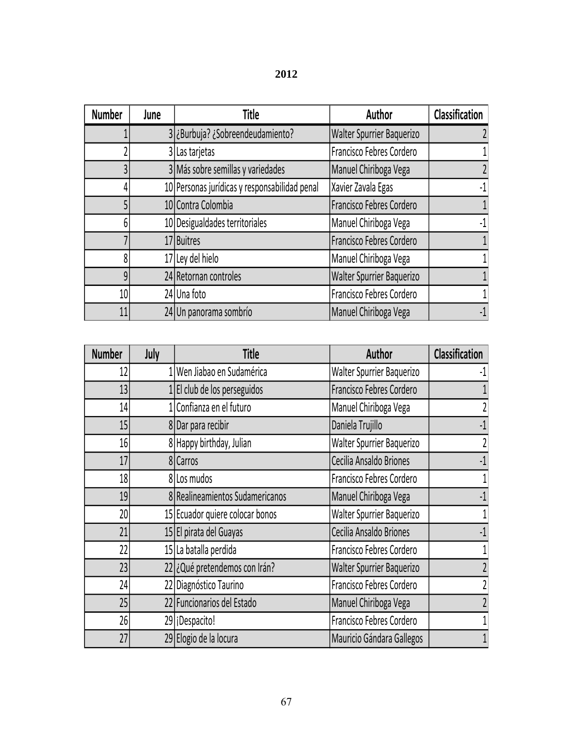**2012**

| Number | June | Title | Author | Classification |
|---|---|---|---|---|
| 1 | 3 | ¿Burbuja? ¿Sobreendeudamiento? | Walter Spurrier Baquerizo | 2 |
| 2 | 3 | Las tarjetas | Francisco Febres Cordero | 1 |
| 3 | 3 | Más sobre semillas y variedades | Manuel Chiriboga Vega | 2 |
| 4 | 10 | Personas jurídicas y responsabilidad penal | Xavier Zavala Egas | -1 |
| 5 | 10 | Contra Colombia | Francisco Febres Cordero | 1 |
| 6 | 10 | Desigualdades territoriales | Manuel Chiriboga Vega | -1 |
| 7 | 17 | Buitres | Francisco Febres Cordero | 1 |
| 8 | 17 | Ley del hielo | Manuel Chiriboga Vega | 1 |
| 9 | 24 | Retornan controles | Walter Spurrier Baquerizo | 1 |
| 10 | 24 | Una foto | Francisco Febres Cordero | 1 |
| 11 | 24 | Un panorama sombrío | Manuel Chiriboga Vega | -1 |

| Number | July | Title | Author | Classification |
|---|---|---|---|---|
| 12 | 1 | Wen Jiabao en Sudamérica | Walter Spurrier Baquerizo | -1 |
| 13 | 1 | El club de los perseguidos | Francisco Febres Cordero | 1 |
| 14 | 1 | Confianza en el futuro | Manuel Chiriboga Vega | 2 |
| 15 | 8 | Dar para recibir | Daniela Trujillo | -1 |
| 16 | 8 | Happy birthday, Julian | Walter Spurrier Baquerizo | 2 |
| 17 | 8 | Carros | Cecilia Ansaldo Briones | -1 |
| 18 | 8 | Los mudos | Francisco Febres Cordero | 1 |
| 19 | 8 | Realineamientos Sudamericanos | Manuel Chiriboga Vega | -1 |
| 20 | 15 | Ecuador quiere colocar bonos | Walter Spurrier Baquerizo | 1 |
| 21 | 15 | El pirata del Guayas | Cecilia Ansaldo Briones | -1 |
| 22 | 15 | La batalla perdida | Francisco Febres Cordero | 1 |
| 23 | 22 | ¿Qué pretendemos con Irán? | Walter Spurrier Baquerizo | 2 |
| 24 | 22 | Diagnóstico Taurino | Francisco Febres Cordero | 2 |
| 25 | 22 | Funcionarios del Estado | Manuel Chiriboga Vega | 2 |
| 26 | 29 | ¡Despacito! | Francisco Febres Cordero | 1 |
| 27 | 29 | Elogio de la locura | Mauricio Gándara Gallegos | 1 |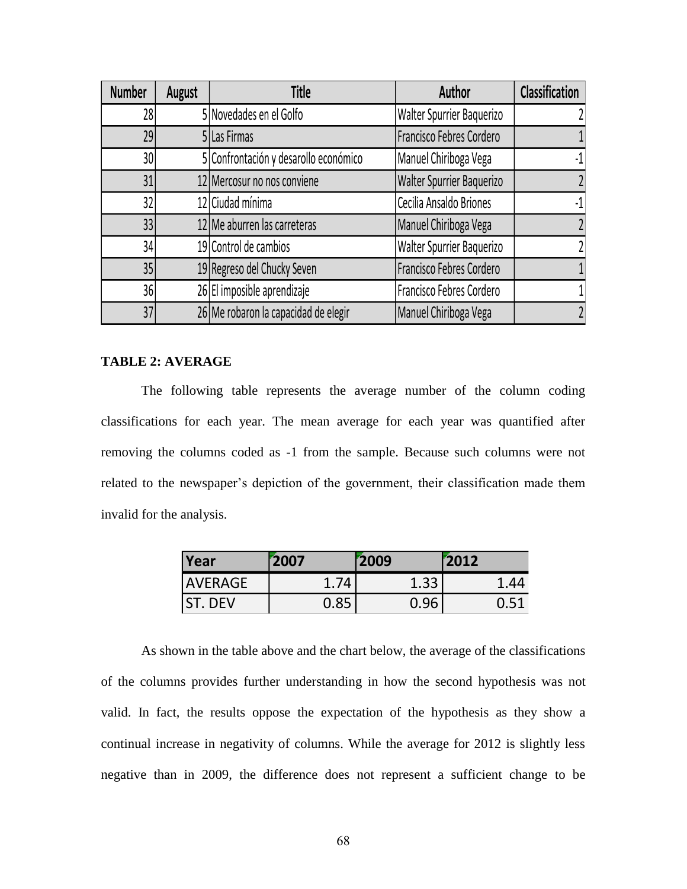| Number | August | Title | Author | Classification |
|---|---|---|---|---|
| 28 | 5 | Novedades en el Golfo | Walter Spurrier Baquerizo | 2 |
| 29 | 5 | Las Firmas | Francisco Febres Cordero | 1 |
| 30 | 5 | Confrontación y desarollo económico | Manuel Chiriboga Vega | -1 |
| 31 | 12 | Mercosur no nos conviene | Walter Spurrier Baquerizo | 2 |
| 32 | 12 | Ciudad mínima | Cecilia Ansaldo Briones | -1 |
| 33 | 12 | Me aburren las carreteras | Manuel Chiriboga Vega | 2 |
| 34 | 19 | Control de cambios | Walter Spurrier Baquerizo | 2 |
| 35 | 19 | Regreso del Chucky Seven | Francisco Febres Cordero | 1 |
| 36 | 26 | El imposible aprendizaje | Francisco Febres Cordero | 1 |
| 37 | 26 | Me robaron la capacidad de elegir | Manuel Chiriboga Vega | 2 |

**TABLE 2: AVERAGE**

The following table represents the average number of the column coding classifications for each year. The mean average for each year was quantified after removing the columns coded as -1 from the sample. Because such columns were not related to the newspaper's depiction of the government, their classification made them invalid for the analysis.

| Year | 2007 | 2009 | 2012 |
|---|---|---|---|
| AVERAGE | 1.74 | 1.33 | 1.44 |
| ST. DEV | 0.85 | 0.96 | 0.51 |

As shown in the table above and the chart below, the average of the classifications of the columns provides further understanding in how the second hypothesis was not valid. In fact, the results oppose the expectation of the hypothesis as they show a continual increase in negativity of columns. While the average for 2012 is slightly less negative than in 2009, the difference does not represent a sufficient change to be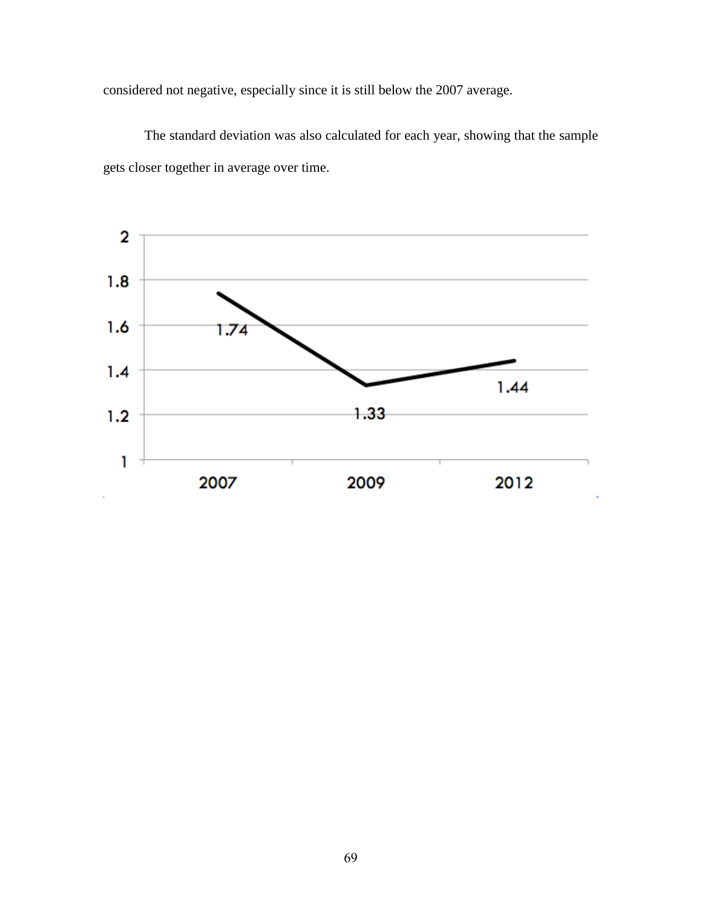considered not negative, especially since it is still below the 2007 average.

The standard deviation was also calculated for each year, showing that the sample gets closer together in average over time.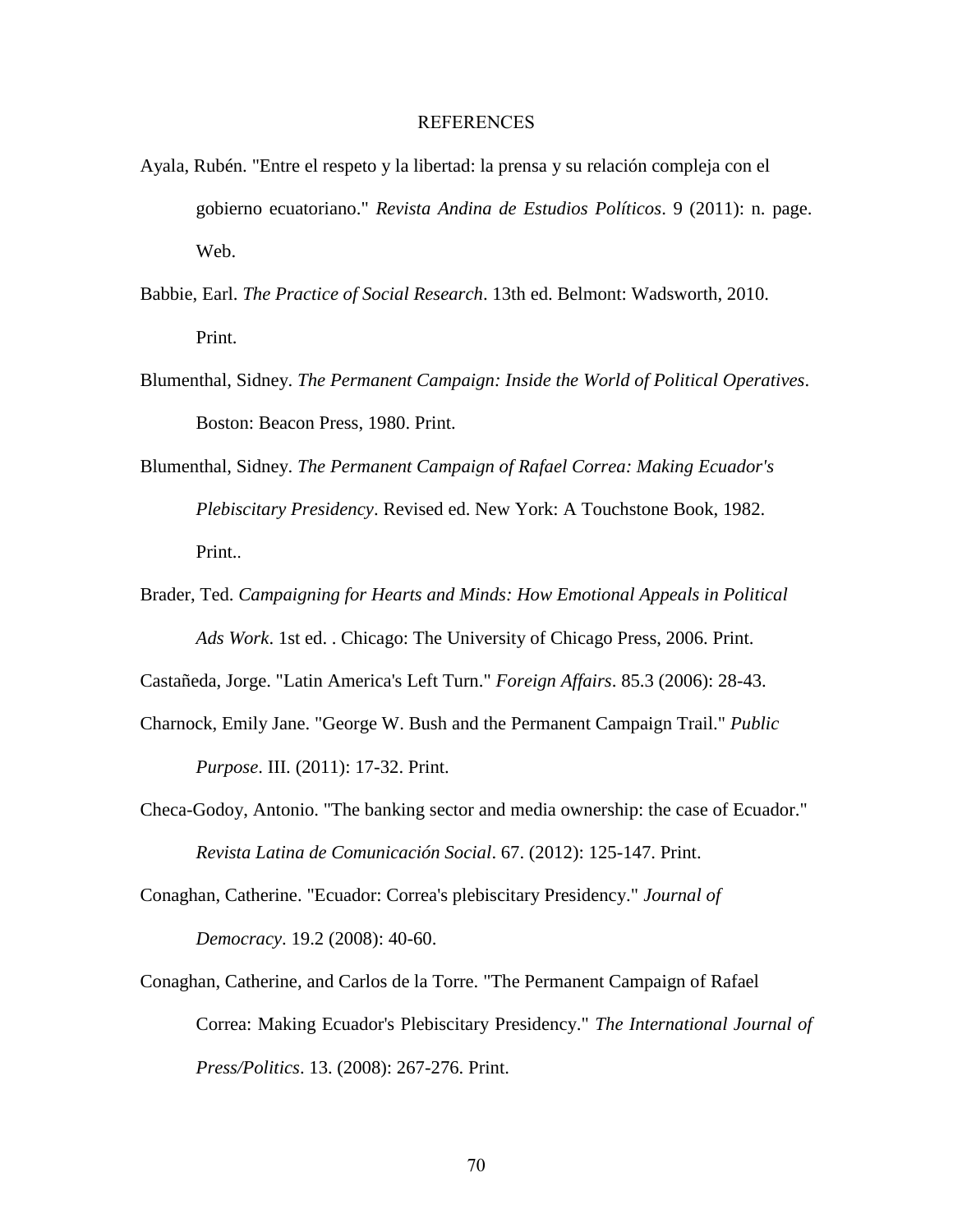# REFERENCES

Ayala, Rubén. "Entre el respeto y la libertad: la prensa y su relación compleja con el gobierno ecuatoriano." *Revista Andina de Estudios Políticos*. 9 (2011): n. page. Web.

Babbie, Earl. *The Practice of Social Research*. 13th ed. Belmont: Wadsworth, 2010. Print.

Blumenthal, Sidney. *The Permanent Campaign: Inside the World of Political Operatives*. Boston: Beacon Press, 1980. Print.

Blumenthal, Sidney. *The Permanent Campaign of Rafael Correa: Making Ecuador's Plebiscitary Presidency*. Revised ed. New York: A Touchstone Book, 1982. Print..

Brader, Ted. *Campaigning for Hearts and Minds: How Emotional Appeals in Political Ads Work*. 1st ed. . Chicago: The University of Chicago Press, 2006. Print.

Castañeda, Jorge. "Latin America's Left Turn." *Foreign Affairs*. 85.3 (2006): 28-43.

Charnock, Emily Jane. "George W. Bush and the Permanent Campaign Trail." *Public Purpose*. III. (2011): 17-32. Print.

Checa-Godoy, Antonio. "The banking sector and media ownership: the case of Ecuador." *Revista Latina de Comunicación Social*. 67. (2012): 125-147. Print.

Conaghan, Catherine. "Ecuador: Correa's plebiscitary Presidency." *Journal of Democracy*. 19.2 (2008): 40-60.

Conaghan, Catherine, and Carlos de la Torre. "The Permanent Campaign of Rafael Correa: Making Ecuador's Plebiscitary Presidency." *The International Journal of Press/Politics*. 13. (2008): 267-276. Print.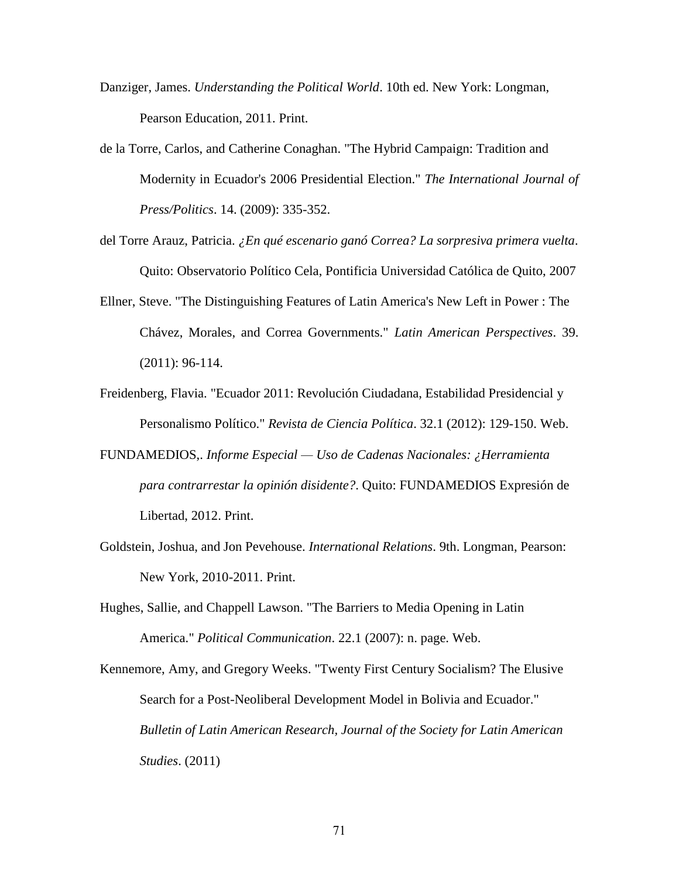Danziger, James. *Understanding the Political World*. 10th ed. New York: Longman, Pearson Education, 2011. Print.

de la Torre, Carlos, and Catherine Conaghan. "The Hybrid Campaign: Tradition and Modernity in Ecuador's 2006 Presidential Election." *The International Journal of Press/Politics*. 14. (2009): 335-352.

del Torre Arauz, Patricia. *¿En qué escenario ganó Correa? La sorpresiva primera vuelta*. Quito: Observatorio Político Cela, Pontificia Universidad Católica de Quito, 2007

Ellner, Steve. "The Distinguishing Features of Latin America's New Left in Power : The Chávez, Morales, and Correa Governments." *Latin American Perspectives*. 39. (2011): 96-114.

Freidenberg, Flavia. "Ecuador 2011: Revolución Ciudadana, Estabilidad Presidencial y Personalismo Político." *Revista de Ciencia Política*. 32.1 (2012): 129-150. Web.

FUNDAMEDIOS,. *Informe Especial — Uso de Cadenas Nacionales: ¿Herramienta para contrarrestar la opinión disidente?*. Quito: FUNDAMEDIOS Expresión de Libertad, 2012. Print.

Goldstein, Joshua, and Jon Pevehouse. *International Relations*. 9th. Longman, Pearson: New York, 2010-2011. Print.

Hughes, Sallie, and Chappell Lawson. "The Barriers to Media Opening in Latin America." *Political Communication*. 22.1 (2007): n. page. Web.

Kennemore, Amy, and Gregory Weeks. "Twenty First Century Socialism? The Elusive Search for a Post-Neoliberal Development Model in Bolivia and Ecuador." *Bulletin of Latin American Research, Journal of the Society for Latin American Studies*. (2011)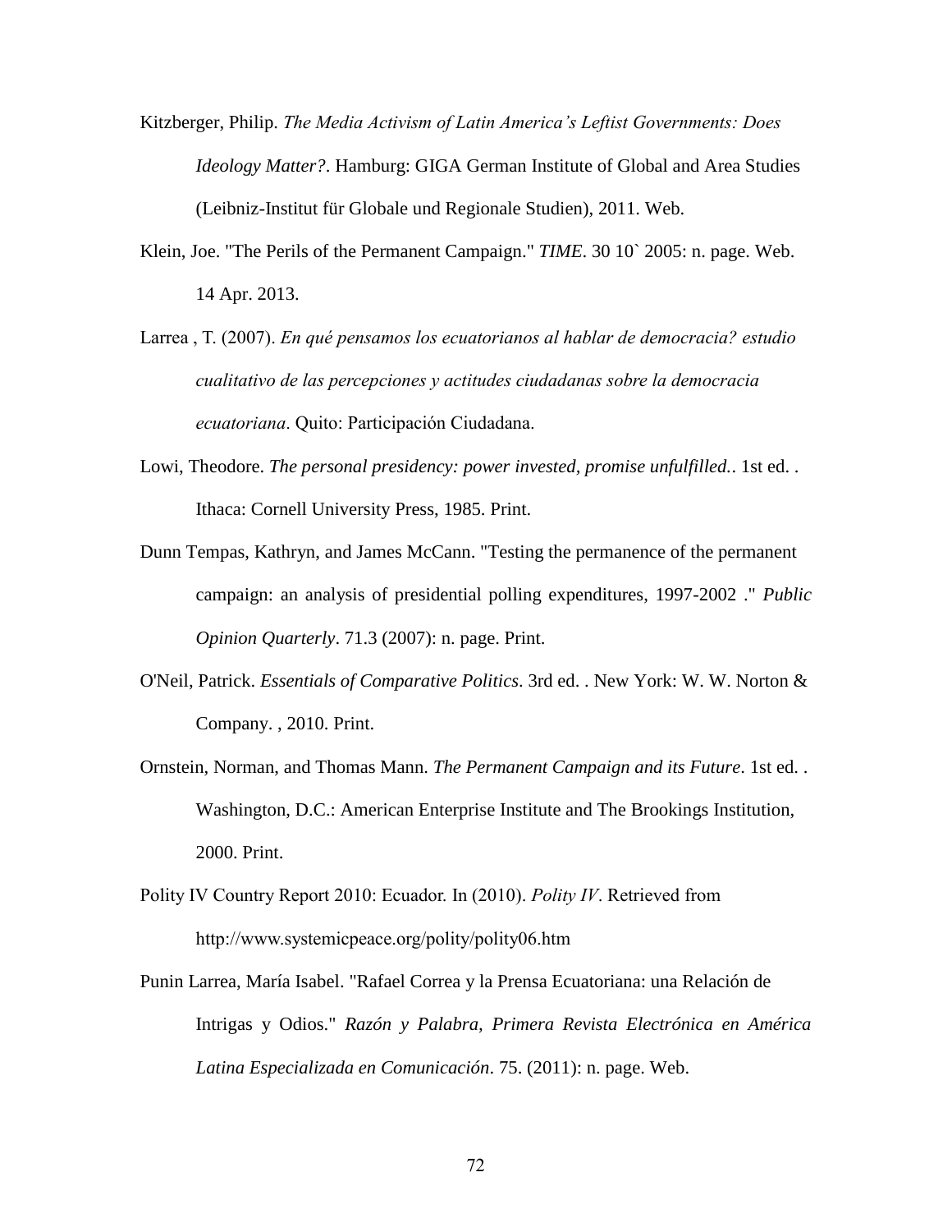Kitzberger, Philip. *The Media Activism of Latin America's Leftist Governments: Does Ideology Matter?*. Hamburg: GIGA German Institute of Global and Area Studies (Leibniz-Institut für Globale und Regionale Studien), 2011. Web.

Klein, Joe. "The Perils of the Permanent Campaign." *TIME*. 30 10` 2005: n. page. Web. 14 Apr. 2013.

Larrea , T. (2007). *En qué pensamos los ecuatorianos al hablar de democracia? estudio cualitativo de las percepciones y actitudes ciudadanas sobre la democracia ecuatoriana*. Quito: Participación Ciudadana.

Lowi, Theodore. *The personal presidency: power invested, promise unfulfilled.*. 1st ed. . Ithaca: Cornell University Press, 1985. Print.

Dunn Tempas, Kathryn, and James McCann. "Testing the permanence of the permanent campaign: an analysis of presidential polling expenditures, 1997-2002 ." *Public Opinion Quarterly*. 71.3 (2007): n. page. Print.

O'Neil, Patrick. *Essentials of Comparative Politics*. 3rd ed. . New York: W. W. Norton & Company. , 2010. Print.

Ornstein, Norman, and Thomas Mann. *The Permanent Campaign and its Future*. 1st ed. . Washington, D.C.: American Enterprise Institute and The Brookings Institution, 2000. Print.

Polity IV Country Report 2010: Ecuador. In (2010). *Polity IV*. Retrieved from http://www.systemicpeace.org/polity/polity06.htm

Punin Larrea, María Isabel. "Rafael Correa y la Prensa Ecuatoriana: una Relación de Intrigas y Odios." *Razón y Palabra, Primera Revista Electrónica en América Latina Especializada en Comunicación*. 75. (2011): n. page. Web.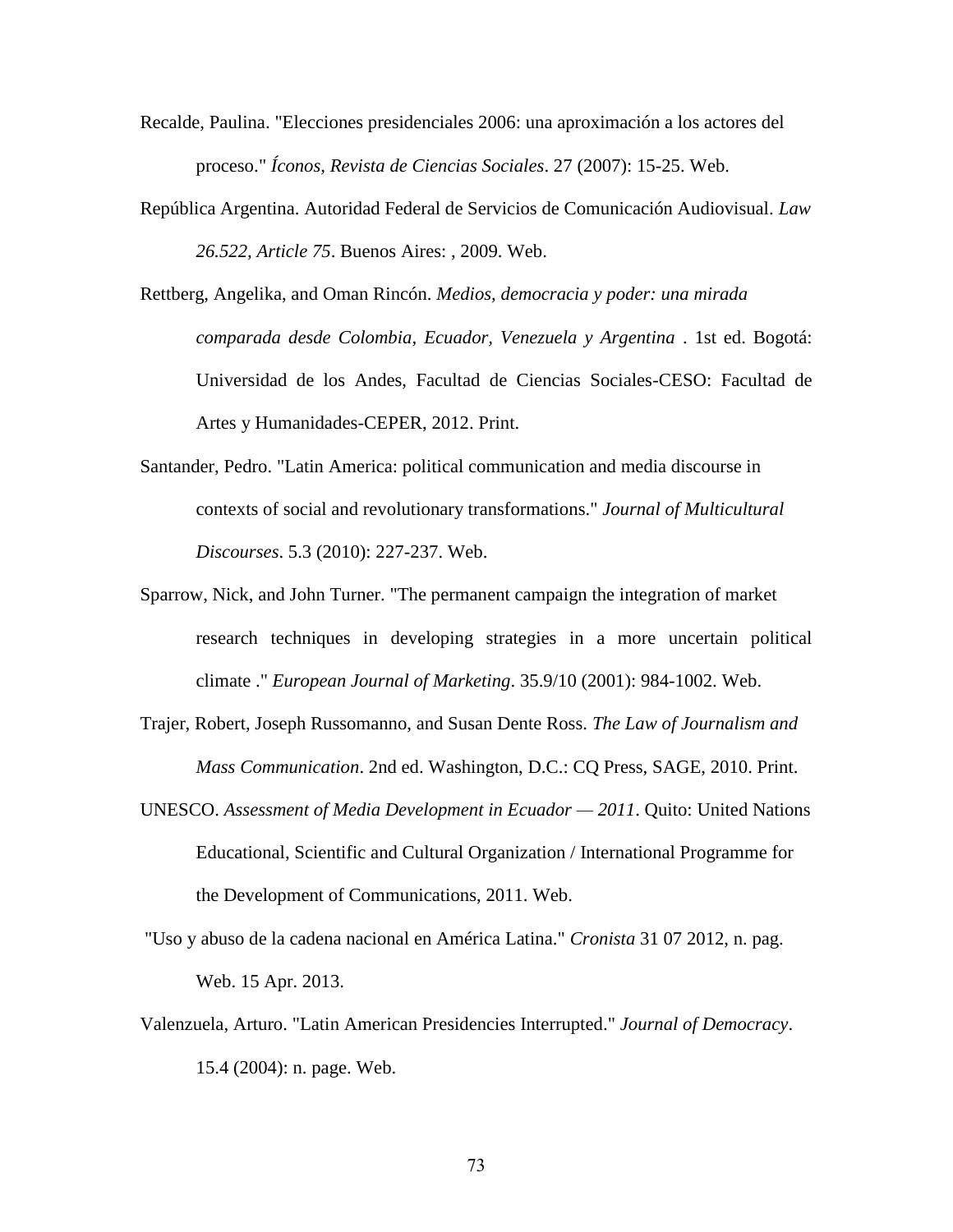Recalde, Paulina. "Elecciones presidenciales 2006: una aproximación a los actores del proceso." *Íconos, Revista de Ciencias Sociales*. 27 (2007): 15-25. Web.

República Argentina. Autoridad Federal de Servicios de Comunicación Audiovisual. *Law 26.522, Article 75*. Buenos Aires: , 2009. Web.

Rettberg, Angelika, and Oman Rincón. *Medios, democracia y poder: una mirada comparada desde Colombia, Ecuador, Venezuela y Argentina* . 1st ed. Bogotá: Universidad de los Andes, Facultad de Ciencias Sociales-CESO: Facultad de Artes y Humanidades-CEPER, 2012. Print.

Santander, Pedro. "Latin America: political communication and media discourse in contexts of social and revolutionary transformations." *Journal of Multicultural Discourses*. 5.3 (2010): 227-237. Web.

Sparrow, Nick, and John Turner. "The permanent campaign the integration of market research techniques in developing strategies in a more uncertain political climate ." *European Journal of Marketing*. 35.9/10 (2001): 984-1002. Web.

Trajer, Robert, Joseph Russomanno, and Susan Dente Ross. *The Law of Journalism and Mass Communication*. 2nd ed. Washington, D.C.: CQ Press, SAGE, 2010. Print.

UNESCO. *Assessment of Media Development in Ecuador — 2011*. Quito: United Nations Educational, Scientific and Cultural Organization / International Programme for the Development of Communications, 2011. Web.

"Uso y abuso de la cadena nacional en América Latina." *Cronista* 31 07 2012, n. pag. Web. 15 Apr. 2013.

Valenzuela, Arturo. "Latin American Presidencies Interrupted." *Journal of Democracy*. 15.4 (2004): n. page. Web.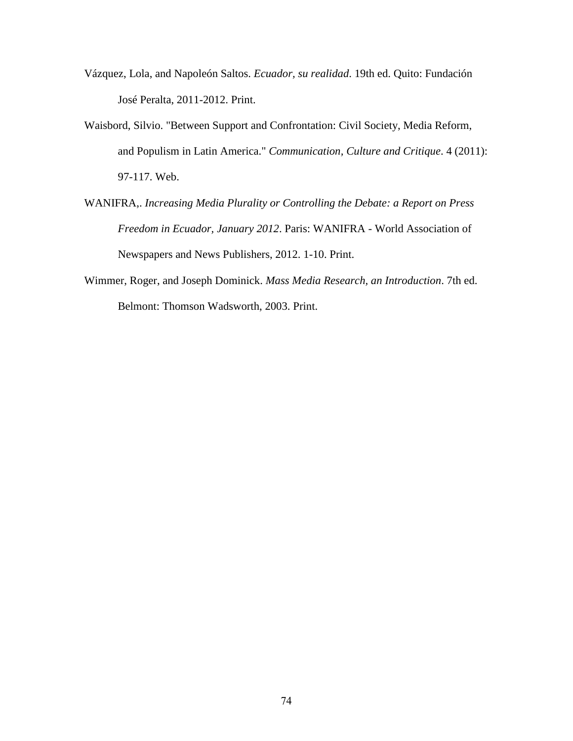Vázquez, Lola, and Napoleón Saltos. *Ecuador, su realidad*. 19th ed. Quito: Fundación José Peralta, 2011-2012. Print.

Waisbord, Silvio. "Between Support and Confrontation: Civil Society, Media Reform, and Populism in Latin America." *Communication, Culture and Critique*. 4 (2011): 97-117. Web.

WANIFRA,. *Increasing Media Plurality or Controlling the Debate: a Report on Press Freedom in Ecuador, January 2012*. Paris: WANIFRA - World Association of Newspapers and News Publishers, 2012. 1-10. Print.

Wimmer, Roger, and Joseph Dominick. *Mass Media Research, an Introduction*. 7th ed. Belmont: Thomson Wadsworth, 2003. Print.